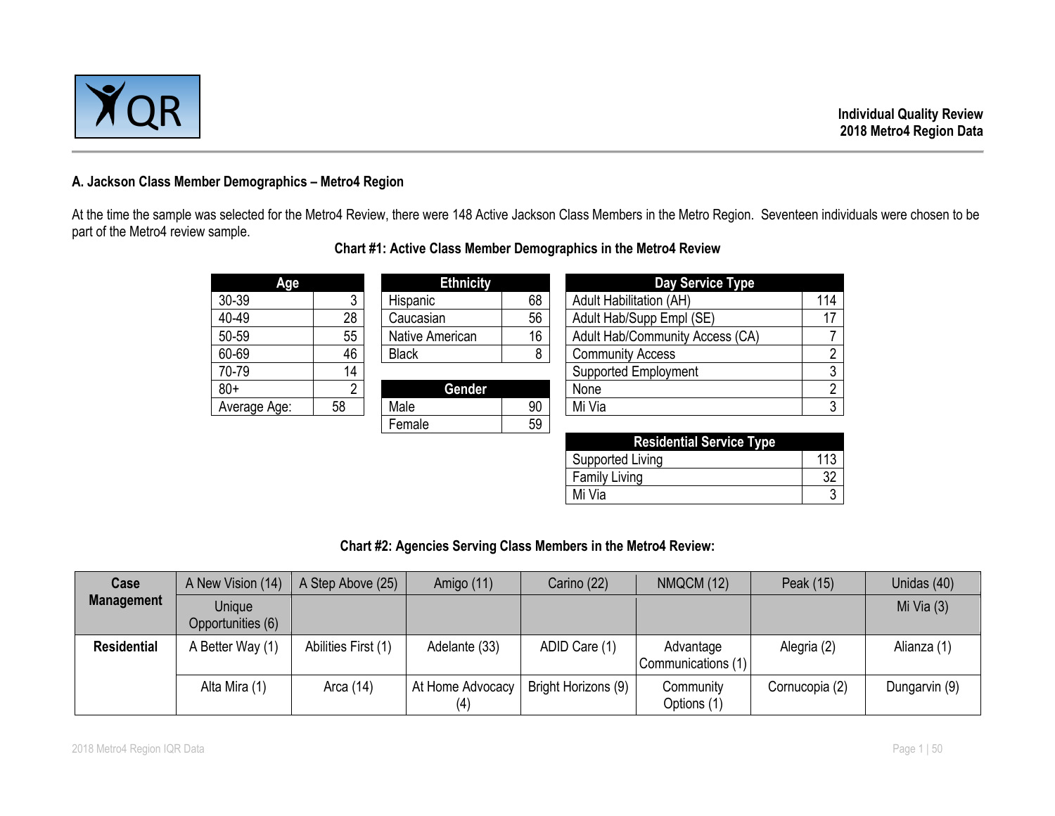Individual Quality Review
2018 Metro4 Region Data

## A. Jackson Class Member Demographics – Metro4 Region

At the time the sample was selected for the Metro4 Review, there were 148 Active Jackson Class Members in the Metro Region. Seventeen individuals were chosen to be part of the Metro4 review sample.

### Chart #1: Active Class Member Demographics in the Metro4 Review

| Age | |
|---|---|
| 30-39 | 3 |
| 40-49 | 28 |
| 50-59 | 55 |
| 60-69 | 46 |
| 70-79 | 14 |
| 80+ | 2 |
| Average Age: | 58 |

| Ethnicity | |
|---|---|
| Hispanic | 68 |
| Caucasian | 56 |
| Native American | 16 |
| Black | 8 |

| Gender | |
|---|---|
| Male | 90 |
| Female | 59 |

| Day Service Type | |
|---|---|
| Adult Habilitation (AH) | 114 |
| Adult Hab/Supp Empl (SE) | 17 |
| Adult Hab/Community Access (CA) | 7 |
| Community Access | 2 |
| Supported Employment | 3 |
| None | 2 |
| Mi Via | 3 |

| Residential Service Type | |
|---|---|
| Supported Living | 113 |
| Family Living | 32 |
| Mi Via | 3 |

### Chart #2: Agencies Serving Class Members in the Metro4 Review:

| | | | | | | | |
|---|---|---|---|---|---|---|---|
| **Case Management** | A New Vision (14) | A Step Above (25) | Amigo (11) | Carino (22) | NMQCM (12) | Peak (15) | Unidas (40) |
| | Unique Opportunities (6) | | | | | | Mi Via (3) |
| **Residential** | A Better Way (1) | Abilities First (1) | Adelante (33) | ADID Care (1) | Advantage Communications (1) | Alegria (2) | Alianza (1) |
| | Alta Mira (1) | Arca (14) | At Home Advocacy (4) | Bright Horizons (9) | Community Options (1) | Cornucopia (2) | Dungarvin (9) |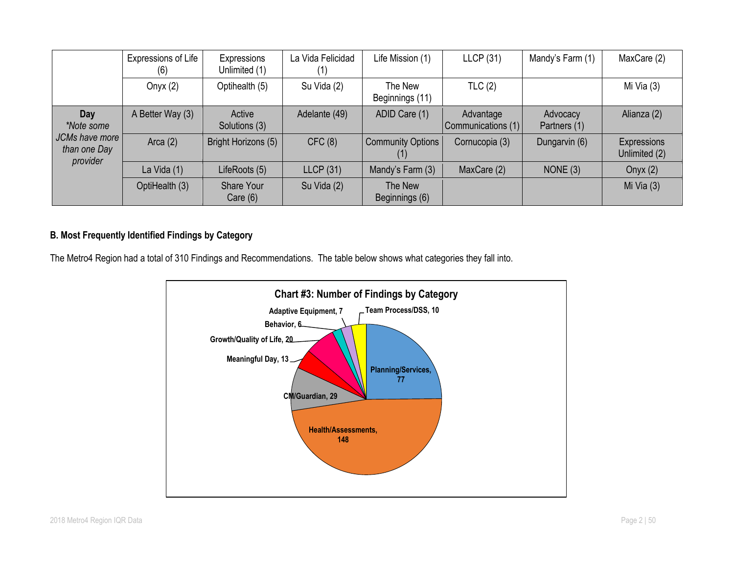|  |  |  |  |  |  |  |  |
|---|---|---|---|---|---|---|---|
|  | Expressions of Life (6) | Expressions Unlimited (1) | La Vida Felicidad (1) | Life Mission (1) | LLCP (31) | Mandy's Farm (1) | MaxCare (2) |
|  | Onyx (2) | Optihealth (5) | Su Vida (2) | The New Beginnings (11) | TLC (2) |  | Mi Via (3) |
| **Day** *\*Note some JCMs have more than one Day provider* | A Better Way (3) | Active Solutions (3) | Adelante (49) | ADID Care (1) | Advantage Communications (1) | Advocacy Partners (1) | Alianza (2) |
|  | Arca (2) | Bright Horizons (5) | CFC (8) | Community Options (1) | Cornucopia (3) | Dungarvin (6) | Expressions Unlimited (2) |
|  | La Vida (1) | LifeRoots (5) | LLCP (31) | Mandy's Farm (3) | MaxCare (2) | NONE (3) | Onyx (2) |
|  | OptiHealth (3) | Share Your Care (6) | Su Vida (2) | The New Beginnings (6) |  |  | Mi Via (3) |

**B. Most Frequently Identified Findings by Category**

The Metro4 Region had a total of 310 Findings and Recommendations. The table below shows what categories they fall into.

**Chart #3: Number of Findings by Category**

| Category | Number of Findings |
|---|---|
| Planning/Services | 77 |
| Health/Assessments | 148 |
| CM/Guardian | 29 |
| Meaningful Day | 13 |
| Growth/Quality of Life | 20 |
| Behavior | 6 |
| Adaptive Equipment | 7 |
| Team Process/DSS | 10 |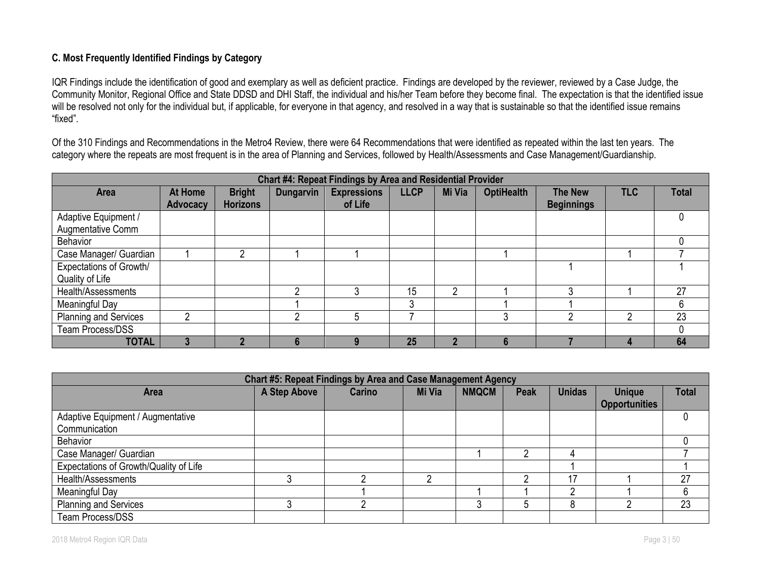### C. Most Frequently Identified Findings by Category

IQR Findings include the identification of good and exemplary as well as deficient practice. Findings are developed by the reviewer, reviewed by a Case Judge, the Community Monitor, Regional Office and State DDSD and DHI Staff, the individual and his/her Team before they become final. The expectation is that the identified issue will be resolved not only for the individual but, if applicable, for everyone in that agency, and resolved in a way that is sustainable so that the identified issue remains "fixed".

Of the 310 Findings and Recommendations in the Metro4 Review, there were 64 Recommendations that were identified as repeated within the last ten years. The category where the repeats are most frequent is in the area of Planning and Services, followed by Health/Assessments and Case Management/Guardianship.

| Chart #4: Repeat Findings by Area and Residential Provider | | | | | | | | | | |
|---|---|---|---|---|---|---|---|---|---|---|
| **Area** | **At Home Advocacy** | **Bright Horizons** | **Dungarvin** | **Expressions of Life** | **LLCP** | **Mi Via** | **OptiHealth** | **The New Beginnings** | **TLC** | **Total** |
| Adaptive Equipment / Augmentative Comm | | | | | | | | | | 0 |
| Behavior | | | | | | | | | | 0 |
| Case Manager/ Guardian | 1 | 2 | 1 | 1 | | | 1 | | 1 | 7 |
| Expectations of Growth/ Quality of Life | | | | | | | | 1 | | 1 |
| Health/Assessments | | | 2 | 3 | 15 | 2 | 1 | 3 | 1 | 27 |
| Meaningful Day | | | 1 | | 3 | | 1 | 1 | | 6 |
| Planning and Services | 2 | | 2 | 5 | 7 | | 3 | 2 | 2 | 23 |
| Team Process/DSS | | | | | | | | | | 0 |
| **TOTAL** | **3** | **2** | **6** | **9** | **25** | **2** | **6** | **7** | **4** | **64** |

| Chart #5: Repeat Findings by Area and Case Management Agency | | | | | | | | |
|---|---|---|---|---|---|---|---|---|
| **Area** | **A Step Above** | **Carino** | **Mi Via** | **NMQCM** | **Peak** | **Unidas** | **Unique Opportunities** | **Total** |
| Adaptive Equipment / Augmentative Communication | | | | | | | | 0 |
| Behavior | | | | | | | | 0 |
| Case Manager/ Guardian | | | | 1 | 2 | 4 | | 7 |
| Expectations of Growth/Quality of Life | | | | | | 1 | | 1 |
| Health/Assessments | 3 | 2 | 2 | | 2 | 17 | 1 | 27 |
| Meaningful Day | | 1 | | 1 | 1 | 2 | 1 | 6 |
| Planning and Services | 3 | 2 | | 3 | 5 | 8 | 2 | 23 |
| Team Process/DSS | | | | | | | | |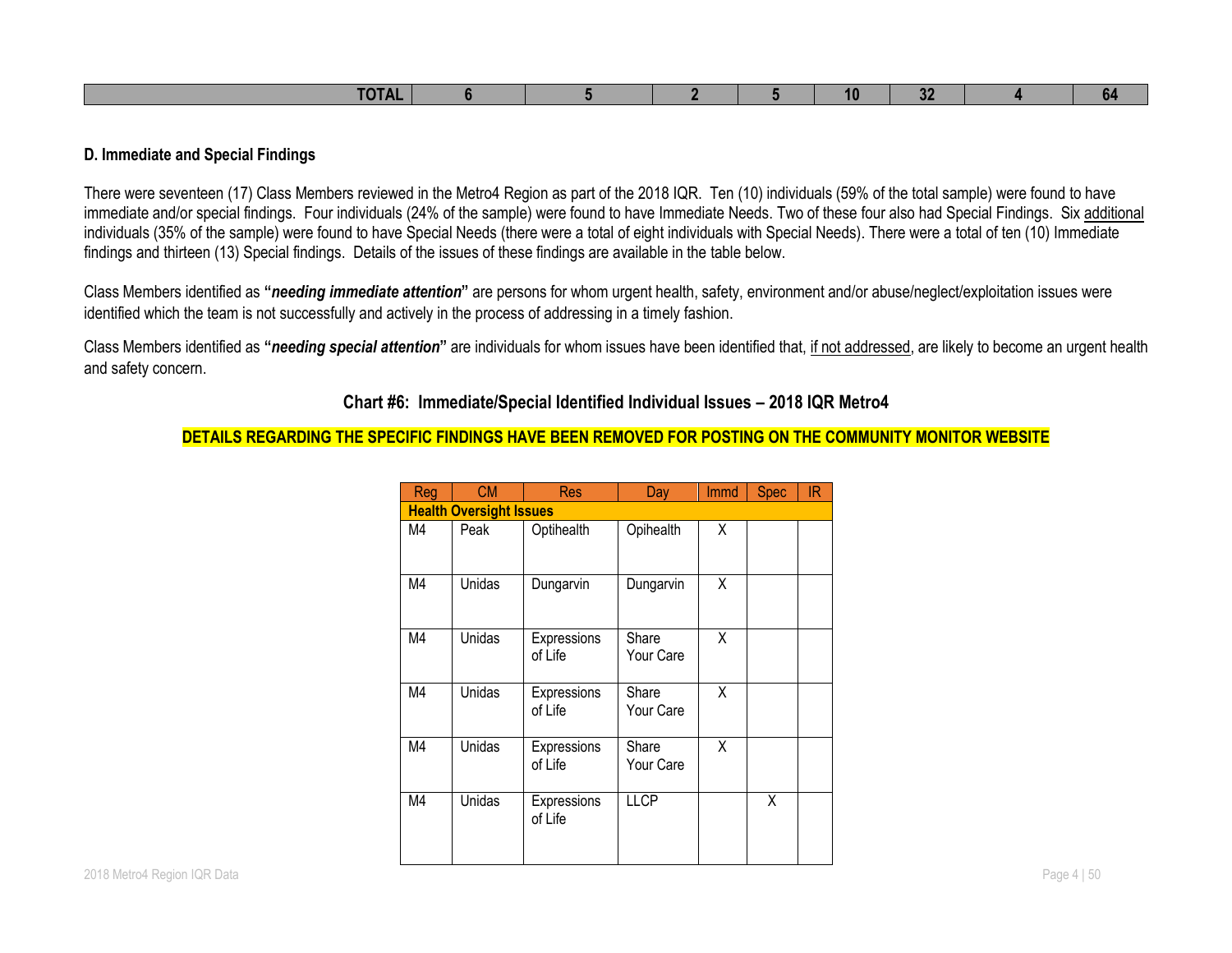| TOTAL | 6 | 5 | 2 | 5 | 10 | 32 | 4 | 64 |
|---|---|---|---|---|---|---|---|---|

**D. Immediate and Special Findings**

There were seventeen (17) Class Members reviewed in the Metro4 Region as part of the 2018 IQR. Ten (10) individuals (59% of the total sample) were found to have immediate and/or special findings. Four individuals (24% of the sample) were found to have Immediate Needs. Two of these four also had Special Findings. Six additional individuals (35% of the sample) were found to have Special Needs (there were a total of eight individuals with Special Needs). There were a total of ten (10) Immediate findings and thirteen (13) Special findings. Details of the issues of these findings are available in the table below.

Class Members identified as **"*needing immediate attention*"** are persons for whom urgent health, safety, environment and/or abuse/neglect/exploitation issues were identified which the team is not successfully and actively in the process of addressing in a timely fashion.

Class Members identified as **"*needing special attention*"** are individuals for whom issues have been identified that, if not addressed, are likely to become an urgent health and safety concern.

**Chart #6: Immediate/Special Identified Individual Issues – 2018 IQR Metro4**

**DETAILS REGARDING THE SPECIFIC FINDINGS HAVE BEEN REMOVED FOR POSTING ON THE COMMUNITY MONITOR WEBSITE**

| Reg | CM | Res | Day | Immd | Spec | IR |
|---|---|---|---|---|---|---|
| **Health Oversight Issues** | | | | | | |
| M4 | Peak | Optihealth | Opihealth | X | | |
| M4 | Unidas | Dungarvin | Dungarvin | X | | |
| M4 | Unidas | Expressions of Life | Share Your Care | X | | |
| M4 | Unidas | Expressions of Life | Share Your Care | X | | |
| M4 | Unidas | Expressions of Life | Share Your Care | X | | |
| M4 | Unidas | Expressions of Life | LLCP | | X | |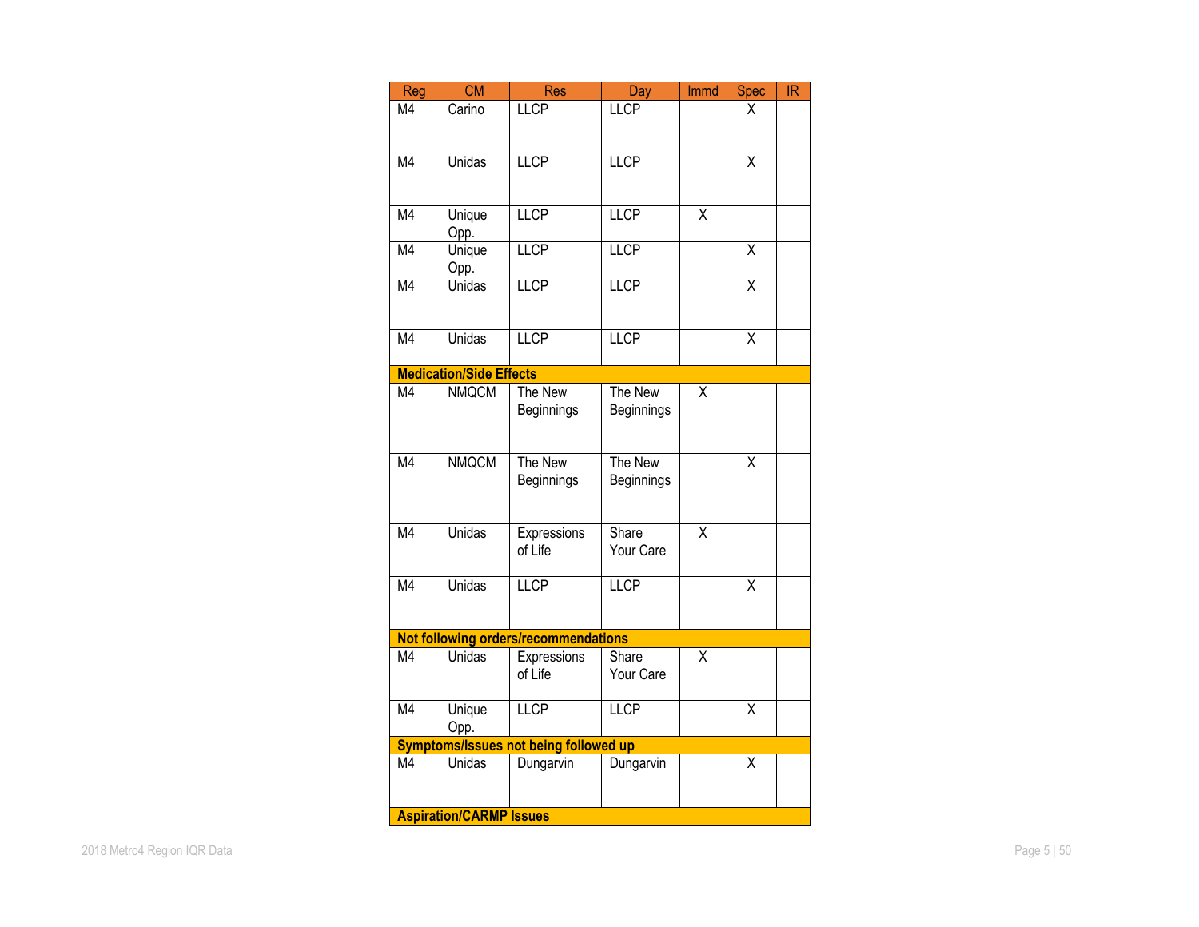| Reg | CM | Res | Day | Immd | Spec | IR |
|---|---|---|---|---|---|---|
| M4 | Carino | LLCP | LLCP | | X | |
| M4 | Unidas | LLCP | LLCP | | X | |
| M4 | Unique Opp. | LLCP | LLCP | X | | |
| M4 | Unique Opp. | LLCP | LLCP | | X | |
| M4 | Unidas | LLCP | LLCP | | X | |
| M4 | Unidas | LLCP | LLCP | | X | |
| **Medication/Side Effects** | | | | | | |
| M4 | NMQCM | The New Beginnings | The New Beginnings | X | | |
| M4 | NMQCM | The New Beginnings | The New Beginnings | | X | |
| M4 | Unidas | Expressions of Life | Share Your Care | X | | |
| M4 | Unidas | LLCP | LLCP | | X | |
| **Not following orders/recommendations** | | | | | | |
| M4 | Unidas | Expressions of Life | Share Your Care | X | | |
| M4 | Unique Opp. | LLCP | LLCP | | X | |
| **Symptoms/Issues not being followed up** | | | | | | |
| M4 | Unidas | Dungarvin | Dungarvin | | X | |
| **Aspiration/CARMP Issues** | | | | | | |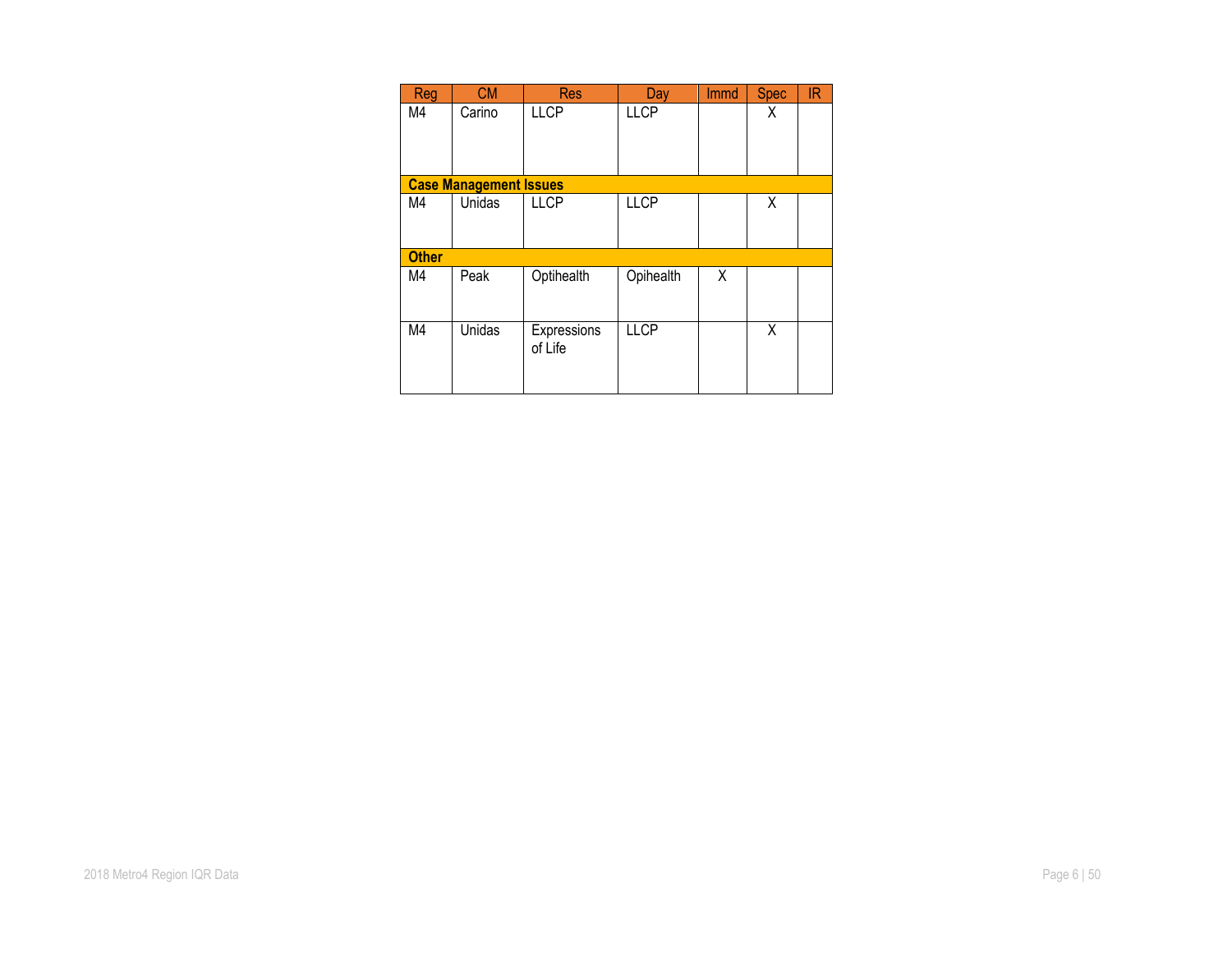| Reg | CM | Res | Day | Immd | Spec | IR |
|---|---|---|---|---|---|---|
| M4 | Carino | LLCP | LLCP | | X | |
| **Case Management Issues** | | | | | | |
| M4 | Unidas | LLCP | LLCP | | X | |
| **Other** | | | | | | |
| M4 | Peak | Optihealth | Opihealth | X | | |
| M4 | Unidas | Expressions of Life | LLCP | | X | |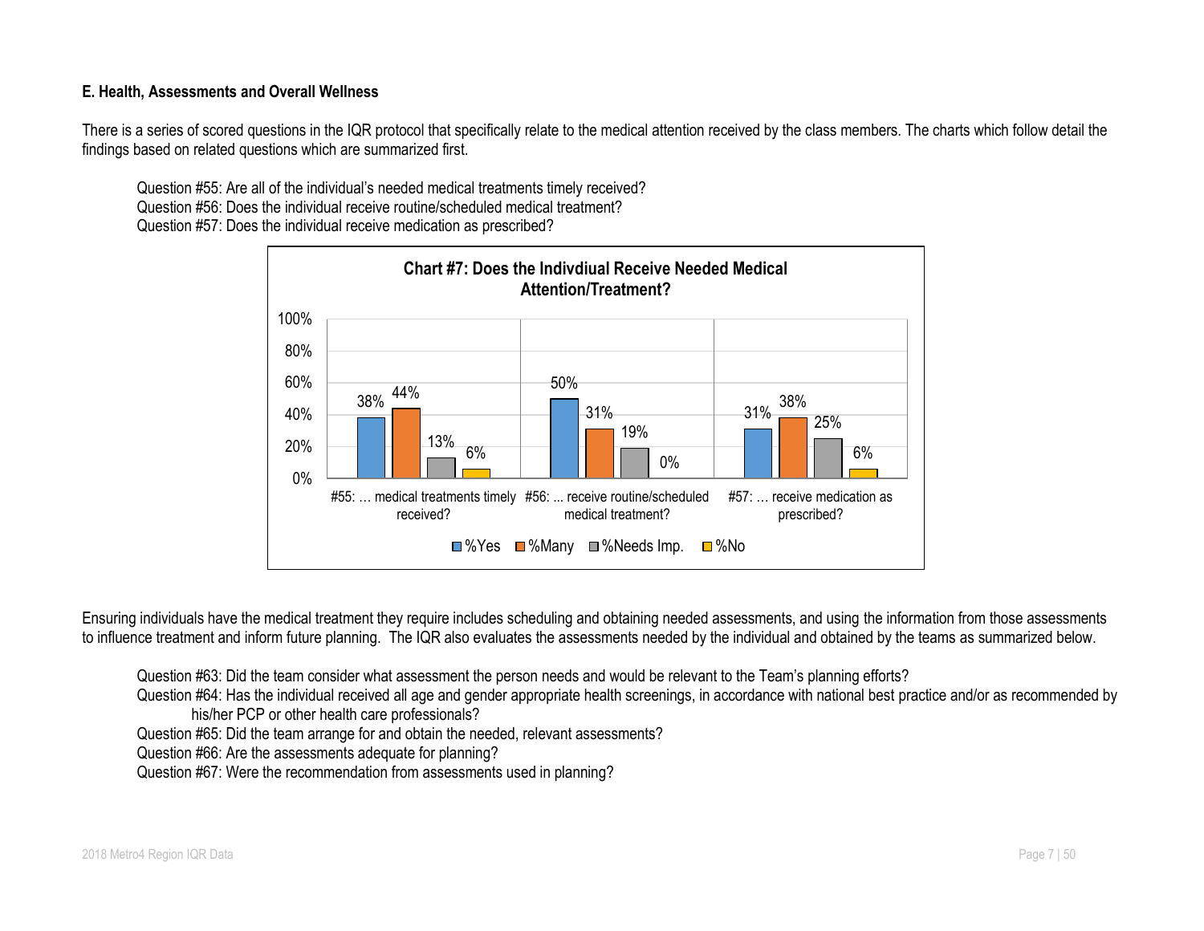**E. Health, Assessments and Overall Wellness**

There is a series of scored questions in the IQR protocol that specifically relate to the medical attention received by the class members. The charts which follow detail the findings based on related questions which are summarized first.

Question #55: Are all of the individual's needed medical treatments timely received?
Question #56: Does the individual receive routine/scheduled medical treatment?
Question #57: Does the individual receive medication as prescribed?

**Chart #7: Does the Indivdiual Receive Needed Medical Attention/Treatment?**

| | %Yes | %Many | %Needs Imp. | %No |
|---|---|---|---|---|
| #55: … medical treatments timely received? | 38% | 44% | 13% | 6% |
| #56: ... receive routine/scheduled medical treatment? | 50% | 31% | 19% | 0% |
| #57: … receive medication as prescribed? | 31% | 38% | 25% | 6% |

Ensuring individuals have the medical treatment they require includes scheduling and obtaining needed assessments, and using the information from those assessments to influence treatment and inform future planning. The IQR also evaluates the assessments needed by the individual and obtained by the teams as summarized below.

Question #63: Did the team consider what assessment the person needs and would be relevant to the Team's planning efforts?
Question #64: Has the individual received all age and gender appropriate health screenings, in accordance with national best practice and/or as recommended by his/her PCP or other health care professionals?
Question #65: Did the team arrange for and obtain the needed, relevant assessments?
Question #66: Are the assessments adequate for planning?
Question #67: Were the recommendation from assessments used in planning?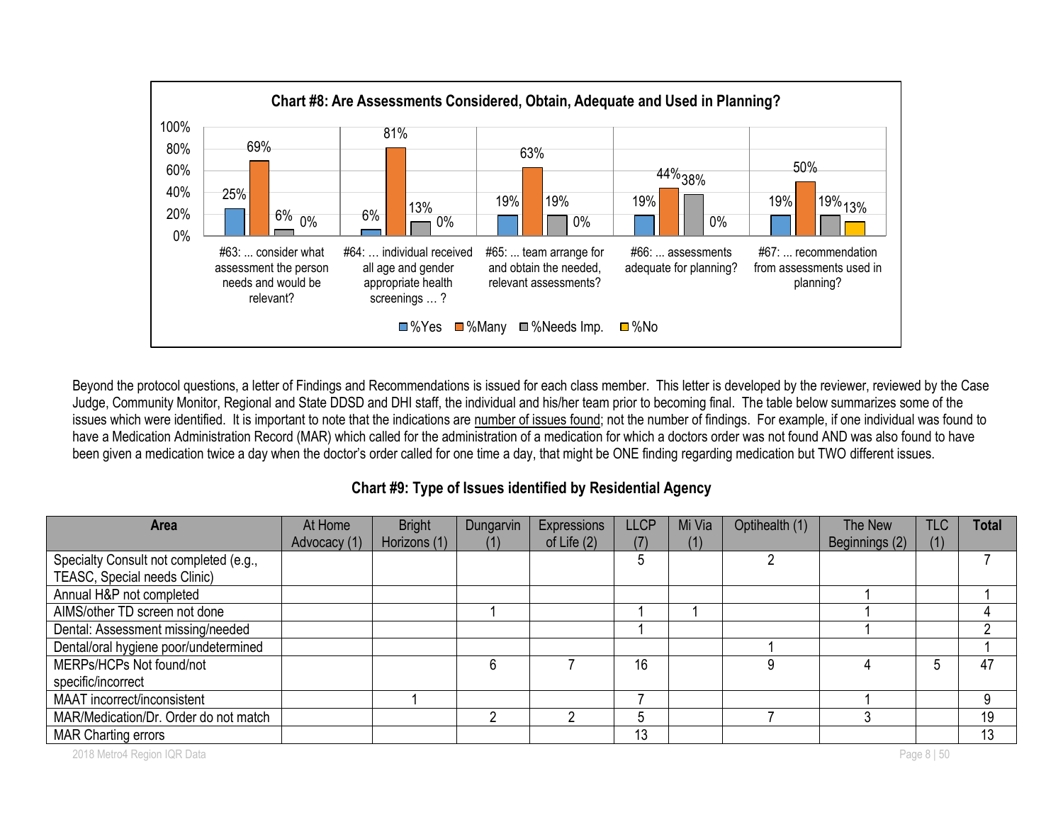**Chart #8: Are Assessments Considered, Obtain, Adequate and Used in Planning?**

| Question | %Yes | %Many | %Needs Imp. | %No |
|---|---|---|---|---|
| #63: ... consider what assessment the person needs and would be relevant? | 25% | 69% | 6% | 0% |
| #64: … individual received all age and gender appropriate health screenings … ? | 6% | 81% | 13% | 0% |
| #65: ... team arrange for and obtain the needed, relevant assessments? | 19% | 63% | 19% | 0% |
| #66: ... assessments adequate for planning? | 19% | 44% | 38% | 0% |
| #67: ... recommendation from assessments used in planning? | 19% | 50% | 19% | 13% |

Beyond the protocol questions, a letter of Findings and Recommendations is issued for each class member. This letter is developed by the reviewer, reviewed by the Case Judge, Community Monitor, Regional and State DDSD and DHI staff, the individual and his/her team prior to becoming final. The table below summarizes some of the issues which were identified. It is important to note that the indications are number of issues found; not the number of findings. For example, if one individual was found to have a Medication Administration Record (MAR) which called for the administration of a medication for which a doctors order was not found AND was also found to have been given a medication twice a day when the doctor's order called for one time a day, that might be ONE finding regarding medication but TWO different issues.

**Chart #9: Type of Issues identified by Residential Agency**

| Area | At Home Advocacy (1) | Bright Horizons (1) | Dungarvin (1) | Expressions of Life (2) | LLCP (7) | Mi Via (1) | Optihealth (1) | The New Beginnings (2) | TLC (1) | Total |
|---|---|---|---|---|---|---|---|---|---|---|
| Specialty Consult not completed (e.g., TEASC, Special needs Clinic) | | | | | 5 | | 2 | | | 7 |
| Annual H&P not completed | | | | | | | | 1 | | 1 |
| AIMS/other TD screen not done | | | 1 | | 1 | 1 | | 1 | | 4 |
| Dental: Assessment missing/needed | | | | | 1 | | | 1 | | 2 |
| Dental/oral hygiene poor/undetermined | | | | | | | 1 | | | 1 |
| MERPs/HCPs Not found/not specific/incorrect | | | 6 | 7 | 16 | | 9 | 4 | 5 | 47 |
| MAAT incorrect/inconsistent | | 1 | | | 7 | | | 1 | | 9 |
| MAR/Medication/Dr. Order do not match | | | 2 | 2 | 5 | | 7 | 3 | | 19 |
| MAR Charting errors | | | | | 13 | | | | | 13 |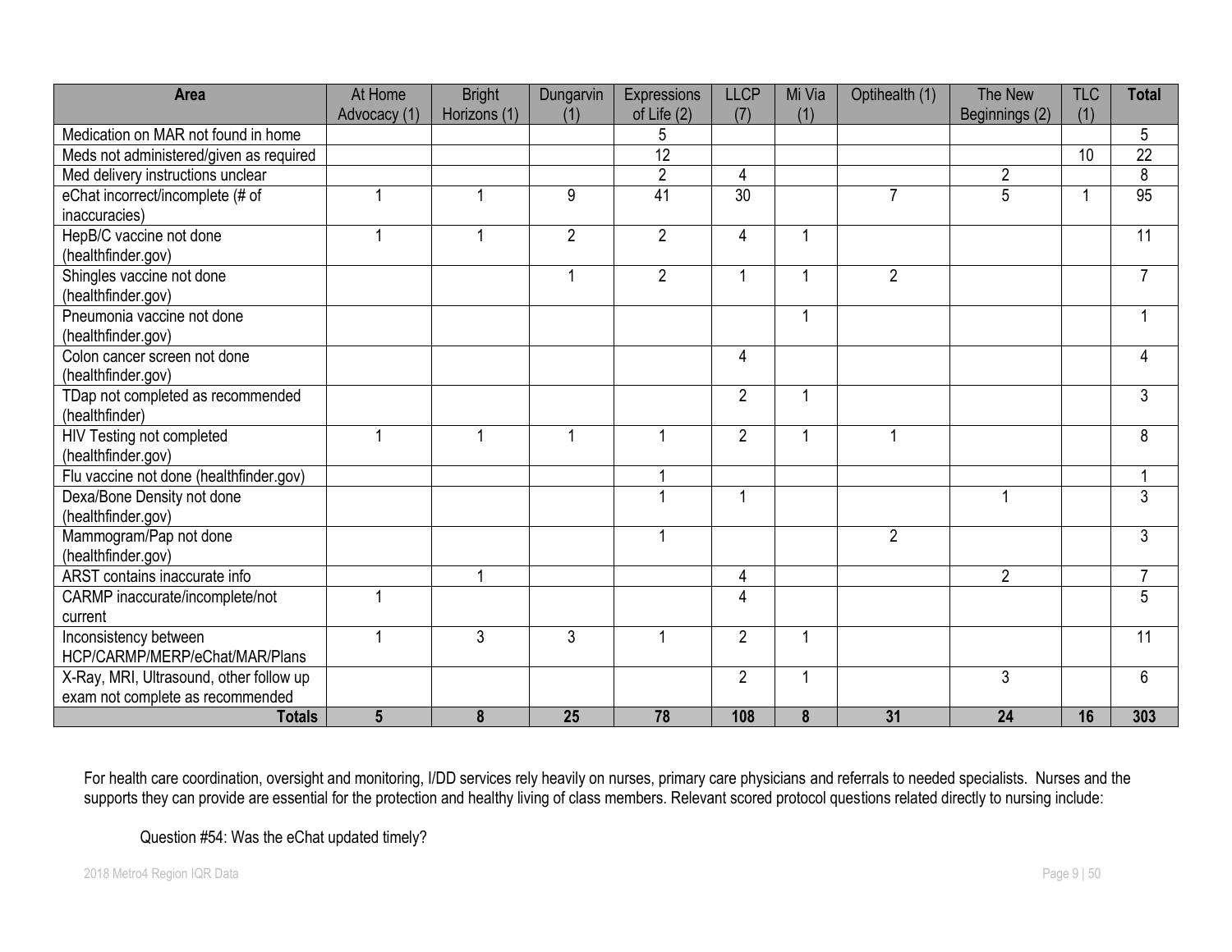| Area | At Home Advocacy (1) | Bright Horizons (1) | Dungarvin (1) | Expressions of Life (2) | LLCP (7) | Mi Via (1) | Optihealth (1) | The New Beginnings (2) | TLC (1) | Total |
|---|---|---|---|---|---|---|---|---|---|---|
| Medication on MAR not found in home | | | | 5 | | | | | | 5 |
| Meds not administered/given as required | | | | 12 | | | | | 10 | 22 |
| Med delivery instructions unclear | | | | 2 | 4 | | | 2 | | 8 |
| eChat incorrect/incomplete (# of inaccuracies) | 1 | 1 | 9 | 41 | 30 | | 7 | 5 | 1 | 95 |
| HepB/C vaccine not done (healthfinder.gov) | 1 | 1 | 2 | 2 | 4 | 1 | | | | 11 |
| Shingles vaccine not done (healthfinder.gov) | | | 1 | 2 | 1 | 1 | 2 | | | 7 |
| Pneumonia vaccine not done (healthfinder.gov) | | | | | | 1 | | | | 1 |
| Colon cancer screen not done (healthfinder.gov) | | | | | 4 | | | | | 4 |
| TDap not completed as recommended (healthfinder) | | | | | 2 | 1 | | | | 3 |
| HIV Testing not completed (healthfinder.gov) | 1 | 1 | 1 | 1 | 2 | 1 | 1 | | | 8 |
| Flu vaccine not done (healthfinder.gov) | | | | 1 | | | | | | 1 |
| Dexa/Bone Density not done (healthfinder.gov) | | | | 1 | 1 | | | 1 | | 3 |
| Mammogram/Pap not done (healthfinder.gov) | | | | 1 | | | 2 | | | 3 |
| ARST contains inaccurate info | | 1 | | | 4 | | | 2 | | 7 |
| CARMP inaccurate/incomplete/not current | 1 | | | | 4 | | | | | 5 |
| Inconsistency between HCP/CARMP/MERP/eChat/MAR/Plans | 1 | 3 | 3 | 1 | 2 | 1 | | | | 11 |
| X-Ray, MRI, Ultrasound, other follow up exam not complete as recommended | | | | | 2 | 1 | | 3 | | 6 |
| **Totals** | **5** | **8** | **25** | **78** | **108** | **8** | **31** | **24** | **16** | **303** |

For health care coordination, oversight and monitoring, I/DD services rely heavily on nurses, primary care physicians and referrals to needed specialists. Nurses and the supports they can provide are essential for the protection and healthy living of class members. Relevant scored protocol questions related directly to nursing include:

Question #54: Was the eChat updated timely?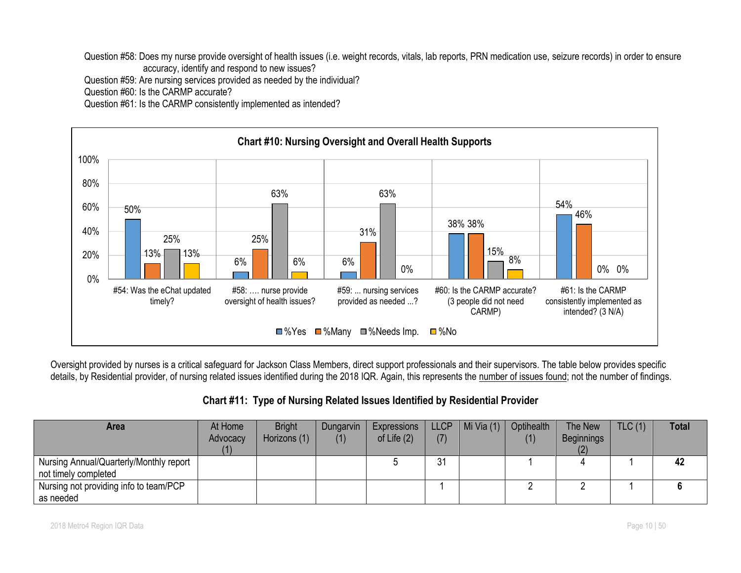Question #58: Does my nurse provide oversight of health issues (i.e. weight records, vitals, lab reports, PRN medication use, seizure records) in order to ensure accuracy, identify and respond to new issues?

Question #59: Are nursing services provided as needed by the individual?

Question #60: Is the CARMP accurate?

Question #61: Is the CARMP consistently implemented as intended?

**Chart #10: Nursing Oversight and Overall Health Supports**

| Question | %Yes | %Many | %Needs Imp. | %No |
|---|---|---|---|---|
| #54: Was the eChat updated timely? | 50% | 13% | 25% | 13% |
| #58: …. nurse provide oversight of health issues? | 6% | 25% | 63% | 6% |
| #59: ... nursing services provided as needed ...? | 6% | 31% | 63% | 0% |
| #60: Is the CARMP accurate? (3 people did not need CARMP) | 38% | 38% | 15% | 8% |
| #61: Is the CARMP consistently implemented as intended? (3 N/A) | 54% | 46% | 0% | 0% |

Oversight provided by nurses is a critical safeguard for Jackson Class Members, direct support professionals and their supervisors. The table below provides specific details, by Residential provider, of nursing related issues identified during the 2018 IQR. Again, this represents the number of issues found; not the number of findings.

**Chart #11: Type of Nursing Related Issues Identified by Residential Provider**

| Area | At Home Advocacy (1) | Bright Horizons (1) | Dungarvin (1) | Expressions of Life (2) | LLCP (7) | Mi Via (1) | Optihealth (1) | The New Beginnings (2) | TLC (1) | Total |
|---|---|---|---|---|---|---|---|---|---|---|
| Nursing Annual/Quarterly/Monthly report not timely completed | | | | 5 | 31 | | 1 | 4 | 1 | **42** |
| Nursing not providing info to team/PCP as needed | | | | | 1 | | 2 | 2 | 1 | **6** |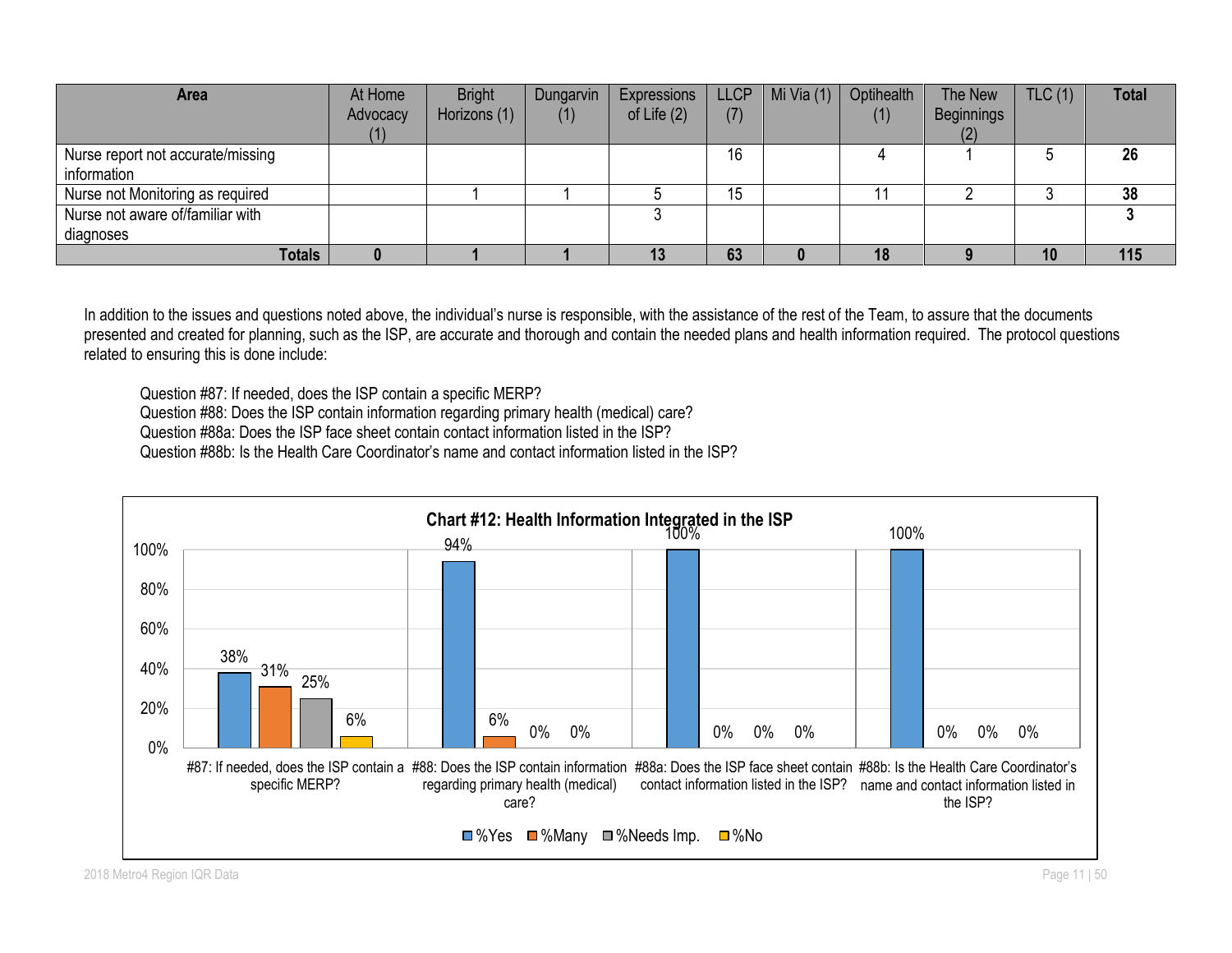| Area | At Home Advocacy (1) | Bright Horizons (1) | Dungarvin (1) | Expressions of Life (2) | LLCP (7) | Mi Via (1) | Optihealth (1) | The New Beginnings (2) | TLC (1) | Total |
|---|---|---|---|---|---|---|---|---|---|---|
| Nurse report not accurate/missing information | | | | | 16 | | 4 | 1 | 5 | **26** |
| Nurse not Monitoring as required | | 1 | 1 | 5 | 15 | | 11 | 2 | 3 | **38** |
| Nurse not aware of/familiar with diagnoses | | | | 3 | | | | | | **3** |
| **Totals** | **0** | **1** | **1** | **13** | **63** | **0** | **18** | **9** | **10** | **115** |

In addition to the issues and questions noted above, the individual's nurse is responsible, with the assistance of the rest of the Team, to assure that the documents presented and created for planning, such as the ISP, are accurate and thorough and contain the needed plans and health information required. The protocol questions related to ensuring this is done include:

Question #87: If needed, does the ISP contain a specific MERP?
Question #88: Does the ISP contain information regarding primary health (medical) care?
Question #88a: Does the ISP face sheet contain contact information listed in the ISP?
Question #88b: Is the Health Care Coordinator's name and contact information listed in the ISP?

**Chart #12: Health Information Integrated in the ISP**

| Question | %Yes | %Many | %Needs Imp. | %No |
|---|---|---|---|---|
| #87: If needed, does the ISP contain a specific MERP? | 38% | 31% | 25% | 6% |
| #88: Does the ISP contain information regarding primary health (medical) care? | 94% | 6% | 0% | 0% |
| #88a: Does the ISP face sheet contain contact information listed in the ISP? | 100% | 0% | 0% | 0% |
| #88b: Is the Health Care Coordinator's name and contact information listed in the ISP? | 100% | 0% | 0% | 0% |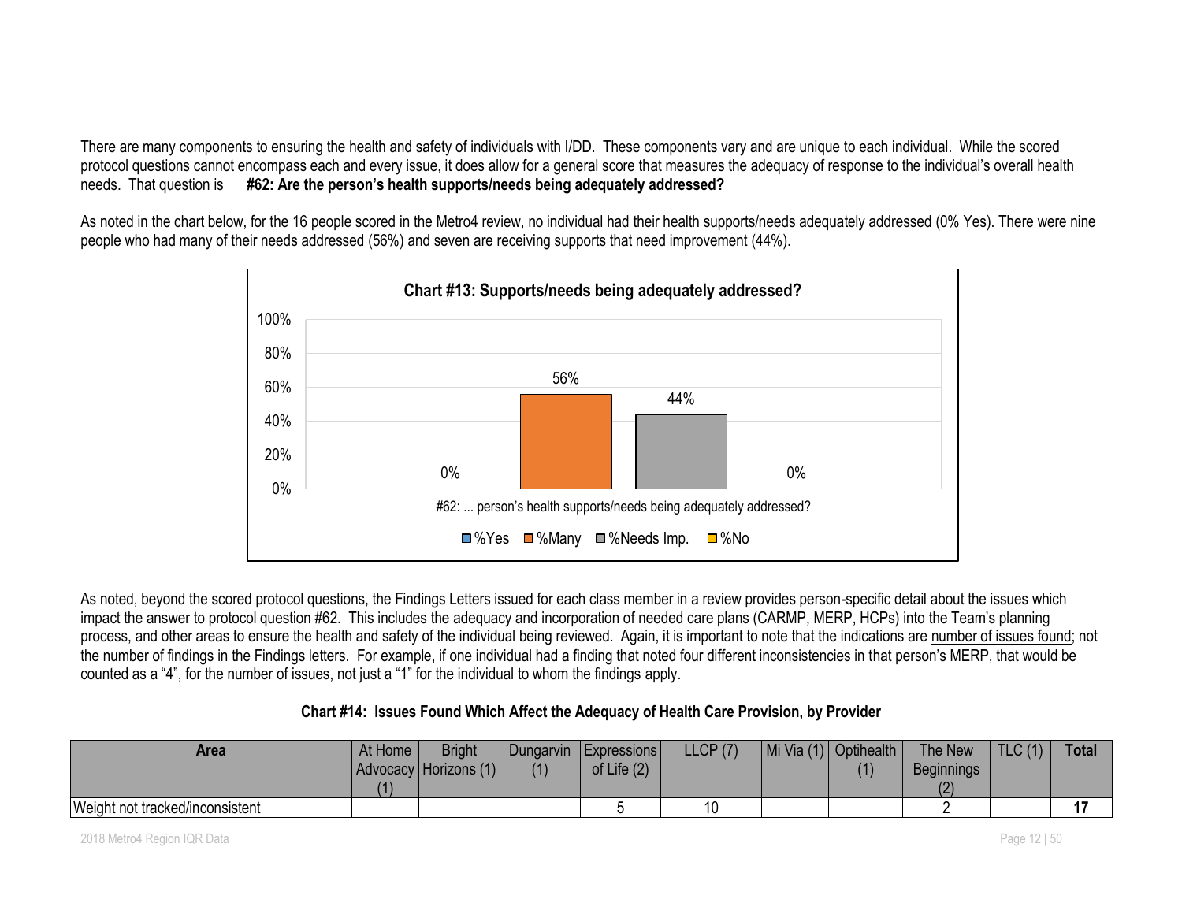There are many components to ensuring the health and safety of individuals with I/DD. These components vary and are unique to each individual. While the scored protocol questions cannot encompass each and every issue, it does allow for a general score that measures the adequacy of response to the individual's overall health needs. That question is **#62: Are the person's health supports/needs being adequately addressed?**

As noted in the chart below, for the 16 people scored in the Metro4 review, no individual had their health supports/needs adequately addressed (0% Yes). There were nine people who had many of their needs addressed (56%) and seven are receiving supports that need improvement (44%).

**Chart #13: Supports/needs being adequately addressed?**

| #62: ... person's health supports/needs being adequately addressed? | %Yes | %Many | %Needs Imp. | %No |
|---|---|---|---|---|
| | 0% | 56% | 44% | 0% |

As noted, beyond the scored protocol questions, the Findings Letters issued for each class member in a review provides person-specific detail about the issues which impact the answer to protocol question #62. This includes the adequacy and incorporation of needed care plans (CARMP, MERP, HCPs) into the Team's planning process, and other areas to ensure the health and safety of the individual being reviewed. Again, it is important to note that the indications are number of issues found; not the number of findings in the Findings letters. For example, if one individual had a finding that noted four different inconsistencies in that person's MERP, that would be counted as a "4", for the number of issues, not just a "1" for the individual to whom the findings apply.

**Chart #14: Issues Found Which Affect the Adequacy of Health Care Provision, by Provider**

| Area | At Home Advocacy (1) | Bright Horizons (1) | Dungarvin (1) | Expressions of Life (2) | LLCP (7) | Mi Via (1) | Optihealth (1) | The New Beginnings (2) | TLC (1) | Total |
|---|---|---|---|---|---|---|---|---|---|---|
| Weight not tracked/inconsistent | | | | 5 | 10 | | | 2 | | **17** |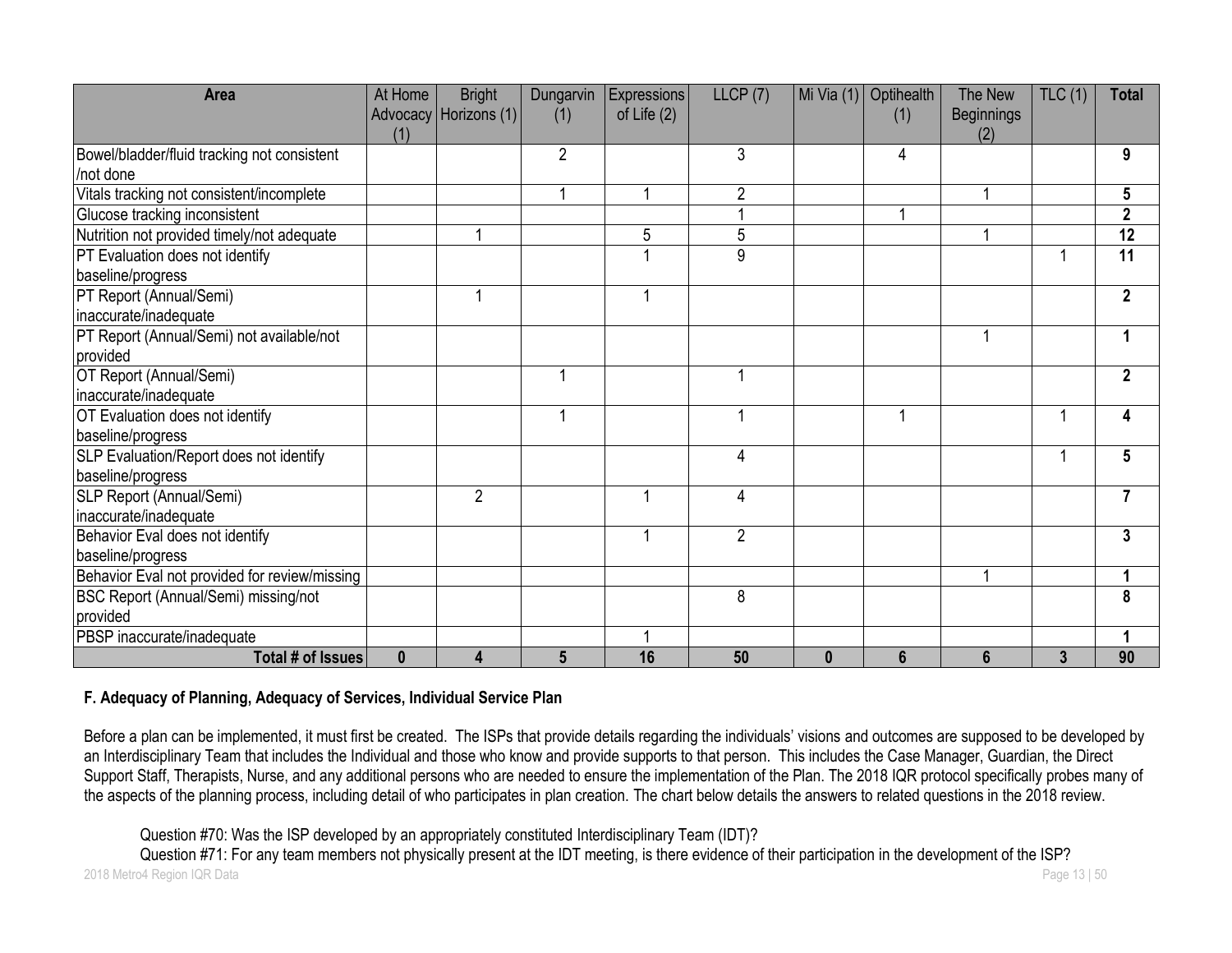| Area | At Home Advocacy (1) | Bright Horizons (1) | Dungarvin (1) | Expressions of Life (2) | LLCP (7) | Mi Via (1) | Optihealth (1) | The New Beginnings (2) | TLC (1) | Total |
|---|---|---|---|---|---|---|---|---|---|---|
| Bowel/bladder/fluid tracking not consistent /not done | | | 2 | | 3 | | 4 | | | **9** |
| Vitals tracking not consistent/incomplete | | | 1 | 1 | 2 | | | 1 | | **5** |
| Glucose tracking inconsistent | | | | | 1 | | 1 | | | **2** |
| Nutrition not provided timely/not adequate | | 1 | | 5 | 5 | | | 1 | | **12** |
| PT Evaluation does not identify baseline/progress | | | | 1 | 9 | | | | 1 | **11** |
| PT Report (Annual/Semi) inaccurate/inadequate | | 1 | | 1 | | | | | | **2** |
| PT Report (Annual/Semi) not available/not provided | | | | | | | | 1 | | **1** |
| OT Report (Annual/Semi) inaccurate/inadequate | | | 1 | | 1 | | | | | **2** |
| OT Evaluation does not identify baseline/progress | | | 1 | | 1 | | 1 | | 1 | **4** |
| SLP Evaluation/Report does not identify baseline/progress | | | | | 4 | | | | 1 | **5** |
| SLP Report (Annual/Semi) inaccurate/inadequate | | 2 | | 1 | 4 | | | | | **7** |
| Behavior Eval does not identify baseline/progress | | | | 1 | 2 | | | | | **3** |
| Behavior Eval not provided for review/missing | | | | | | | | 1 | | **1** |
| BSC Report (Annual/Semi) missing/not provided | | | | | 8 | | | | | **8** |
| PBSP inaccurate/inadequate | | | | 1 | | | | | | **1** |
| **Total # of Issues** | **0** | **4** | **5** | **16** | **50** | **0** | **6** | **6** | **3** | **90** |

### F. Adequacy of Planning, Adequacy of Services, Individual Service Plan

Before a plan can be implemented, it must first be created. The ISPs that provide details regarding the individuals' visions and outcomes are supposed to be developed by an Interdisciplinary Team that includes the Individual and those who know and provide supports to that person. This includes the Case Manager, Guardian, the Direct Support Staff, Therapists, Nurse, and any additional persons who are needed to ensure the implementation of the Plan. The 2018 IQR protocol specifically probes many of the aspects of the planning process, including detail of who participates in plan creation. The chart below details the answers to related questions in the 2018 review.

Question #70: Was the ISP developed by an appropriately constituted Interdisciplinary Team (IDT)?

Question #71: For any team members not physically present at the IDT meeting, is there evidence of their participation in the development of the ISP?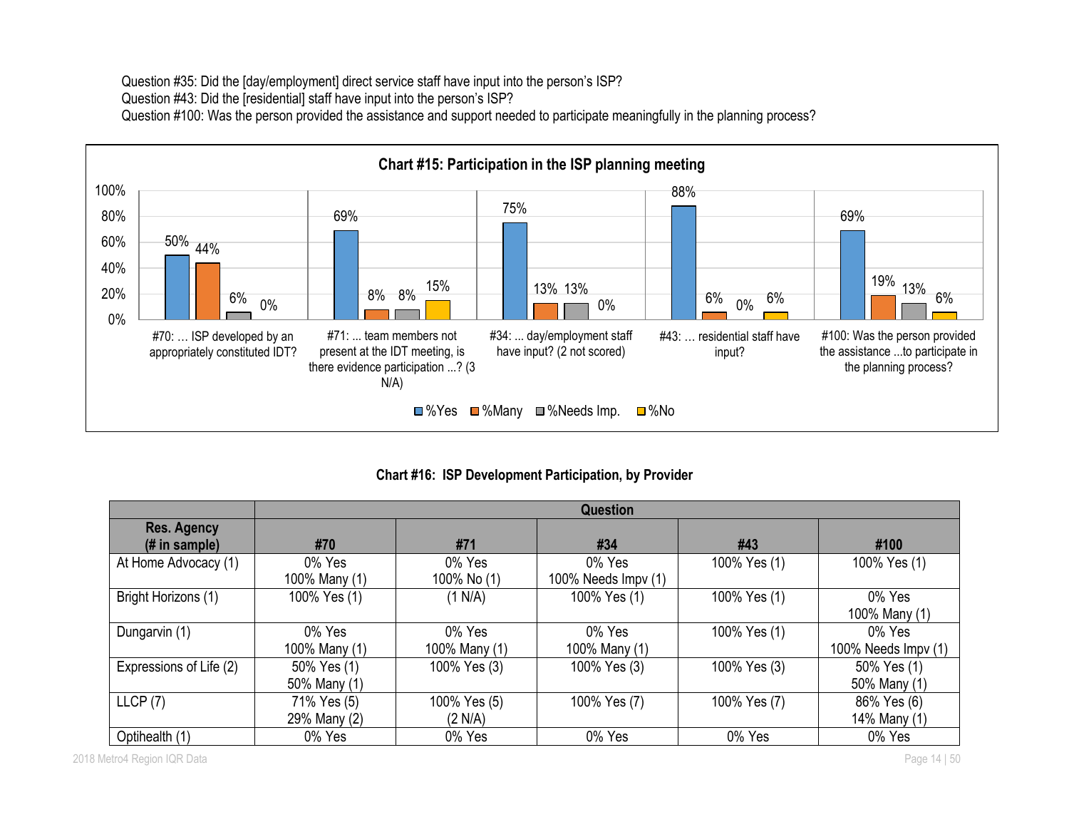Question #35: Did the [day/employment] direct service staff have input into the person's ISP?
Question #43: Did the [residential] staff have input into the person's ISP?
Question #100: Was the person provided the assistance and support needed to participate meaningfully in the planning process?

**Chart #15: Participation in the ISP planning meeting**

| Question | %Yes | %Many | %Needs Imp. | %No |
|---|---|---|---|---|
| #70: … ISP developed by an appropriately constituted IDT? | 50% | 44% | 6% | 0% |
| #71: ... team members not present at the IDT meeting, is there evidence participation ...? (3 N/A) | 69% | 8% | 8% | 15% |
| #34: ... day/employment staff have input? (2 not scored) | 75% | 13% | 13% | 0% |
| #43: … residential staff have input? | 88% | 6% | 0% | 6% |
| #100: Was the person provided the assistance ...to participate in the planning process? | 69% | 19% | 13% | 6% |

**Chart #16: ISP Development Participation, by Provider**

| | Question | | | | |
|---|---|---|---|---|---|
| Res. Agency (# in sample) | #70 | #71 | #34 | #43 | #100 |
| At Home Advocacy (1) | 0% Yes<br>100% Many (1) | 0% Yes<br>100% No (1) | 0% Yes<br>100% Needs Impv (1) | 100% Yes (1) | 100% Yes (1) |
| Bright Horizons (1) | 100% Yes (1) | (1 N/A) | 100% Yes (1) | 100% Yes (1) | 0% Yes<br>100% Many (1) |
| Dungarvin (1) | 0% Yes<br>100% Many (1) | 0% Yes<br>100% Many (1) | 0% Yes<br>100% Many (1) | 100% Yes (1) | 0% Yes<br>100% Needs Impv (1) |
| Expressions of Life (2) | 50% Yes (1)<br>50% Many (1) | 100% Yes (3) | 100% Yes (3) | 100% Yes (3) | 50% Yes (1)<br>50% Many (1) |
| LLCP (7) | 71% Yes (5)<br>29% Many (2) | 100% Yes (5)<br>(2 N/A) | 100% Yes (7) | 100% Yes (7) | 86% Yes (6)<br>14% Many (1) |
| Optihealth (1) | 0% Yes | 0% Yes | 0% Yes | 0% Yes | 0% Yes |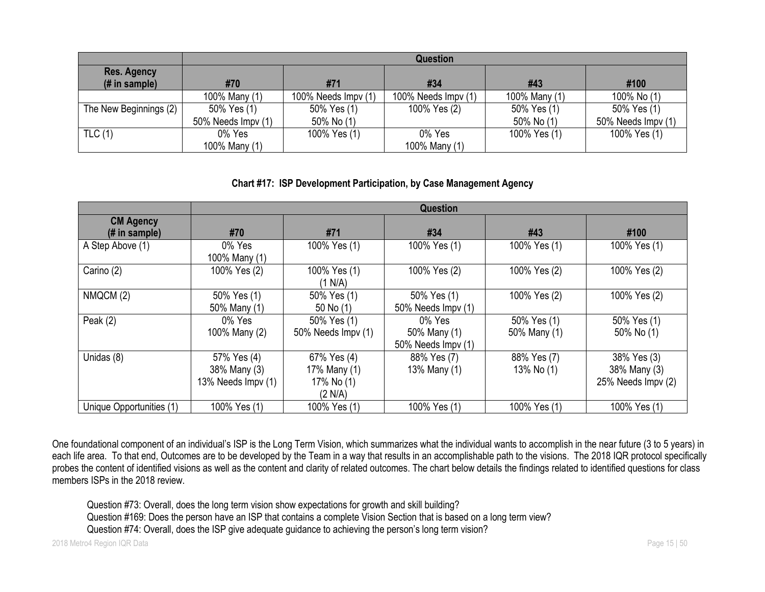| | Question | | | | |
|---|---|---|---|---|---|
| **Res. Agency (# in sample)** | **#70** | **#71** | **#34** | **#43** | **#100** |
| | 100% Many (1) | 100% Needs Impv (1) | 100% Needs Impv (1) | 100% Many (1) | 100% No (1) |
| The New Beginnings (2) | 50% Yes (1)<br>50% Needs Impv (1) | 50% Yes (1)<br>50% No (1) | 100% Yes (2) | 50% Yes (1)<br>50% No (1) | 50% Yes (1)<br>50% Needs Impv (1) |
| TLC (1) | 0% Yes<br>100% Many (1) | 100% Yes (1) | 0% Yes<br>100% Many (1) | 100% Yes (1) | 100% Yes (1) |

**Chart #17: ISP Development Participation, by Case Management Agency**

| | Question | | | | |
|---|---|---|---|---|---|
| **CM Agency (# in sample)** | **#70** | **#71** | **#34** | **#43** | **#100** |
| A Step Above (1) | 0% Yes<br>100% Many (1) | 100% Yes (1) | 100% Yes (1) | 100% Yes (1) | 100% Yes (1) |
| Carino (2) | 100% Yes (2) | 100% Yes (1)<br>(1 N/A) | 100% Yes (2) | 100% Yes (2) | 100% Yes (2) |
| NMQCM (2) | 50% Yes (1)<br>50% Many (1) | 50% Yes (1)<br>50 No (1) | 50% Yes (1)<br>50% Needs Impv (1) | 100% Yes (2) | 100% Yes (2) |
| Peak (2) | 0% Yes<br>100% Many (2) | 50% Yes (1)<br>50% Needs Impv (1) | 0% Yes<br>50% Many (1)<br>50% Needs Impv (1) | 50% Yes (1)<br>50% Many (1) | 50% Yes (1)<br>50% No (1) |
| Unidas (8) | 57% Yes (4)<br>38% Many (3)<br>13% Needs Impv (1) | 67% Yes (4)<br>17% Many (1)<br>17% No (1)<br>(2 N/A) | 88% Yes (7)<br>13% Many (1) | 88% Yes (7)<br>13% No (1) | 38% Yes (3)<br>38% Many (3)<br>25% Needs Impv (2) |
| Unique Opportunities (1) | 100% Yes (1) | 100% Yes (1) | 100% Yes (1) | 100% Yes (1) | 100% Yes (1) |

One foundational component of an individual's ISP is the Long Term Vision, which summarizes what the individual wants to accomplish in the near future (3 to 5 years) in each life area. To that end, Outcomes are to be developed by the Team in a way that results in an accomplishable path to the visions. The 2018 IQR protocol specifically probes the content of identified visions as well as the content and clarity of related outcomes. The chart below details the findings related to identified questions for class members ISPs in the 2018 review.

Question #73: Overall, does the long term vision show expectations for growth and skill building?
Question #169: Does the person have an ISP that contains a complete Vision Section that is based on a long term view?
Question #74: Overall, does the ISP give adequate guidance to achieving the person's long term vision?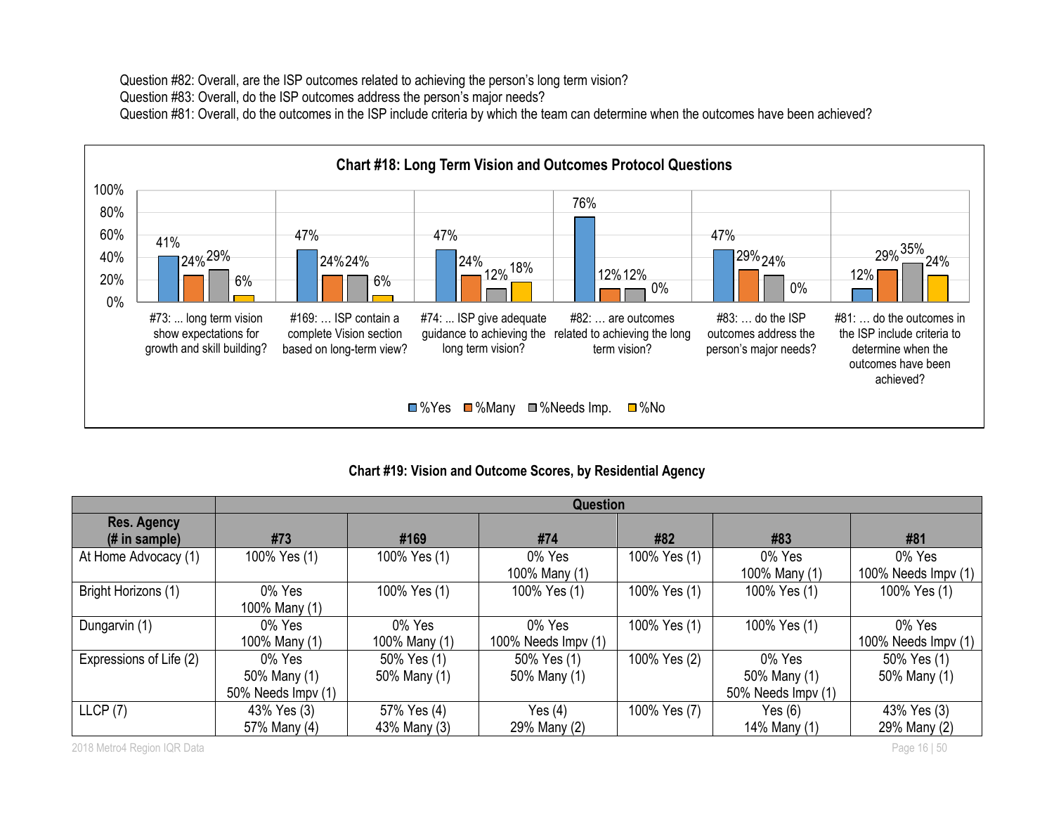Question #82: Overall, are the ISP outcomes related to achieving the person's long term vision?
Question #83: Overall, do the ISP outcomes address the person's major needs?
Question #81: Overall, do the outcomes in the ISP include criteria by which the team can determine when the outcomes have been achieved?

**Chart #18: Long Term Vision and Outcomes Protocol Questions**

| Question | %Yes | %Many | %Needs Imp. | %No |
|---|---|---|---|---|
| #73: ... long term vision show expectations for growth and skill building? | 41% | 24% | 29% | 6% |
| #169: ... ISP contain a complete Vision section based on long-term view? | 47% | 24% | 24% | 6% |
| #74: ... ISP give adequate guidance to achieving the long term vision? | 47% | 24% | 12% | 18% |
| #82: ... are outcomes related to achieving the long term vision? | 76% | 12% | 12% | 0% |
| #83: ... do the ISP outcomes address the person's major needs? | 47% | 29% | 24% | 0% |
| #81: ... do the outcomes in the ISP include criteria to determine when the outcomes have been achieved? | 12% | 29% | 35% | 24% |

**Chart #19: Vision and Outcome Scores, by Residential Agency**

| Res. Agency (# in sample) | Question #73 | #169 | #74 | #82 | #83 | #81 |
|---|---|---|---|---|---|---|
| At Home Advocacy (1) | 100% Yes (1) | 100% Yes (1) | 0% Yes<br>100% Many (1) | 100% Yes (1) | 0% Yes<br>100% Many (1) | 0% Yes<br>100% Needs Impv (1) |
| Bright Horizons (1) | 0% Yes<br>100% Many (1) | 100% Yes (1) | 100% Yes (1) | 100% Yes (1) | 100% Yes (1) | 100% Yes (1) |
| Dungarvin (1) | 0% Yes<br>100% Many (1) | 0% Yes<br>100% Many (1) | 0% Yes<br>100% Needs Impv (1) | 100% Yes (1) | 100% Yes (1) | 0% Yes<br>100% Needs Impv (1) |
| Expressions of Life (2) | 0% Yes<br>50% Many (1)<br>50% Needs Impv (1) | 50% Yes (1)<br>50% Many (1) | 50% Yes (1)<br>50% Many (1) | 100% Yes (2) | 0% Yes<br>50% Many (1)<br>50% Needs Impv (1) | 50% Yes (1)<br>50% Many (1) |
| LLCP (7) | 43% Yes (3)<br>57% Many (4) | 57% Yes (4)<br>43% Many (3) | Yes (4)<br>29% Many (2) | 100% Yes (7) | Yes (6)<br>14% Many (1) | 43% Yes (3)<br>29% Many (2) |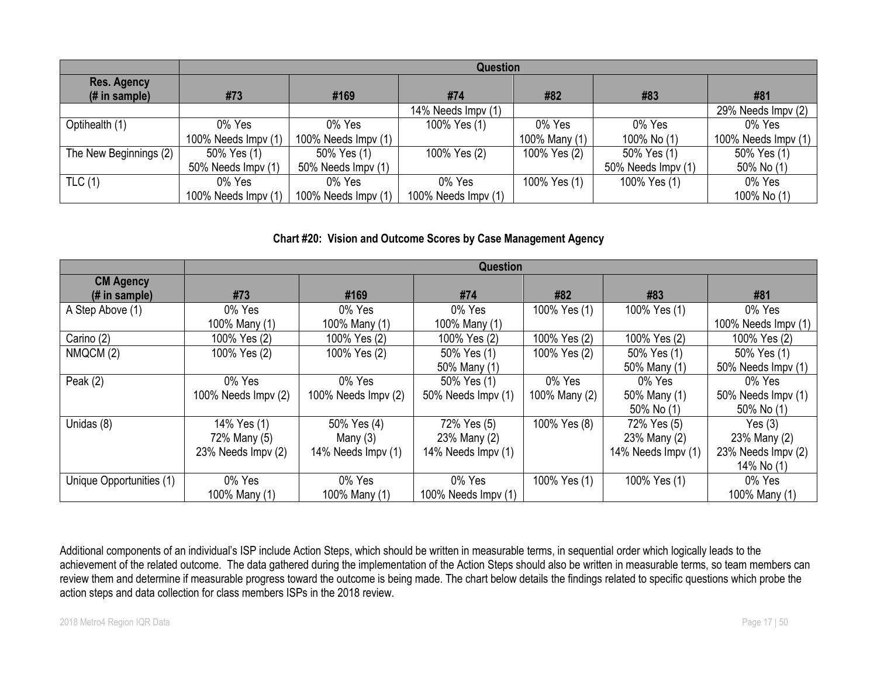| | Question | | | | | |
|---|---|---|---|---|---|---|
| **Res. Agency (# in sample)** | **#73** | **#169** | **#74** | **#82** | **#83** | **#81** |
| | | | 14% Needs Impv (1) | | | 29% Needs Impv (2) |
| Optihealth (1) | 0% Yes<br>100% Needs Impv (1) | 0% Yes<br>100% Needs Impv (1) | 100% Yes (1) | 0% Yes<br>100% Many (1) | 0% Yes<br>100% No (1) | 0% Yes<br>100% Needs Impv (1) |
| The New Beginnings (2) | 50% Yes (1)<br>50% Needs Impv (1) | 50% Yes (1)<br>50% Needs Impv (1) | 100% Yes (2) | 100% Yes (2) | 50% Yes (1)<br>50% Needs Impv (1) | 50% Yes (1)<br>50% No (1) |
| TLC (1) | 0% Yes<br>100% Needs Impv (1) | 0% Yes<br>100% Needs Impv (1) | 0% Yes<br>100% Needs Impv (1) | 100% Yes (1) | 100% Yes (1) | 0% Yes<br>100% No (1) |

**Chart #20: Vision and Outcome Scores by Case Management Agency**

| | Question | | | | | |
|---|---|---|---|---|---|---|
| **CM Agency (# in sample)** | **#73** | **#169** | **#74** | **#82** | **#83** | **#81** |
| A Step Above (1) | 0% Yes<br>100% Many (1) | 0% Yes<br>100% Many (1) | 0% Yes<br>100% Many (1) | 100% Yes (1) | 100% Yes (1) | 0% Yes<br>100% Needs Impv (1) |
| Carino (2) | 100% Yes (2) | 100% Yes (2) | 100% Yes (2) | 100% Yes (2) | 100% Yes (2) | 100% Yes (2) |
| NMQCM (2) | 100% Yes (2) | 100% Yes (2) | 50% Yes (1)<br>50% Many (1) | 100% Yes (2) | 50% Yes (1)<br>50% Many (1) | 50% Yes (1)<br>50% Needs Impv (1) |
| Peak (2) | 0% Yes<br>100% Needs Impv (2) | 0% Yes<br>100% Needs Impv (2) | 50% Yes (1)<br>50% Needs Impv (1) | 0% Yes<br>100% Many (2) | 0% Yes<br>50% Many (1)<br>50% No (1) | 0% Yes<br>50% Needs Impv (1)<br>50% No (1) |
| Unidas (8) | 14% Yes (1)<br>72% Many (5)<br>23% Needs Impv (2) | 50% Yes (4)<br>Many (3)<br>14% Needs Impv (1) | 72% Yes (5)<br>23% Many (2)<br>14% Needs Impv (1) | 100% Yes (8) | 72% Yes (5)<br>23% Many (2)<br>14% Needs Impv (1) | Yes (3)<br>23% Many (2)<br>23% Needs Impv (2)<br>14% No (1) |
| Unique Opportunities (1) | 0% Yes<br>100% Many (1) | 0% Yes<br>100% Many (1) | 0% Yes<br>100% Needs Impv (1) | 100% Yes (1) | 100% Yes (1) | 0% Yes<br>100% Many (1) |

Additional components of an individual's ISP include Action Steps, which should be written in measurable terms, in sequential order which logically leads to the achievement of the related outcome. The data gathered during the implementation of the Action Steps should also be written in measurable terms, so team members can review them and determine if measurable progress toward the outcome is being made. The chart below details the findings related to specific questions which probe the action steps and data collection for class members ISPs in the 2018 review.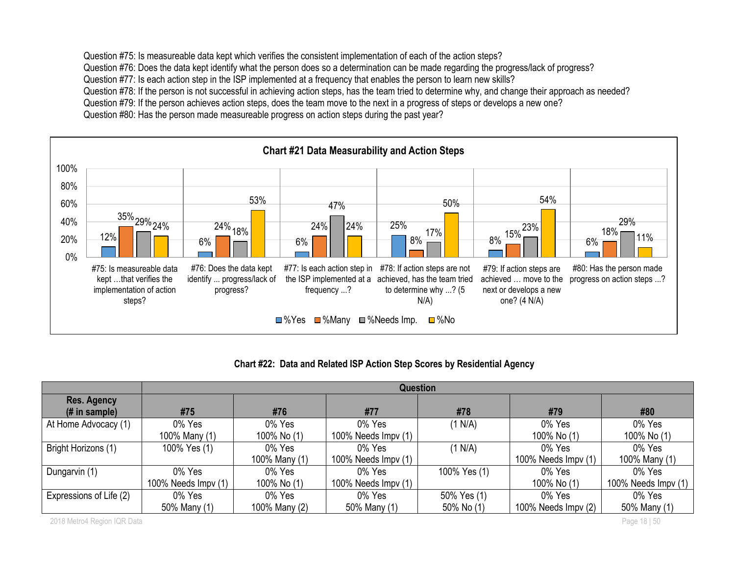Question #75: Is measureable data kept which verifies the consistent implementation of each of the action steps?
Question #76: Does the data kept identify what the person does so a determination can be made regarding the progress/lack of progress?
Question #77: Is each action step in the ISP implemented at a frequency that enables the person to learn new skills?
Question #78: If the person is not successful in achieving action steps, has the team tried to determine why, and change their approach as needed?
Question #79: If the person achieves action steps, does the team move to the next in a progress of steps or develops a new one?
Question #80: Has the person made measureable progress on action steps during the past year?

**Chart #21 Data Measurability and Action Steps**

| Question | %Yes | %Many | %Needs Imp. | %No |
|---|---|---|---|---|
| #75: Is measureable data kept …that verifies the implementation of action steps? | 12% | 35% | 29% | 24% |
| #76: Does the data kept identify ... progress/lack of progress? | 6% | 24% | 18% | 53% |
| #77: Is each action step in the ISP implemented at a frequency ...? | 6% | 24% | 47% | 24% |
| #78: If action steps are not achieved, has the team tried to determine why ...? (5 N/A) | 25% | 8% | 17% | 50% |
| #79: If action steps are achieved … move to the next or develops a new one? (4 N/A) | 8% | 15% | 23% | 54% |
| #80: Has the person made progress on action steps ...? | 6% | 18% | 29% | 11% |

**Chart #22: Data and Related ISP Action Step Scores by Residential Agency**

| Res. Agency (# in sample) | #75 | #76 | #77 | #78 | #79 | #80 |
|---|---|---|---|---|---|---|
| At Home Advocacy (1) | 0% Yes 100% Many (1) | 0% Yes 100% No (1) | 0% Yes 100% Needs Impv (1) | (1 N/A) | 0% Yes 100% No (1) | 0% Yes 100% No (1) |
| Bright Horizons (1) | 100% Yes (1) | 0% Yes 100% Many (1) | 0% Yes 100% Needs Impv (1) | (1 N/A) | 0% Yes 100% Needs Impv (1) | 0% Yes 100% Many (1) |
| Dungarvin (1) | 0% Yes 100% Needs Impv (1) | 0% Yes 100% No (1) | 0% Yes 100% Needs Impv (1) | 100% Yes (1) | 0% Yes 100% No (1) | 0% Yes 100% Needs Impv (1) |
| Expressions of Life (2) | 0% Yes 50% Many (1) | 0% Yes 100% Many (2) | 0% Yes 50% Many (1) | 50% Yes (1) 50% No (1) | 0% Yes 100% Needs Impv (2) | 0% Yes 50% Many (1) |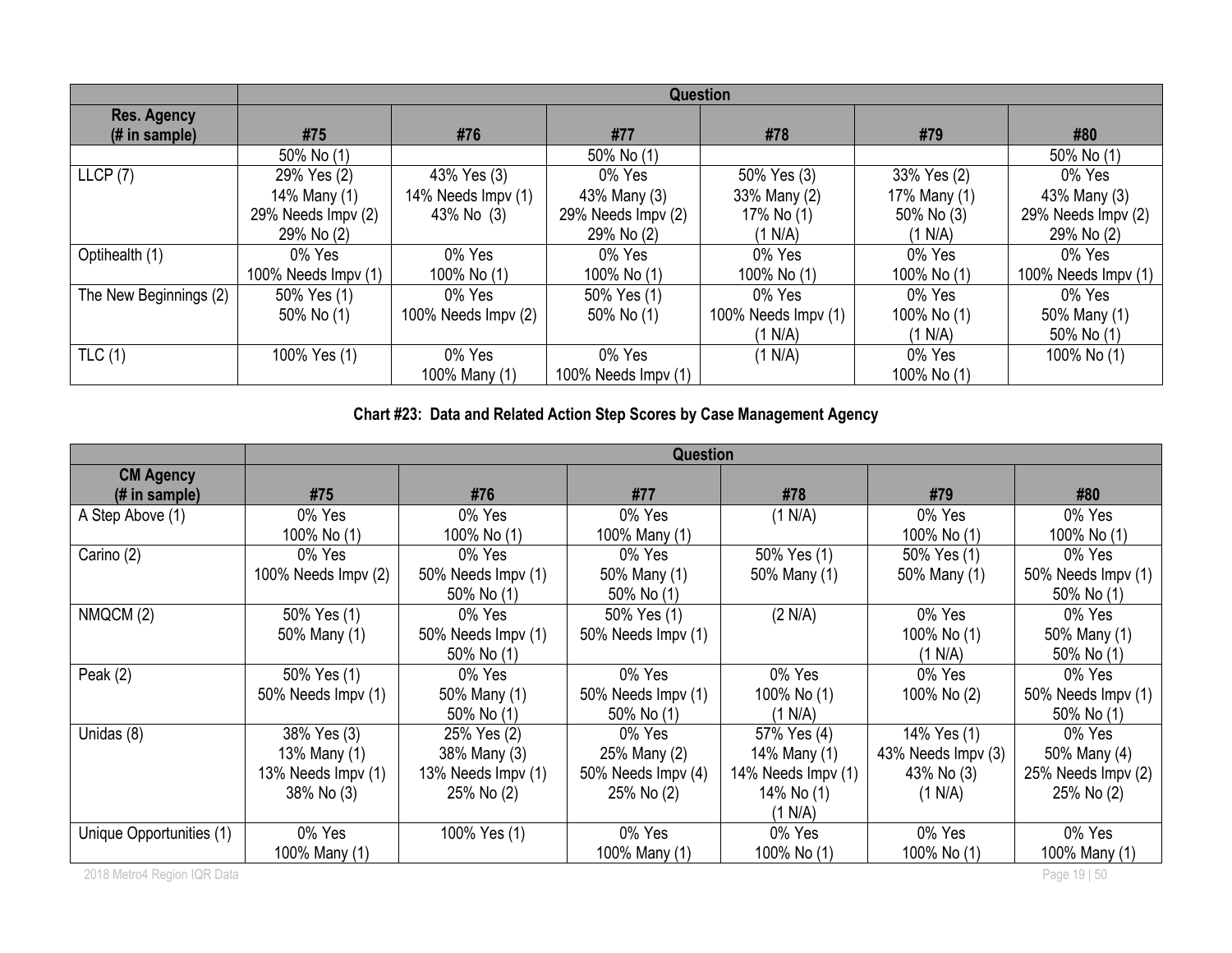| | Question | | | | | |
|---|---|---|---|---|---|---|
| **Res. Agency (# in sample)** | **#75** | **#76** | **#77** | **#78** | **#79** | **#80** |
| | 50% No (1) | | 50% No (1) | | | 50% No (1) |
| LLCP (7) | 29% Yes (2) 14% Many (1) 29% Needs Impv (2) 29% No (2) | 43% Yes (3) 14% Needs Impv (1) 43% No (3) | 0% Yes 43% Many (3) 29% Needs Impv (2) 29% No (2) | 50% Yes (3) 33% Many (2) 17% No (1) (1 N/A) | 33% Yes (2) 17% Many (1) 50% No (3) (1 N/A) | 0% Yes 43% Many (3) 29% Needs Impv (2) 29% No (2) |
| Optihealth (1) | 0% Yes 100% Needs Impv (1) | 0% Yes 100% No (1) | 0% Yes 100% No (1) | 0% Yes 100% No (1) | 0% Yes 100% No (1) | 0% Yes 100% Needs Impv (1) |
| The New Beginnings (2) | 50% Yes (1) 50% No (1) | 0% Yes 100% Needs Impv (2) | 50% Yes (1) 50% No (1) | 0% Yes 100% Needs Impv (1) (1 N/A) | 0% Yes 100% No (1) (1 N/A) | 0% Yes 50% Many (1) 50% No (1) |
| TLC (1) | 100% Yes (1) | 0% Yes 100% Many (1) | 0% Yes 100% Needs Impv (1) | (1 N/A) | 0% Yes 100% No (1) | 100% No (1) |

**Chart #23: Data and Related Action Step Scores by Case Management Agency**

| | Question | | | | | |
|---|---|---|---|---|---|---|
| **CM Agency (# in sample)** | **#75** | **#76** | **#77** | **#78** | **#79** | **#80** |
| A Step Above (1) | 0% Yes 100% No (1) | 0% Yes 100% No (1) | 0% Yes 100% Many (1) | (1 N/A) | 0% Yes 100% No (1) | 0% Yes 100% No (1) |
| Carino (2) | 0% Yes 100% Needs Impv (2) | 0% Yes 50% Needs Impv (1) 50% No (1) | 0% Yes 50% Many (1) 50% No (1) | 50% Yes (1) 50% Many (1) | 50% Yes (1) 50% Many (1) | 0% Yes 50% Needs Impv (1) 50% No (1) |
| NMQCM (2) | 50% Yes (1) 50% Many (1) | 0% Yes 50% Needs Impv (1) 50% No (1) | 50% Yes (1) 50% Needs Impv (1) | (2 N/A) | 0% Yes 100% No (1) (1 N/A) | 0% Yes 50% Many (1) 50% No (1) |
| Peak (2) | 50% Yes (1) 50% Needs Impv (1) | 0% Yes 50% Many (1) 50% No (1) | 0% Yes 50% Needs Impv (1) 50% No (1) | 0% Yes 100% No (1) (1 N/A) | 0% Yes 100% No (2) | 0% Yes 50% Needs Impv (1) 50% No (1) |
| Unidas (8) | 38% Yes (3) 13% Many (1) 13% Needs Impv (1) 38% No (3) | 25% Yes (2) 38% Many (3) 13% Needs Impv (1) 25% No (2) | 0% Yes 25% Many (2) 50% Needs Impv (4) 25% No (2) | 57% Yes (4) 14% Many (1) 14% Needs Impv (1) 14% No (1) (1 N/A) | 14% Yes (1) 43% Needs Impv (3) 43% No (3) (1 N/A) | 0% Yes 50% Many (4) 25% Needs Impv (2) 25% No (2) |
| Unique Opportunities (1) | 0% Yes 100% Many (1) | 100% Yes (1) | 0% Yes 100% Many (1) | 0% Yes 100% No (1) | 0% Yes 100% No (1) | 0% Yes 100% Many (1) |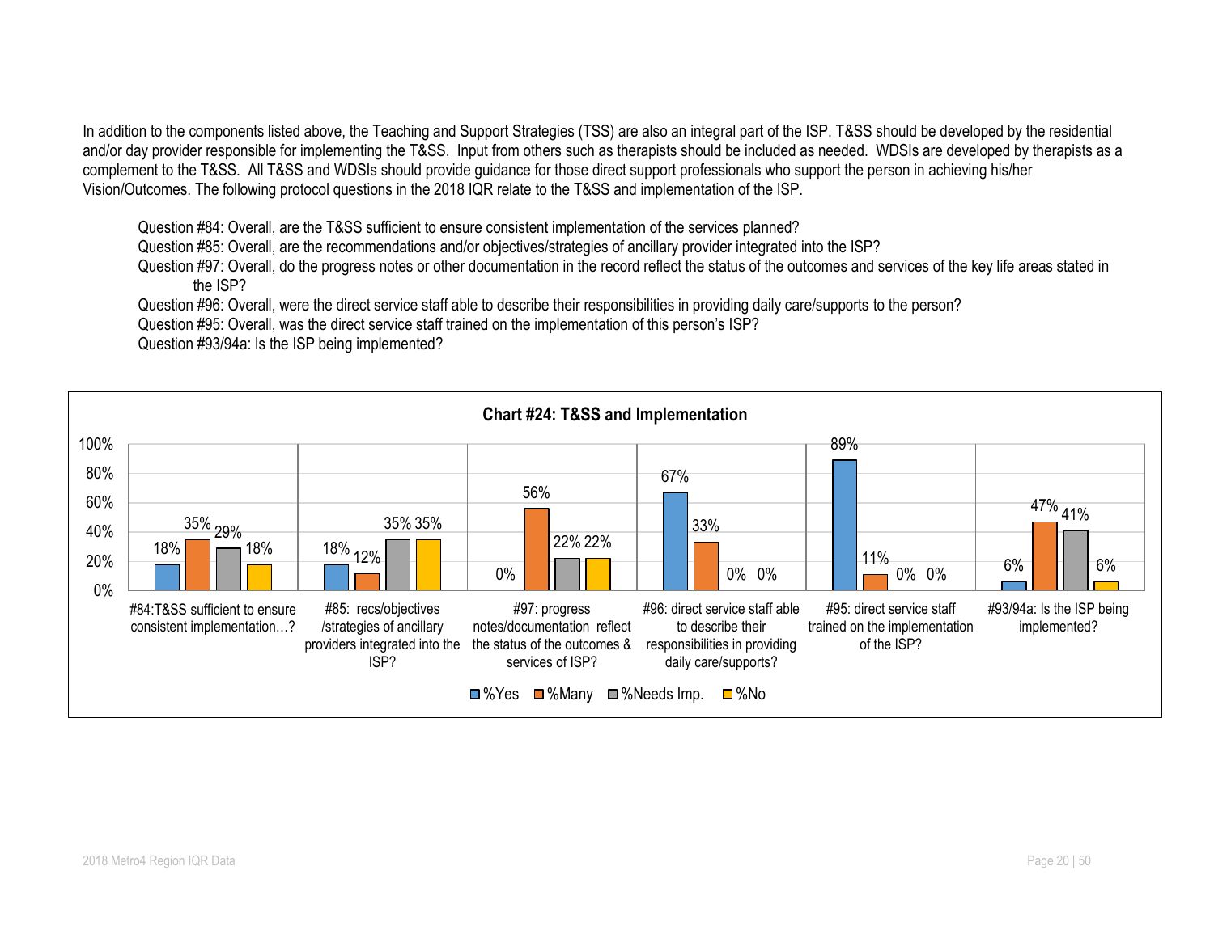In addition to the components listed above, the Teaching and Support Strategies (TSS) are also an integral part of the ISP. T&SS should be developed by the residential and/or day provider responsible for implementing the T&SS. Input from others such as therapists should be included as needed. WDSIs are developed by therapists as a complement to the T&SS. All T&SS and WDSIs should provide guidance for those direct support professionals who support the person in achieving his/her Vision/Outcomes. The following protocol questions in the 2018 IQR relate to the T&SS and implementation of the ISP.

- Question #84: Overall, are the T&SS sufficient to ensure consistent implementation of the services planned?
- Question #85: Overall, are the recommendations and/or objectives/strategies of ancillary provider integrated into the ISP?
- Question #97: Overall, do the progress notes or other documentation in the record reflect the status of the outcomes and services of the key life areas stated in the ISP?
- Question #96: Overall, were the direct service staff able to describe their responsibilities in providing daily care/supports to the person?
- Question #95: Overall, was the direct service staff trained on the implementation of this person's ISP?
- Question #93/94a: Is the ISP being implemented?

**Chart #24: T&SS and Implementation**

| Question | %Yes | %Many | %Needs Imp. | %No |
|---|---|---|---|---|
| #84:T&SS sufficient to ensure consistent implementation…? | 18% | 35% | 29% | 18% |
| #85: recs/objectives /strategies of ancillary providers integrated into the ISP? | 18% | 12% | 35% | 35% |
| #97: progress notes/documentation reflect the status of the outcomes & services of ISP? | 0% | 56% | 22% | 22% |
| #96: direct service staff able to describe their responsibilities in providing daily care/supports? | 67% | 33% | 0% | 0% |
| #95: direct service staff trained on the implementation of the ISP? | 89% | 11% | 0% | 0% |
| #93/94a: Is the ISP being implemented? | 6% | 47% | 41% | 6% |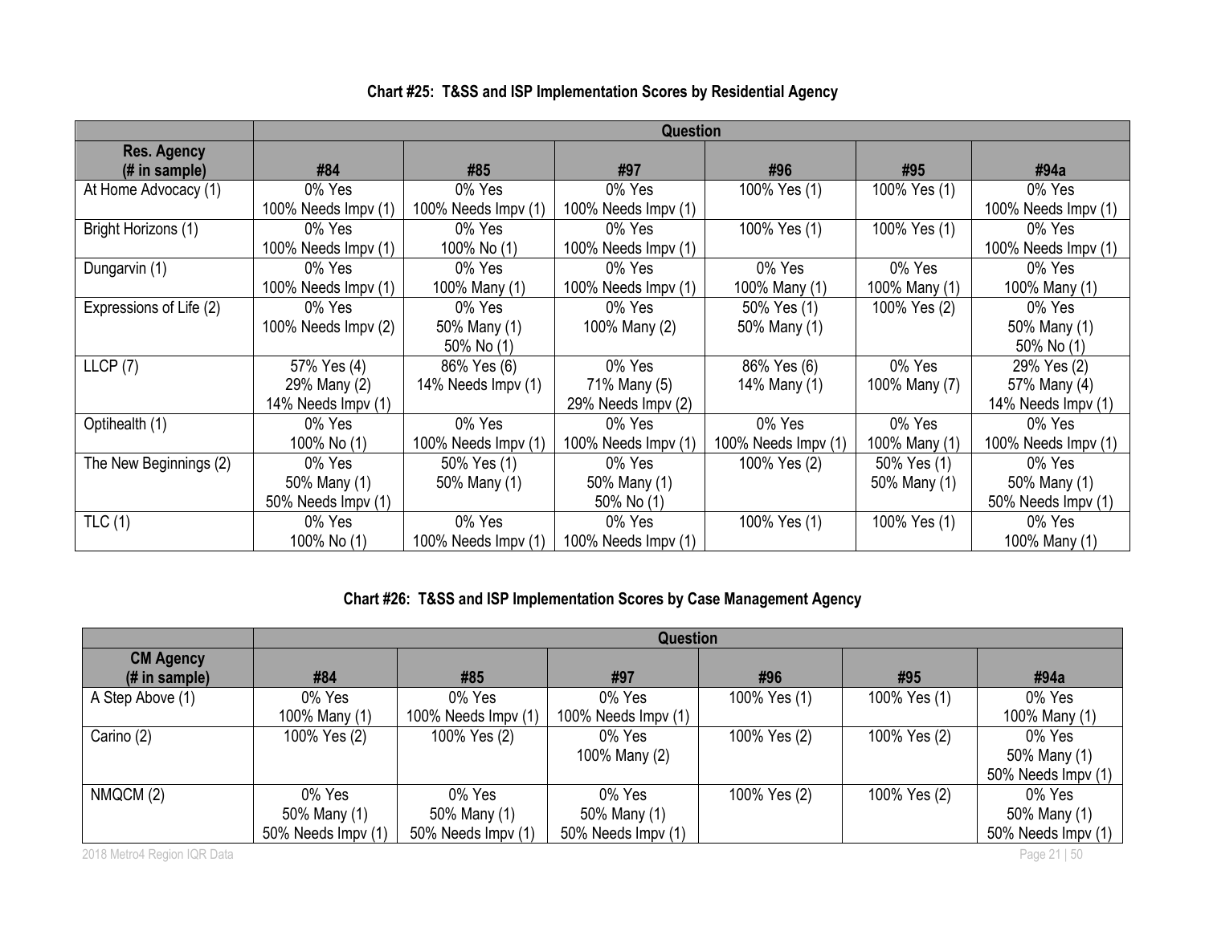### Chart #25: T&SS and ISP Implementation Scores by Residential Agency

| | Question | | | | | |
|---|---|---|---|---|---|---|
| **Res. Agency (# in sample)** | **#84** | **#85** | **#97** | **#96** | **#95** | **#94a** |
| At Home Advocacy (1) | 0% Yes<br>100% Needs Impv (1) | 0% Yes<br>100% Needs Impv (1) | 0% Yes<br>100% Needs Impv (1) | 100% Yes (1) | 100% Yes (1) | 0% Yes<br>100% Needs Impv (1) |
| Bright Horizons (1) | 0% Yes<br>100% Needs Impv (1) | 0% Yes<br>100% No (1) | 0% Yes<br>100% Needs Impv (1) | 100% Yes (1) | 100% Yes (1) | 0% Yes<br>100% Needs Impv (1) |
| Dungarvin (1) | 0% Yes<br>100% Needs Impv (1) | 0% Yes<br>100% Many (1) | 0% Yes<br>100% Needs Impv (1) | 0% Yes<br>100% Many (1) | 0% Yes<br>100% Many (1) | 0% Yes<br>100% Many (1) |
| Expressions of Life (2) | 0% Yes<br>100% Needs Impv (2) | 0% Yes<br>50% Many (1)<br>50% No (1) | 0% Yes<br>100% Many (2) | 50% Yes (1)<br>50% Many (1) | 100% Yes (2) | 0% Yes<br>50% Many (1)<br>50% No (1) |
| LLCP (7) | 57% Yes (4)<br>29% Many (2)<br>14% Needs Impv (1) | 86% Yes (6)<br>14% Needs Impv (1) | 0% Yes<br>71% Many (5)<br>29% Needs Impv (2) | 86% Yes (6)<br>14% Many (1) | 0% Yes<br>100% Many (7) | 29% Yes (2)<br>57% Many (4)<br>14% Needs Impv (1) |
| Optihealth (1) | 0% Yes<br>100% No (1) | 0% Yes<br>100% Needs Impv (1) | 0% Yes<br>100% Needs Impv (1) | 0% Yes<br>100% Needs Impv (1) | 0% Yes<br>100% Many (1) | 0% Yes<br>100% Needs Impv (1) |
| The New Beginnings (2) | 0% Yes<br>50% Many (1)<br>50% Needs Impv (1) | 50% Yes (1)<br>50% Many (1) | 0% Yes<br>50% Many (1)<br>50% No (1) | 100% Yes (2) | 50% Yes (1)<br>50% Many (1) | 0% Yes<br>50% Many (1)<br>50% Needs Impv (1) |
| TLC (1) | 0% Yes<br>100% No (1) | 0% Yes<br>100% Needs Impv (1) | 0% Yes<br>100% Needs Impv (1) | 100% Yes (1) | 100% Yes (1) | 0% Yes<br>100% Many (1) |

### Chart #26: T&SS and ISP Implementation Scores by Case Management Agency

| | Question | | | | | |
|---|---|---|---|---|---|---|
| **CM Agency (# in sample)** | **#84** | **#85** | **#97** | **#96** | **#95** | **#94a** |
| A Step Above (1) | 0% Yes<br>100% Many (1) | 0% Yes<br>100% Needs Impv (1) | 0% Yes<br>100% Needs Impv (1) | 100% Yes (1) | 100% Yes (1) | 0% Yes<br>100% Many (1) |
| Carino (2) | 100% Yes (2) | 100% Yes (2) | 0% Yes<br>100% Many (2) | 100% Yes (2) | 100% Yes (2) | 0% Yes<br>50% Many (1)<br>50% Needs Impv (1) |
| NMQCM (2) | 0% Yes<br>50% Many (1)<br>50% Needs Impv (1) | 0% Yes<br>50% Many (1)<br>50% Needs Impv (1) | 0% Yes<br>50% Many (1)<br>50% Needs Impv (1) | 100% Yes (2) | 100% Yes (2) | 0% Yes<br>50% Many (1)<br>50% Needs Impv (1) |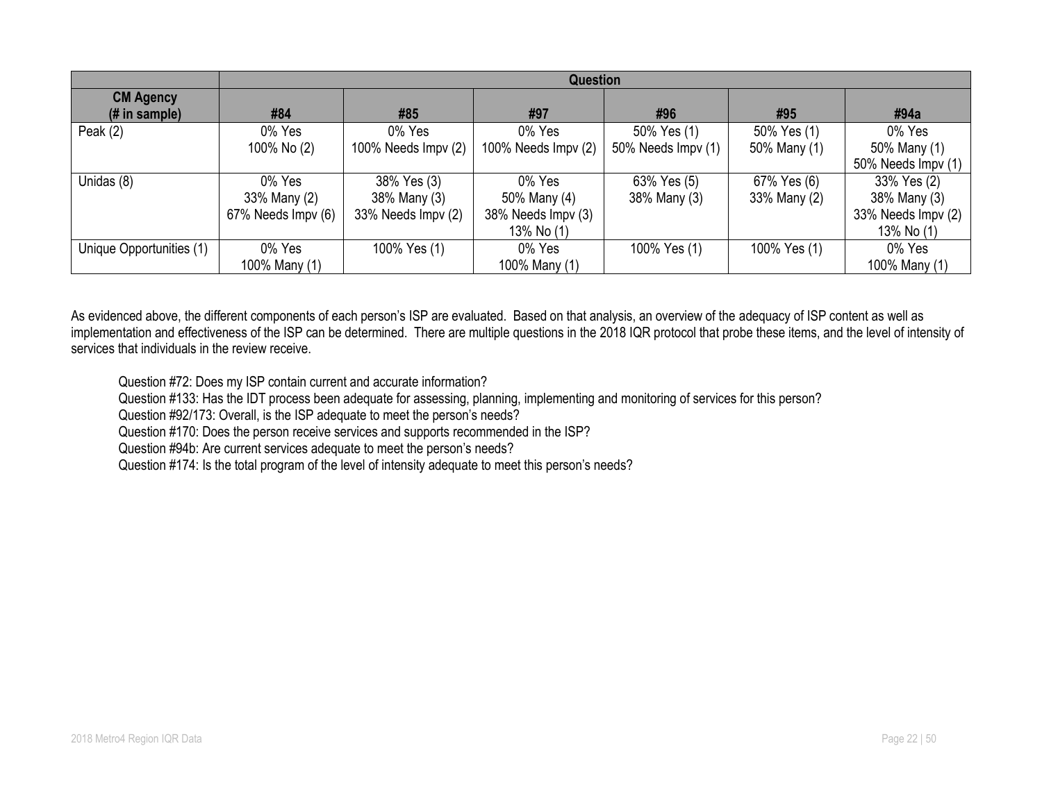| | Question | | | | | |
|---|---|---|---|---|---|---|
| **CM Agency (# in sample)** | **#84** | **#85** | **#97** | **#96** | **#95** | **#94a** |
| Peak (2) | 0% Yes<br>100% No (2) | 0% Yes<br>100% Needs Impv (2) | 0% Yes<br>100% Needs Impv (2) | 50% Yes (1)<br>50% Needs Impv (1) | 50% Yes (1)<br>50% Many (1) | 0% Yes<br>50% Many (1)<br>50% Needs Impv (1) |
| Unidas (8) | 0% Yes<br>33% Many (2)<br>67% Needs Impv (6) | 38% Yes (3)<br>38% Many (3)<br>33% Needs Impv (2) | 0% Yes<br>50% Many (4)<br>38% Needs Impv (3)<br>13% No (1) | 63% Yes (5)<br>38% Many (3) | 67% Yes (6)<br>33% Many (2) | 33% Yes (2)<br>38% Many (3)<br>33% Needs Impv (2)<br>13% No (1) |
| Unique Opportunities (1) | 0% Yes<br>100% Many (1) | 100% Yes (1) | 0% Yes<br>100% Many (1) | 100% Yes (1) | 100% Yes (1) | 0% Yes<br>100% Many (1) |

As evidenced above, the different components of each person's ISP are evaluated. Based on that analysis, an overview of the adequacy of ISP content as well as implementation and effectiveness of the ISP can be determined. There are multiple questions in the 2018 IQR protocol that probe these items, and the level of intensity of services that individuals in the review receive.

Question #72: Does my ISP contain current and accurate information?
Question #133: Has the IDT process been adequate for assessing, planning, implementing and monitoring of services for this person?
Question #92/173: Overall, is the ISP adequate to meet the person's needs?
Question #170: Does the person receive services and supports recommended in the ISP?
Question #94b: Are current services adequate to meet the person's needs?
Question #174: Is the total program of the level of intensity adequate to meet this person's needs?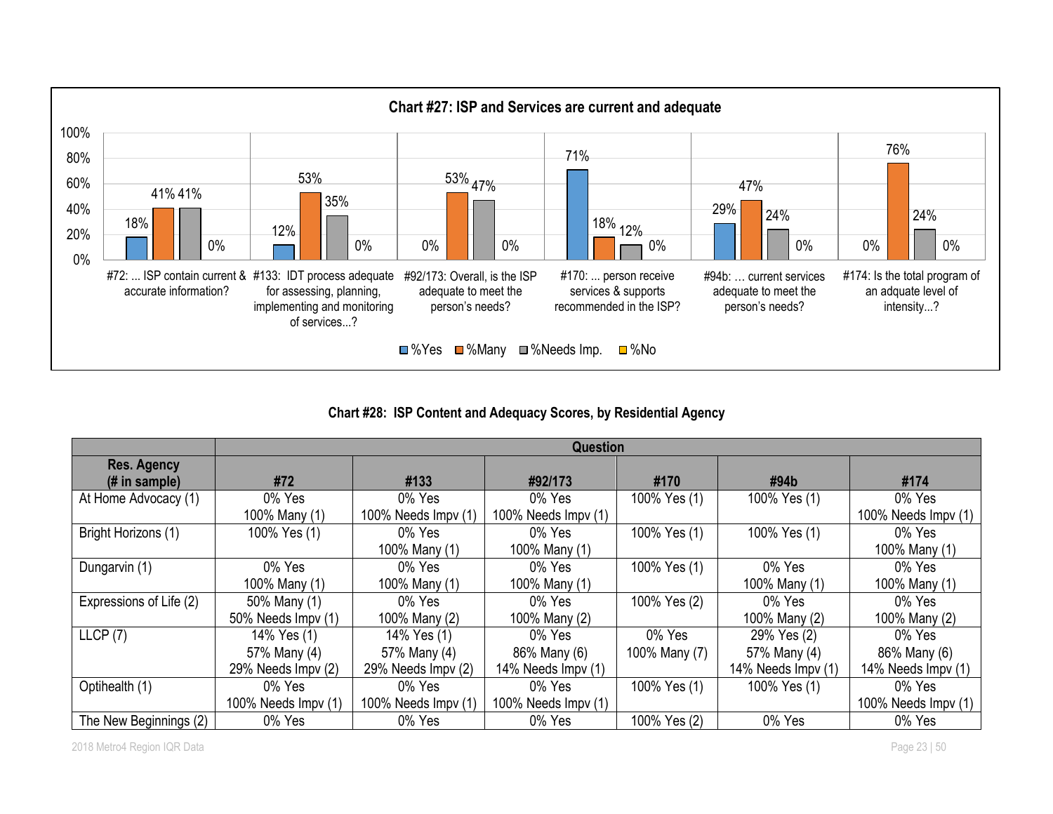**Chart #27: ISP and Services are current and adequate**

| Question | %Yes | %Many | %Needs Imp. | %No |
|---|---|---|---|---|
| #72: ... ISP contain current & accurate information? | 18% | 41% | 41% | 0% |
| #133: IDT process adequate for assessing, planning, implementing and monitoring of services...? | 12% | 53% | 35% | 0% |
| #92/173: Overall, is the ISP adequate to meet the person's needs? | 0% | 53% | 47% | 0% |
| #170: ... person receive services & supports recommended in the ISP? | 71% | 18% | 12% | 0% |
| #94b: … current services adequate to meet the person's needs? | 29% | 47% | 24% | 0% |
| #174: Is the total program of an adquate level of intensity...? | 0% | 76% | 24% | 0% |

**Chart #28: ISP Content and Adequacy Scores, by Residential Agency**

| | Question | | | | | |
|---|---|---|---|---|---|---|
| Res. Agency (# in sample) | #72 | #133 | #92/173 | #170 | #94b | #174 |
| At Home Advocacy (1) | 0% Yes<br>100% Many (1) | 0% Yes<br>100% Needs Impv (1) | 0% Yes<br>100% Needs Impv (1) | 100% Yes (1) | 100% Yes (1) | 0% Yes<br>100% Needs Impv (1) |
| Bright Horizons (1) | 100% Yes (1) | 0% Yes<br>100% Many (1) | 0% Yes<br>100% Many (1) | 100% Yes (1) | 100% Yes (1) | 0% Yes<br>100% Many (1) |
| Dungarvin (1) | 0% Yes<br>100% Many (1) | 0% Yes<br>100% Many (1) | 0% Yes<br>100% Many (1) | 100% Yes (1) | 0% Yes<br>100% Many (1) | 0% Yes<br>100% Many (1) |
| Expressions of Life (2) | 50% Many (1)<br>50% Needs Impv (1) | 0% Yes<br>100% Many (2) | 0% Yes<br>100% Many (2) | 100% Yes (2) | 0% Yes<br>100% Many (2) | 0% Yes<br>100% Many (2) |
| LLCP (7) | 14% Yes (1)<br>57% Many (4)<br>29% Needs Impv (2) | 14% Yes (1)<br>57% Many (4)<br>29% Needs Impv (2) | 0% Yes<br>86% Many (6)<br>14% Needs Impv (1) | 0% Yes<br>100% Many (7) | 29% Yes (2)<br>57% Many (4)<br>14% Needs Impv (1) | 0% Yes<br>86% Many (6)<br>14% Needs Impv (1) |
| Optihealth (1) | 0% Yes<br>100% Needs Impv (1) | 0% Yes<br>100% Needs Impv (1) | 0% Yes<br>100% Needs Impv (1) | 100% Yes (1) | 100% Yes (1) | 0% Yes<br>100% Needs Impv (1) |
| The New Beginnings (2) | 0% Yes | 0% Yes | 0% Yes | 100% Yes (2) | 0% Yes | 0% Yes |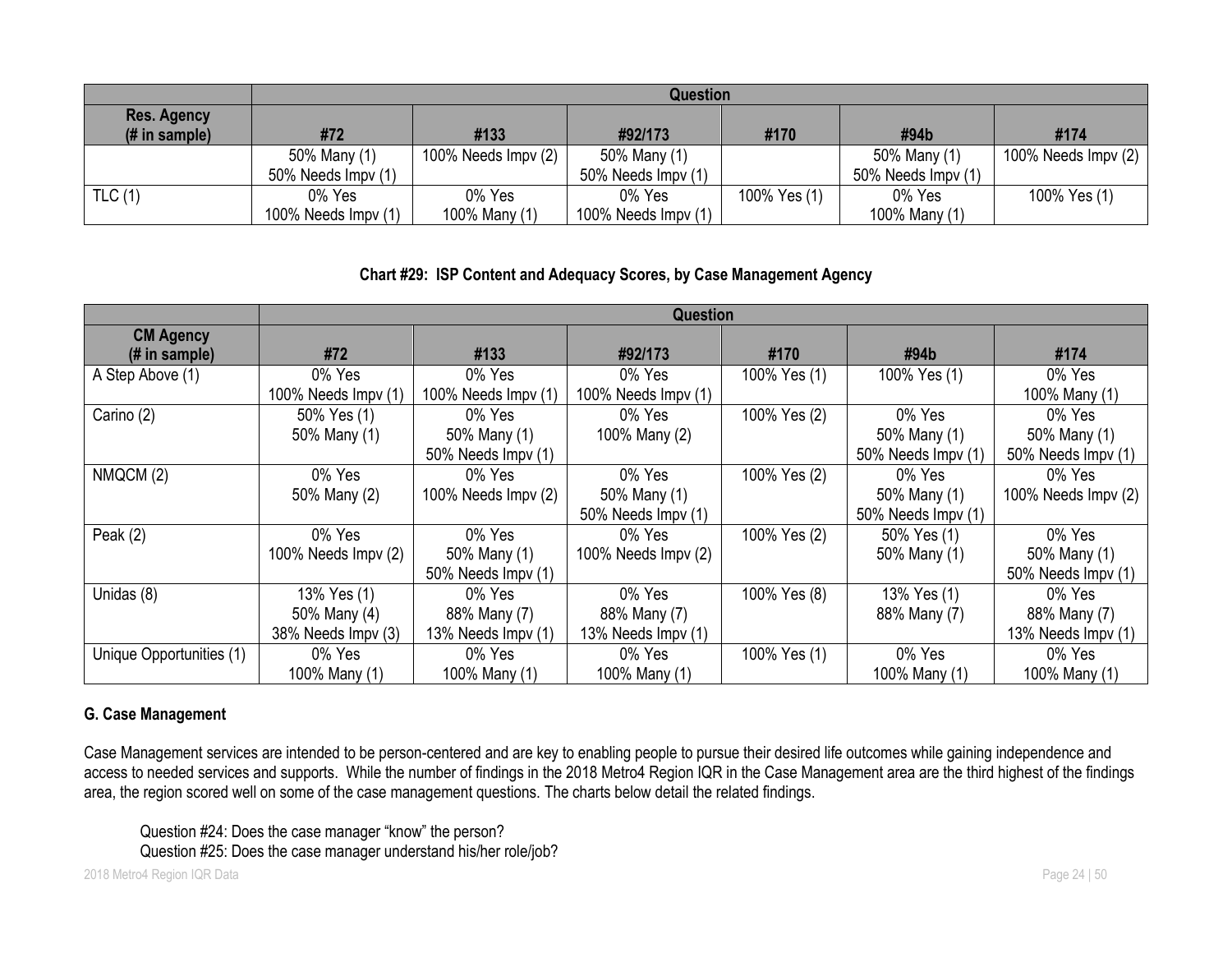| | Question | | | | | |
|---|---|---|---|---|---|---|
| **Res. Agency (# in sample)** | **#72** | **#133** | **#92/173** | **#170** | **#94b** | **#174** |
| | 50% Many (1)<br>50% Needs Impv (1) | 100% Needs Impv (2) | 50% Many (1)<br>50% Needs Impv (1) | | 50% Many (1)<br>50% Needs Impv (1) | 100% Needs Impv (2) |
| TLC (1) | 0% Yes<br>100% Needs Impv (1) | 0% Yes<br>100% Many (1) | 0% Yes<br>100% Needs Impv (1) | 100% Yes (1) | 0% Yes<br>100% Many (1) | 100% Yes (1) |

**Chart #29: ISP Content and Adequacy Scores, by Case Management Agency**

| | Question | | | | | |
|---|---|---|---|---|---|---|
| **CM Agency (# in sample)** | **#72** | **#133** | **#92/173** | **#170** | **#94b** | **#174** |
| A Step Above (1) | 0% Yes<br>100% Needs Impv (1) | 0% Yes<br>100% Needs Impv (1) | 0% Yes<br>100% Needs Impv (1) | 100% Yes (1) | 100% Yes (1) | 0% Yes<br>100% Many (1) |
| Carino (2) | 50% Yes (1)<br>50% Many (1) | 0% Yes<br>50% Many (1)<br>50% Needs Impv (1) | 0% Yes<br>100% Many (2) | 100% Yes (2) | 0% Yes<br>50% Many (1)<br>50% Needs Impv (1) | 0% Yes<br>50% Many (1)<br>50% Needs Impv (1) |
| NMQCM (2) | 0% Yes<br>50% Many (2) | 0% Yes<br>100% Needs Impv (2) | 0% Yes<br>50% Many (1)<br>50% Needs Impv (1) | 100% Yes (2) | 0% Yes<br>50% Many (1)<br>50% Needs Impv (1) | 0% Yes<br>100% Needs Impv (2) |
| Peak (2) | 0% Yes<br>100% Needs Impv (2) | 0% Yes<br>50% Many (1)<br>50% Needs Impv (1) | 0% Yes<br>100% Needs Impv (2) | 100% Yes (2) | 50% Yes (1)<br>50% Many (1) | 0% Yes<br>50% Many (1)<br>50% Needs Impv (1) |
| Unidas (8) | 13% Yes (1)<br>50% Many (4)<br>38% Needs Impv (3) | 0% Yes<br>88% Many (7)<br>13% Needs Impv (1) | 0% Yes<br>88% Many (7)<br>13% Needs Impv (1) | 100% Yes (8) | 13% Yes (1)<br>88% Many (7) | 0% Yes<br>88% Many (7)<br>13% Needs Impv (1) |
| Unique Opportunities (1) | 0% Yes<br>100% Many (1) | 0% Yes<br>100% Many (1) | 0% Yes<br>100% Many (1) | 100% Yes (1) | 0% Yes<br>100% Many (1) | 0% Yes<br>100% Many (1) |

### G. Case Management

Case Management services are intended to be person-centered and are key to enabling people to pursue their desired life outcomes while gaining independence and access to needed services and supports. While the number of findings in the 2018 Metro4 Region IQR in the Case Management area are the third highest of the findings area, the region scored well on some of the case management questions. The charts below detail the related findings.

Question #24: Does the case manager "know" the person?
Question #25: Does the case manager understand his/her role/job?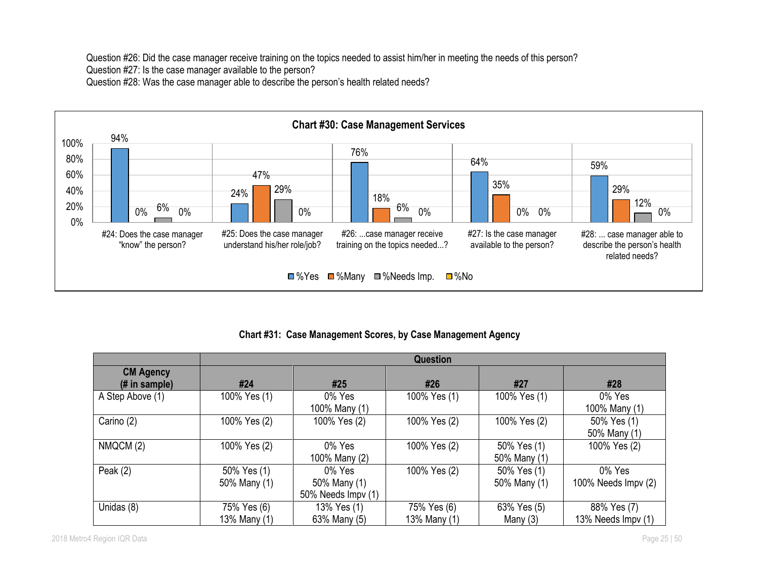Question #26: Did the case manager receive training on the topics needed to assist him/her in meeting the needs of this person?
Question #27: Is the case manager available to the person?
Question #28: Was the case manager able to describe the person's health related needs?

**Chart #30: Case Management Services**

| Question | %Yes | %Many | %Needs Imp. | %No |
|---|---|---|---|---|
| #24: Does the case manager "know" the person? | 94% | 0% | 6% | 0% |
| #25: Does the case manager understand his/her role/job? | 24% | 47% | 29% | 0% |
| #26: ...case manager receive training on the topics needed...? | 76% | 18% | 6% | 0% |
| #27: Is the case manager available to the person? | 64% | 35% | 0% | 0% |
| #28: ... case manager able to describe the person's health related needs? | 59% | 29% | 12% | 0% |

**Chart #31: Case Management Scores, by Case Management Agency**

| | Question | | | | |
|---|---|---|---|---|---|
| **CM Agency (# in sample)** | **#24** | **#25** | **#26** | **#27** | **#28** |
| A Step Above (1) | 100% Yes (1) | 0% Yes<br>100% Many (1) | 100% Yes (1) | 100% Yes (1) | 0% Yes<br>100% Many (1) |
| Carino (2) | 100% Yes (2) | 100% Yes (2) | 100% Yes (2) | 100% Yes (2) | 50% Yes (1)<br>50% Many (1) |
| NMQCM (2) | 100% Yes (2) | 0% Yes<br>100% Many (2) | 100% Yes (2) | 50% Yes (1)<br>50% Many (1) | 100% Yes (2) |
| Peak (2) | 50% Yes (1)<br>50% Many (1) | 0% Yes<br>50% Many (1)<br>50% Needs Impv (1) | 100% Yes (2) | 50% Yes (1)<br>50% Many (1) | 0% Yes<br>100% Needs Impv (2) |
| Unidas (8) | 75% Yes (6)<br>13% Many (1) | 13% Yes (1)<br>63% Many (5) | 75% Yes (6)<br>13% Many (1) | 63% Yes (5)<br>Many (3) | 88% Yes (7)<br>13% Needs Impv (1) |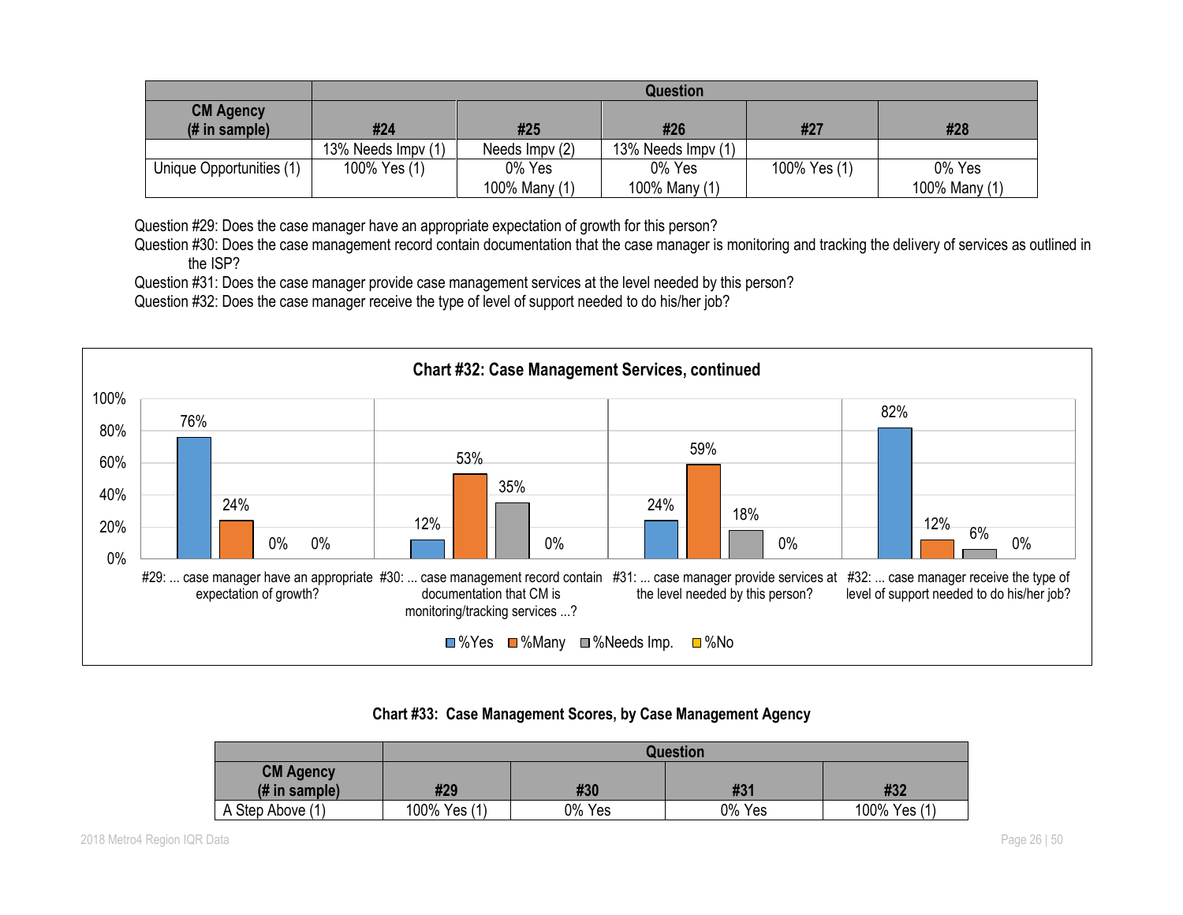| CM Agency (# in sample) | Question | | | | |
|---|---|---|---|---|---|
| | #24 | #25 | #26 | #27 | #28 |
| | 13% Needs Impv (1) | Needs Impv (2) | 13% Needs Impv (1) | | |
| Unique Opportunities (1) | 100% Yes (1) | 0% Yes<br>100% Many (1) | 0% Yes<br>100% Many (1) | 100% Yes (1) | 0% Yes<br>100% Many (1) |

Question #29: Does the case manager have an appropriate expectation of growth for this person?

Question #30: Does the case management record contain documentation that the case manager is monitoring and tracking the delivery of services as outlined in the ISP?

Question #31: Does the case manager provide case management services at the level needed by this person?

Question #32: Does the case manager receive the type of level of support needed to do his/her job?

**Chart #32: Case Management Services, continued**

| Question | %Yes | %Many | %Needs Imp. | %No |
|---|---|---|---|---|
| #29: ... case manager have an appropriate expectation of growth? | 76% | 24% | 0% | 0% |
| #30: ... case management record contain documentation that CM is monitoring/tracking services ...? | 12% | 53% | 35% | 0% |
| #31: ... case manager provide services at the level needed by this person? | 24% | 59% | 18% | 0% |
| #32: ... case manager receive the type of level of support needed to do his/her job? | 82% | 12% | 6% | 0% |

**Chart #33: Case Management Scores, by Case Management Agency**

| CM Agency (# in sample) | Question | | | |
|---|---|---|---|---|
| | #29 | #30 | #31 | #32 |
| A Step Above (1) | 100% Yes (1) | 0% Yes | 0% Yes | 100% Yes (1) |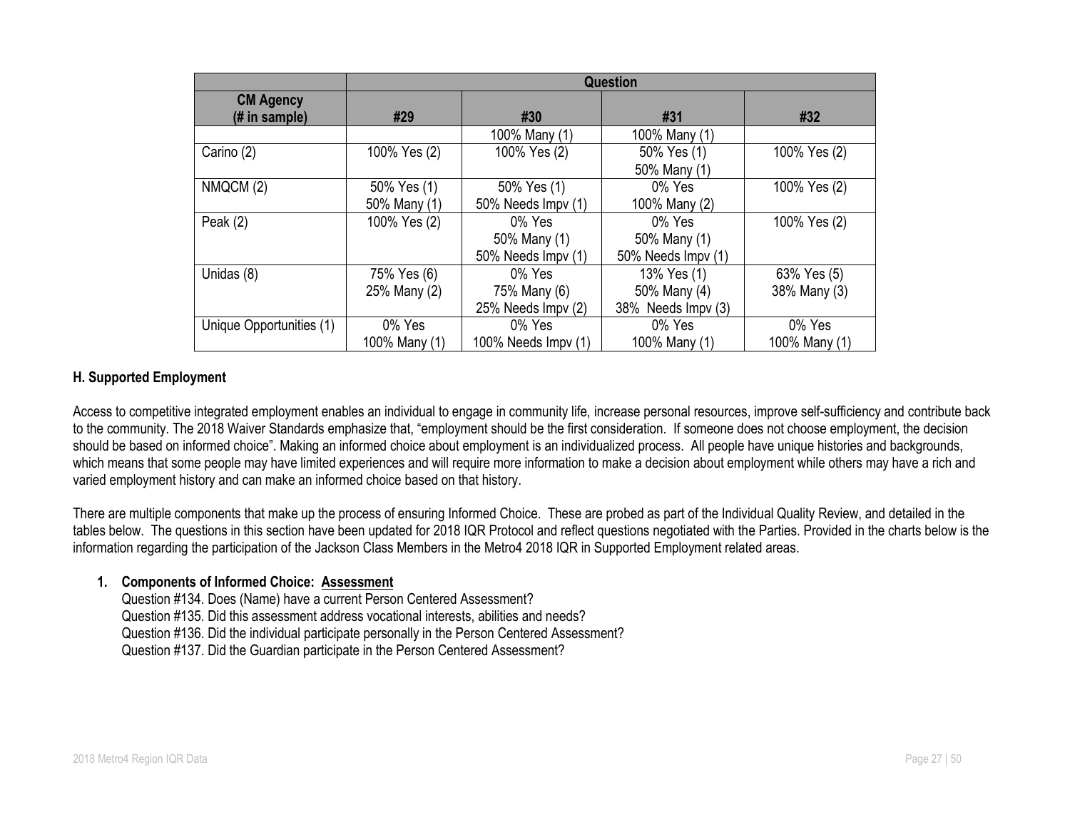| | Question | | | |
|---|---|---|---|---|
| **CM Agency (# in sample)** | **#29** | **#30** | **#31** | **#32** |
| | | 100% Many (1) | 100% Many (1) | |
| Carino (2) | 100% Yes (2) | 100% Yes (2) | 50% Yes (1)<br>50% Many (1) | 100% Yes (2) |
| NMQCM (2) | 50% Yes (1)<br>50% Many (1) | 50% Yes (1)<br>50% Needs Impv (1) | 0% Yes<br>100% Many (2) | 100% Yes (2) |
| Peak (2) | 100% Yes (2) | 0% Yes<br>50% Many (1)<br>50% Needs Impv (1) | 0% Yes<br>50% Many (1)<br>50% Needs Impv (1) | 100% Yes (2) |
| Unidas (8) | 75% Yes (6)<br>25% Many (2) | 0% Yes<br>75% Many (6)<br>25% Needs Impv (2) | 13% Yes (1)<br>50% Many (4)<br>38% Needs Impv (3) | 63% Yes (5)<br>38% Many (3) |
| Unique Opportunities (1) | 0% Yes<br>100% Many (1) | 0% Yes<br>100% Needs Impv (1) | 0% Yes<br>100% Many (1) | 0% Yes<br>100% Many (1) |

### H. Supported Employment

Access to competitive integrated employment enables an individual to engage in community life, increase personal resources, improve self-sufficiency and contribute back to the community. The 2018 Waiver Standards emphasize that, "employment should be the first consideration. If someone does not choose employment, the decision should be based on informed choice". Making an informed choice about employment is an individualized process. All people have unique histories and backgrounds, which means that some people may have limited experiences and will require more information to make a decision about employment while others may have a rich and varied employment history and can make an informed choice based on that history.

There are multiple components that make up the process of ensuring Informed Choice. These are probed as part of the Individual Quality Review, and detailed in the tables below. The questions in this section have been updated for 2018 IQR Protocol and reflect questions negotiated with the Parties. Provided in the charts below is the information regarding the participation of the Jackson Class Members in the Metro4 2018 IQR in Supported Employment related areas.

1. **Components of Informed Choice: Assessment**
   Question #134. Does (Name) have a current Person Centered Assessment?
   Question #135. Did this assessment address vocational interests, abilities and needs?
   Question #136. Did the individual participate personally in the Person Centered Assessment?
   Question #137. Did the Guardian participate in the Person Centered Assessment?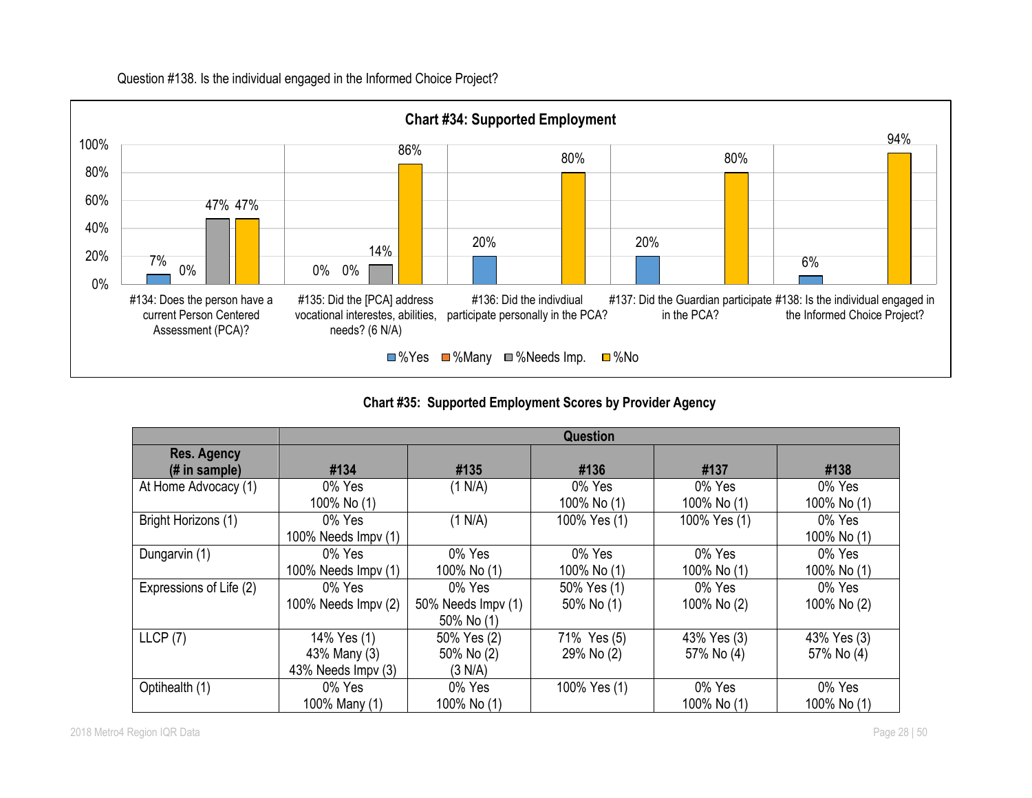Question #138. Is the individual engaged in the Informed Choice Project?

**Chart #34: Supported Employment**

| Question | %Yes | %Many | %Needs Imp. | %No |
|---|---|---|---|---|
| #134: Does the person have a current Person Centered Assessment (PCA)? | 7% | 0% | 47% | 47% |
| #135: Did the [PCA] address vocational interestes, abilities, needs? (6 N/A) | 0% | 0% | 14% | 86% |
| #136: Did the indivdiual participate personally in the PCA? | 20% | | | 80% |
| #137: Did the Guardian participate in the PCA? | 20% | | | 80% |
| #138: Is the individual engaged in the Informed Choice Project? | 6% | | | 94% |

**Chart #35: Supported Employment Scores by Provider Agency**

| Res. Agency (# in sample) | #134 | #135 | #136 | #137 | #138 |
|---|---|---|---|---|---|
| At Home Advocacy (1) | 0% Yes<br>100% No (1) | (1 N/A) | 0% Yes<br>100% No (1) | 0% Yes<br>100% No (1) | 0% Yes<br>100% No (1) |
| Bright Horizons (1) | 0% Yes<br>100% Needs Impv (1) | (1 N/A) | 100% Yes (1) | 100% Yes (1) | 0% Yes<br>100% No (1) |
| Dungarvin (1) | 0% Yes<br>100% Needs Impv (1) | 0% Yes<br>100% No (1) | 0% Yes<br>100% No (1) | 0% Yes<br>100% No (1) | 0% Yes<br>100% No (1) |
| Expressions of Life (2) | 0% Yes<br>100% Needs Impv (2) | 0% Yes<br>50% Needs Impv (1)<br>50% No (1) | 50% Yes (1)<br>50% No (1) | 0% Yes<br>100% No (2) | 0% Yes<br>100% No (2) |
| LLCP (7) | 14% Yes (1)<br>43% Many (3)<br>43% Needs Impv (3) | 50% Yes (2)<br>50% No (2)<br>(3 N/A) | 71% Yes (5)<br>29% No (2) | 43% Yes (3)<br>57% No (4) | 43% Yes (3)<br>57% No (4) |
| Optihealth (1) | 0% Yes<br>100% Many (1) | 0% Yes<br>100% No (1) | 100% Yes (1) | 0% Yes<br>100% No (1) | 0% Yes<br>100% No (1) |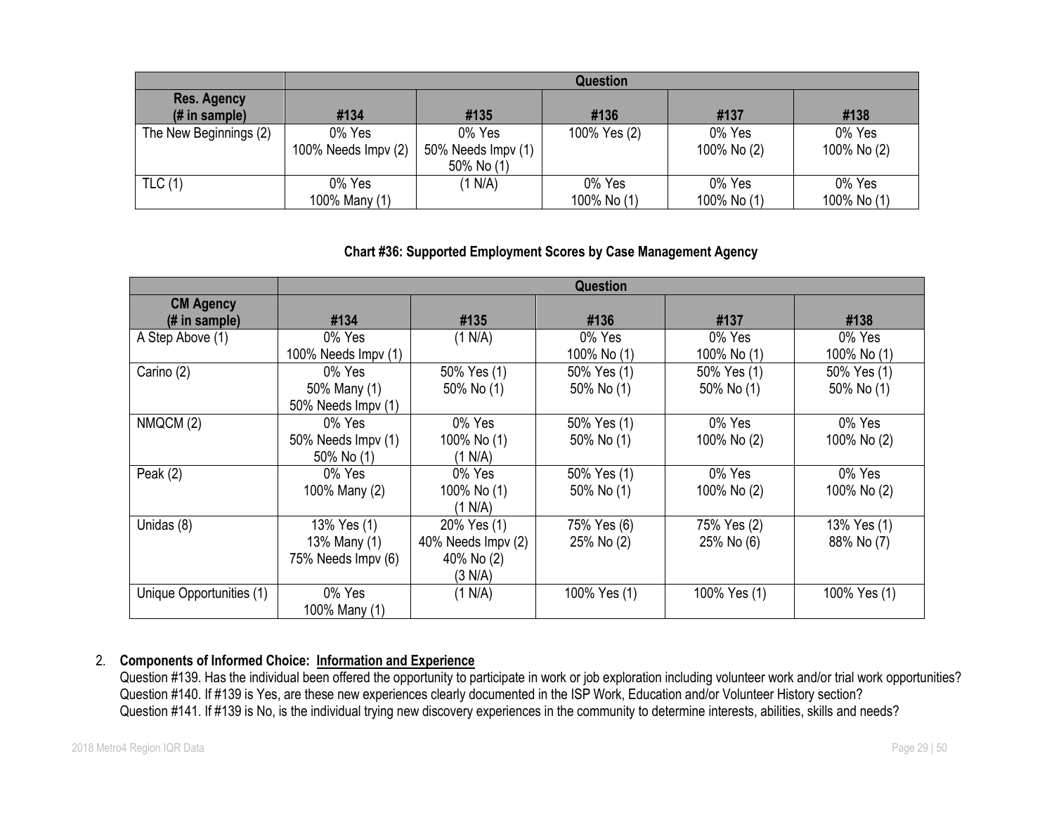| | Question | | | | |
|---|---|---|---|---|---|
| **Res. Agency (# in sample)** | **#134** | **#135** | **#136** | **#137** | **#138** |
| The New Beginnings (2) | 0% Yes<br>100% Needs Impv (2) | 0% Yes<br>50% Needs Impv (1)<br>50% No (1) | 100% Yes (2) | 0% Yes<br>100% No (2) | 0% Yes<br>100% No (2) |
| TLC (1) | 0% Yes<br>100% Many (1) | (1 N/A) | 0% Yes<br>100% No (1) | 0% Yes<br>100% No (1) | 0% Yes<br>100% No (1) |

**Chart #36: Supported Employment Scores by Case Management Agency**

| | Question | | | | |
|---|---|---|---|---|---|
| **CM Agency (# in sample)** | **#134** | **#135** | **#136** | **#137** | **#138** |
| A Step Above (1) | 0% Yes<br>100% Needs Impv (1) | (1 N/A) | 0% Yes<br>100% No (1) | 0% Yes<br>100% No (1) | 0% Yes<br>100% No (1) |
| Carino (2) | 0% Yes<br>50% Many (1)<br>50% Needs Impv (1) | 50% Yes (1)<br>50% No (1) | 50% Yes (1)<br>50% No (1) | 50% Yes (1)<br>50% No (1) | 50% Yes (1)<br>50% No (1) |
| NMQCM (2) | 0% Yes<br>50% Needs Impv (1)<br>50% No (1) | 0% Yes<br>100% No (1)<br>(1 N/A) | 50% Yes (1)<br>50% No (1) | 0% Yes<br>100% No (2) | 0% Yes<br>100% No (2) |
| Peak (2) | 0% Yes<br>100% Many (2) | 0% Yes<br>100% No (1)<br>(1 N/A) | 50% Yes (1)<br>50% No (1) | 0% Yes<br>100% No (2) | 0% Yes<br>100% No (2) |
| Unidas (8) | 13% Yes (1)<br>13% Many (1)<br>75% Needs Impv (6) | 20% Yes (1)<br>40% Needs Impv (2)<br>40% No (2)<br>(3 N/A) | 75% Yes (6)<br>25% No (2) | 75% Yes (2)<br>25% No (6) | 13% Yes (1)<br>88% No (7) |
| Unique Opportunities (1) | 0% Yes<br>100% Many (1) | (1 N/A) | 100% Yes (1) | 100% Yes (1) | 100% Yes (1) |

2. **Components of Informed Choice: Information and Experience**
   Question #139. Has the individual been offered the opportunity to participate in work or job exploration including volunteer work and/or trial work opportunities?
   Question #140. If #139 is Yes, are these new experiences clearly documented in the ISP Work, Education and/or Volunteer History section?
   Question #141. If #139 is No, is the individual trying new discovery experiences in the community to determine interests, abilities, skills and needs?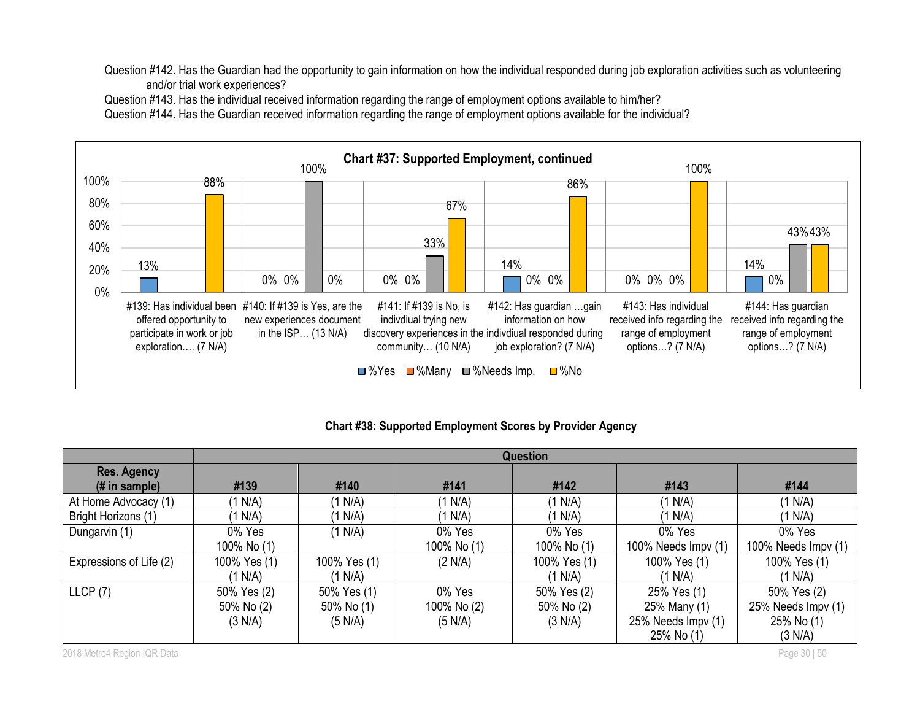Question #142. Has the Guardian had the opportunity to gain information on how the individual responded during job exploration activities such as volunteering and/or trial work experiences?

Question #143. Has the individual received information regarding the range of employment options available to him/her?

Question #144. Has the Guardian received information regarding the range of employment options available for the individual?

**Chart #37: Supported Employment, continued**

| Question | %Yes | %Many | %Needs Imp. | %No |
|---|---|---|---|---|
| #139: Has individual been offered opportunity to participate in work or job exploration…. (7 N/A) | 13% | | | 88% |
| #140: If #139 is Yes, are the new experiences document in the ISP… (13 N/A) | 0% | 0% | 100% | 0% |
| #141: If #139 is No, is indivdiual trying new discovery experiences in the community… (10 N/A) | 0% | 0% | 33% | 67% |
| #142: Has guardian …gain information on how indivdiual responded during job exploration? (7 N/A) | 14% | 0% | 0% | 86% |
| #143: Has individual received info regarding the range of employment options…? (7 N/A) | 0% | 0% | 0% | 100% |
| #144: Has guardian received info regarding the range of employment options…? (7 N/A) | 14% | 0% | 43% | 43% |

**Chart #38: Supported Employment Scores by Provider Agency**

| | Question | | | | | |
|---|---|---|---|---|---|---|
| **Res. Agency (# in sample)** | **#139** | **#140** | **#141** | **#142** | **#143** | **#144** |
| At Home Advocacy (1) | (1 N/A) | (1 N/A) | (1 N/A) | (1 N/A) | (1 N/A) | (1 N/A) |
| Bright Horizons (1) | (1 N/A) | (1 N/A) | (1 N/A) | (1 N/A) | (1 N/A) | (1 N/A) |
| Dungarvin (1) | 0% Yes<br>100% No (1) | (1 N/A) | 0% Yes<br>100% No (1) | 0% Yes<br>100% No (1) | 0% Yes<br>100% Needs Impv (1) | 0% Yes<br>100% Needs Impv (1) |
| Expressions of Life (2) | 100% Yes (1)<br>(1 N/A) | 100% Yes (1)<br>(1 N/A) | (2 N/A) | 100% Yes (1)<br>(1 N/A) | 100% Yes (1)<br>(1 N/A) | 100% Yes (1)<br>(1 N/A) |
| LLCP (7) | 50% Yes (2)<br>50% No (2)<br>(3 N/A) | 50% Yes (1)<br>50% No (1)<br>(5 N/A) | 0% Yes<br>100% No (2)<br>(5 N/A) | 50% Yes (2)<br>50% No (2)<br>(3 N/A) | 25% Yes (1)<br>25% Many (1)<br>25% Needs Impv (1)<br>25% No (1) | 50% Yes (2)<br>25% Needs Impv (1)<br>25% No (1)<br>(3 N/A) |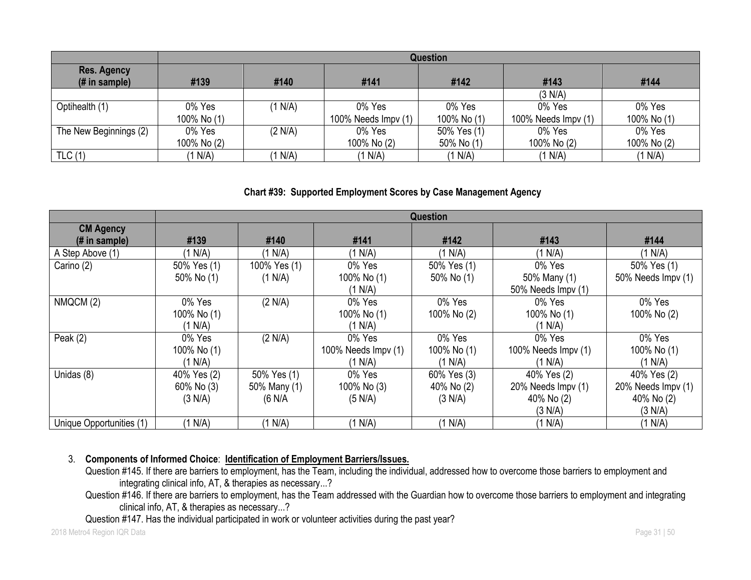| | Question | | | | | |
|---|---|---|---|---|---|---|
| **Res. Agency (# in sample)** | **#139** | **#140** | **#141** | **#142** | **#143** | **#144** |
| | | | | | (3 N/A) | |
| Optihealth (1) | 0% Yes<br>100% No (1) | (1 N/A) | 0% Yes<br>100% Needs Impv (1) | 0% Yes<br>100% No (1) | 0% Yes<br>100% Needs Impv (1) | 0% Yes<br>100% No (1) |
| The New Beginnings (2) | 0% Yes<br>100% No (2) | (2 N/A) | 0% Yes<br>100% No (2) | 50% Yes (1)<br>50% No (1) | 0% Yes<br>100% No (2) | 0% Yes<br>100% No (2) |
| TLC (1) | (1 N/A) | (1 N/A) | (1 N/A) | (1 N/A) | (1 N/A) | (1 N/A) |

**Chart #39: Supported Employment Scores by Case Management Agency**

| | Question | | | | | |
|---|---|---|---|---|---|---|
| **CM Agency (# in sample)** | **#139** | **#140** | **#141** | **#142** | **#143** | **#144** |
| A Step Above (1) | (1 N/A) | (1 N/A) | (1 N/A) | (1 N/A) | (1 N/A) | (1 N/A) |
| Carino (2) | 50% Yes (1)<br>50% No (1) | 100% Yes (1)<br>(1 N/A) | 0% Yes<br>100% No (1)<br>(1 N/A) | 50% Yes (1)<br>50% No (1) | 0% Yes<br>50% Many (1)<br>50% Needs Impv (1) | 50% Yes (1)<br>50% Needs Impv (1) |
| NMQCM (2) | 0% Yes<br>100% No (1)<br>(1 N/A) | (2 N/A) | 0% Yes<br>100% No (1)<br>(1 N/A) | 0% Yes<br>100% No (2) | 0% Yes<br>100% No (1)<br>(1 N/A) | 0% Yes<br>100% No (2) |
| Peak (2) | 0% Yes<br>100% No (1)<br>(1 N/A) | (2 N/A) | 0% Yes<br>100% Needs Impv (1)<br>(1 N/A) | 0% Yes<br>100% No (1)<br>(1 N/A) | 0% Yes<br>100% Needs Impv (1)<br>(1 N/A) | 0% Yes<br>100% No (1)<br>(1 N/A) |
| Unidas (8) | 40% Yes (2)<br>60% No (3)<br>(3 N/A) | 50% Yes (1)<br>50% Many (1)<br>(6 N/A | 0% Yes<br>100% No (3)<br>(5 N/A) | 60% Yes (3)<br>40% No (2)<br>(3 N/A) | 40% Yes (2)<br>20% Needs Impv (1)<br>40% No (2)<br>(3 N/A) | 40% Yes (2)<br>20% Needs Impv (1)<br>40% No (2)<br>(3 N/A) |
| Unique Opportunities (1) | (1 N/A) | (1 N/A) | (1 N/A) | (1 N/A) | (1 N/A) | (1 N/A) |

3. **Components of Informed Choice**: **Identification of Employment Barriers/Issues.**

   Question #145. If there are barriers to employment, has the Team, including the individual, addressed how to overcome those barriers to employment and integrating clinical info, AT, & therapies as necessary...?

   Question #146. If there are barriers to employment, has the Team addressed with the Guardian how to overcome those barriers to employment and integrating clinical info, AT, & therapies as necessary...?

   Question #147. Has the individual participated in work or volunteer activities during the past year?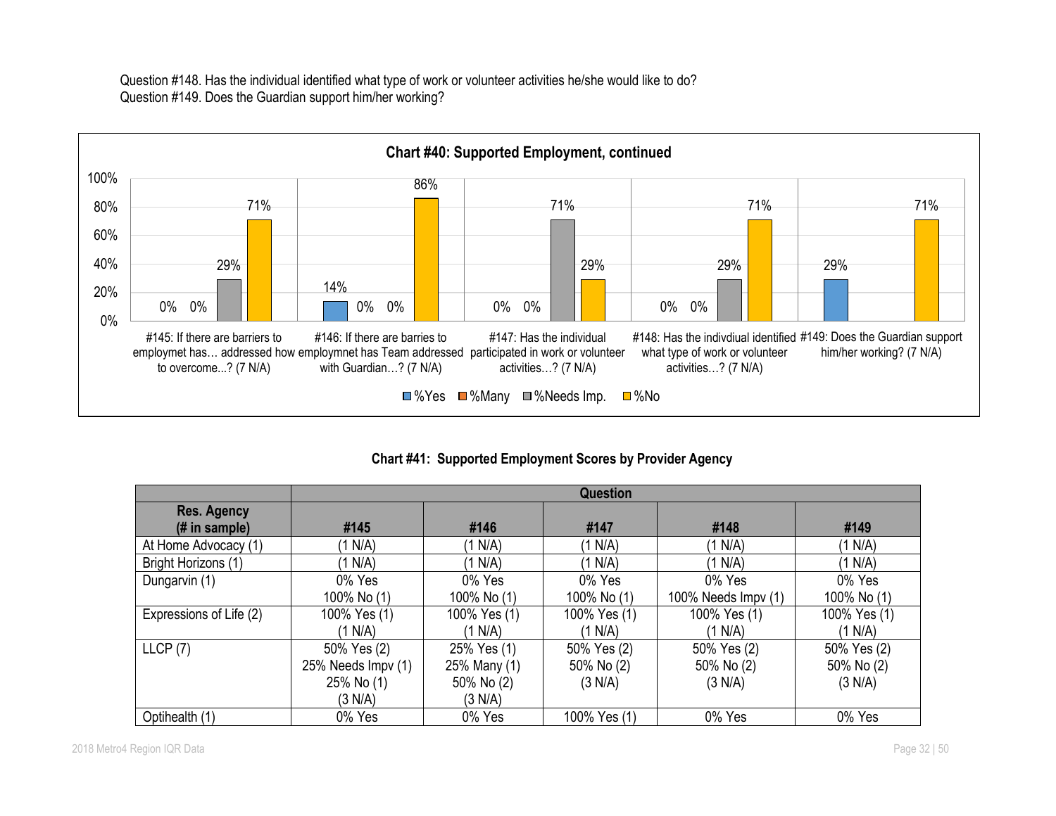Question #148. Has the individual identified what type of work or volunteer activities he/she would like to do?
Question #149. Does the Guardian support him/her working?

**Chart #40: Supported Employment, continued**

| Question | %Yes | %Many | %Needs Imp. | %No |
|---|---|---|---|---|
| #145: If there are barriers to employmet has… addressed how to overcome...? (7 N/A) | 0% | 0% | 29% | 71% |
| #146: If there are barries to employmnet has Team addressed with Guardian…? (7 N/A) | 14% | 0% | 0% | 86% |
| #147: Has the individual participated in work or volunteer activities…? (7 N/A) | 0% | 0% | 71% | 29% |
| #148: Has the indivdiual identified what type of work or volunteer activities…? (7 N/A) | 0% | 0% | 29% | 71% |
| #149: Does the Guardian support him/her working? (7 N/A) | 29% | | | 71% |

**Chart #41: Supported Employment Scores by Provider Agency**

| Res. Agency (# in sample) | Question | | | | |
|---|---|---|---|---|---|
| | #145 | #146 | #147 | #148 | #149 |
| At Home Advocacy (1) | (1 N/A) | (1 N/A) | (1 N/A) | (1 N/A) | (1 N/A) |
| Bright Horizons (1) | (1 N/A) | (1 N/A) | (1 N/A) | (1 N/A) | (1 N/A) |
| Dungarvin (1) | 0% Yes<br>100% No (1) | 0% Yes<br>100% No (1) | 0% Yes<br>100% No (1) | 0% Yes<br>100% Needs Impv (1) | 0% Yes<br>100% No (1) |
| Expressions of Life (2) | 100% Yes (1)<br>(1 N/A) | 100% Yes (1)<br>(1 N/A) | 100% Yes (1)<br>(1 N/A) | 100% Yes (1)<br>(1 N/A) | 100% Yes (1)<br>(1 N/A) |
| LLCP (7) | 50% Yes (2)<br>25% Needs Impv (1)<br>25% No (1)<br>(3 N/A) | 25% Yes (1)<br>25% Many (1)<br>50% No (2)<br>(3 N/A) | 50% Yes (2)<br>50% No (2)<br>(3 N/A) | 50% Yes (2)<br>50% No (2)<br>(3 N/A) | 50% Yes (2)<br>50% No (2)<br>(3 N/A) |
| Optihealth (1) | 0% Yes | 0% Yes | 100% Yes (1) | 0% Yes | 0% Yes |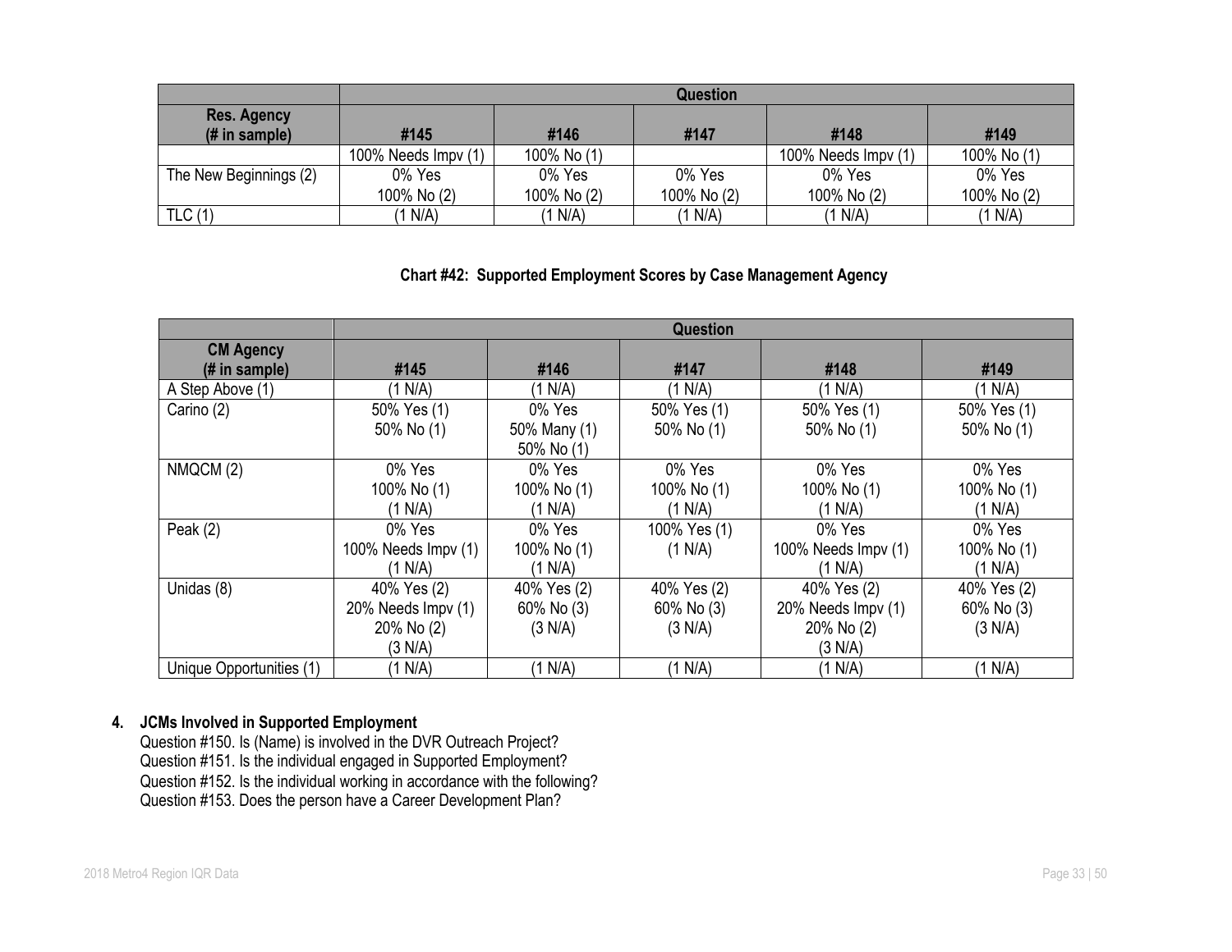| | Question | | | | |
|---|---|---|---|---|---|
| Res. Agency (# in sample) | #145 | #146 | #147 | #148 | #149 |
| | 100% Needs Impv (1) | 100% No (1) | | 100% Needs Impv (1) | 100% No (1) |
| The New Beginnings (2) | 0% Yes<br>100% No (2) | 0% Yes<br>100% No (2) | 0% Yes<br>100% No (2) | 0% Yes<br>100% No (2) | 0% Yes<br>100% No (2) |
| TLC (1) | (1 N/A) | (1 N/A) | (1 N/A) | (1 N/A) | (1 N/A) |

**Chart #42: Supported Employment Scores by Case Management Agency**

| | Question | | | | |
|---|---|---|---|---|---|
| CM Agency (# in sample) | #145 | #146 | #147 | #148 | #149 |
| A Step Above (1) | (1 N/A) | (1 N/A) | (1 N/A) | (1 N/A) | (1 N/A) |
| Carino (2) | 50% Yes (1)<br>50% No (1) | 0% Yes<br>50% Many (1)<br>50% No (1) | 50% Yes (1)<br>50% No (1) | 50% Yes (1)<br>50% No (1) | 50% Yes (1)<br>50% No (1) |
| NMQCM (2) | 0% Yes<br>100% No (1)<br>(1 N/A) | 0% Yes<br>100% No (1)<br>(1 N/A) | 0% Yes<br>100% No (1)<br>(1 N/A) | 0% Yes<br>100% No (1)<br>(1 N/A) | 0% Yes<br>100% No (1)<br>(1 N/A) |
| Peak (2) | 0% Yes<br>100% Needs Impv (1)<br>(1 N/A) | 0% Yes<br>100% No (1)<br>(1 N/A) | 100% Yes (1)<br>(1 N/A) | 0% Yes<br>100% Needs Impv (1)<br>(1 N/A) | 0% Yes<br>100% No (1)<br>(1 N/A) |
| Unidas (8) | 40% Yes (2)<br>20% Needs Impv (1)<br>20% No (2)<br>(3 N/A) | 40% Yes (2)<br>60% No (3)<br>(3 N/A) | 40% Yes (2)<br>60% No (3)<br>(3 N/A) | 40% Yes (2)<br>20% Needs Impv (1)<br>20% No (2)<br>(3 N/A) | 40% Yes (2)<br>60% No (3)<br>(3 N/A) |
| Unique Opportunities (1) | (1 N/A) | (1 N/A) | (1 N/A) | (1 N/A) | (1 N/A) |

### 4. JCMs Involved in Supported Employment

Question #150. Is (Name) is involved in the DVR Outreach Project?
Question #151. Is the individual engaged in Supported Employment?
Question #152. Is the individual working in accordance with the following?
Question #153. Does the person have a Career Development Plan?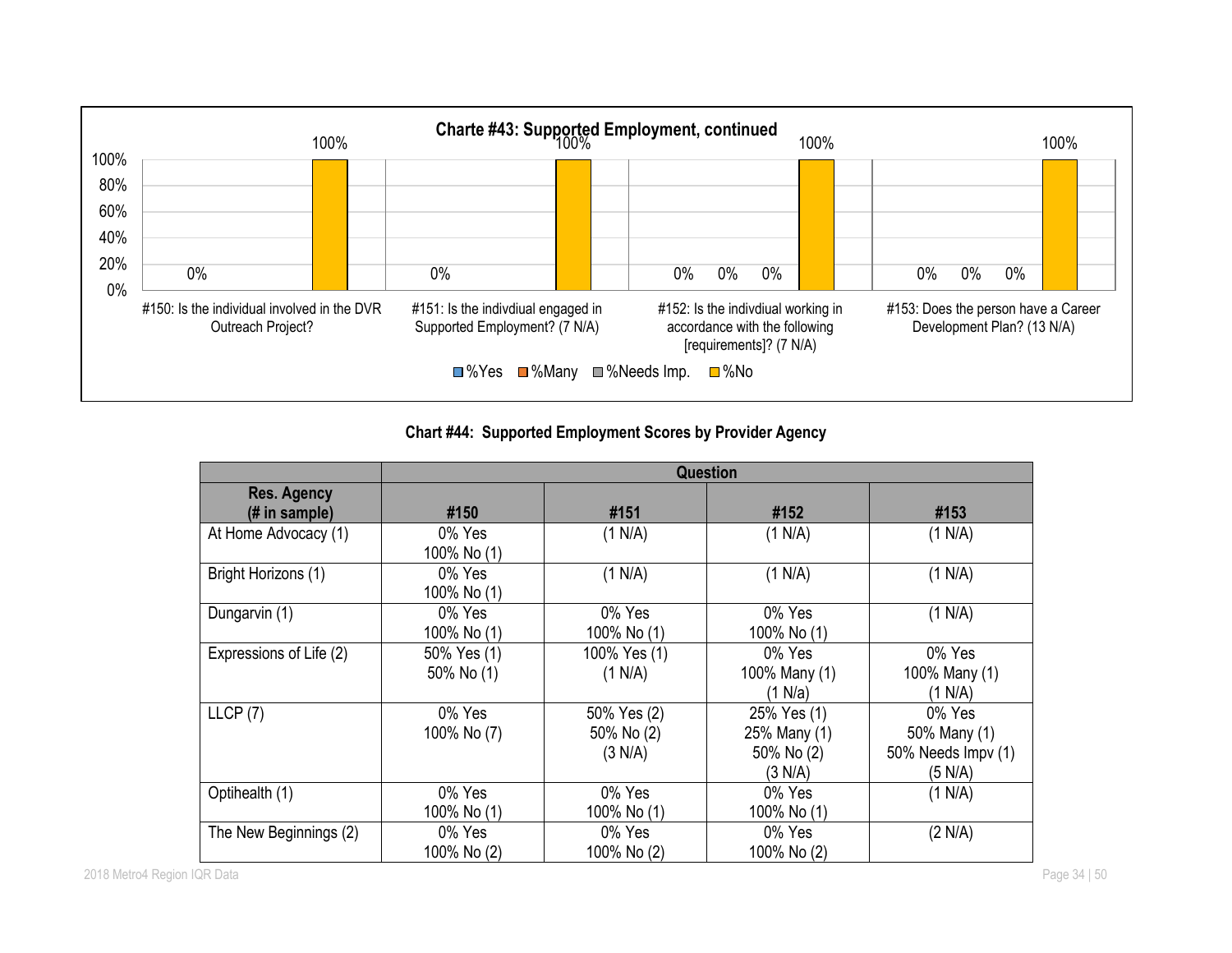**Charte #43: Supported Employment, continued**

| | %Yes | %Many | %Needs Imp. | %No |
|---|---|---|---|---|
| #150: Is the individual involved in the DVR Outreach Project? | 0% | | | 100% |
| #151: Is the indivdiual engaged in Supported Employment? (7 N/A) | 0% | | | 100% |
| #152: Is the indivdiual working in accordance with the following [requirements]? (7 N/A) | 0% | 0% | 0% | 100% |
| #153: Does the person have a Career Development Plan? (13 N/A) | 0% | 0% | 0% | 100% |

### Chart #44: Supported Employment Scores by Provider Agency

| | Question | | | |
|---|---|---|---|---|
| Res. Agency (# in sample) | #150 | #151 | #152 | #153 |
| At Home Advocacy (1) | 0% Yes<br>100% No (1) | (1 N/A) | (1 N/A) | (1 N/A) |
| Bright Horizons (1) | 0% Yes<br>100% No (1) | (1 N/A) | (1 N/A) | (1 N/A) |
| Dungarvin (1) | 0% Yes<br>100% No (1) | 0% Yes<br>100% No (1) | 0% Yes<br>100% No (1) | (1 N/A) |
| Expressions of Life (2) | 50% Yes (1)<br>50% No (1) | 100% Yes (1)<br>(1 N/A) | 0% Yes<br>100% Many (1)<br>(1 N/a) | 0% Yes<br>100% Many (1)<br>(1 N/A) |
| LLCP (7) | 0% Yes<br>100% No (7) | 50% Yes (2)<br>50% No (2)<br>(3 N/A) | 25% Yes (1)<br>25% Many (1)<br>50% No (2)<br>(3 N/A) | 0% Yes<br>50% Many (1)<br>50% Needs Impv (1)<br>(5 N/A) |
| Optihealth (1) | 0% Yes<br>100% No (1) | 0% Yes<br>100% No (1) | 0% Yes<br>100% No (1) | (1 N/A) |
| The New Beginnings (2) | 0% Yes<br>100% No (2) | 0% Yes<br>100% No (2) | 0% Yes<br>100% No (2) | (2 N/A) |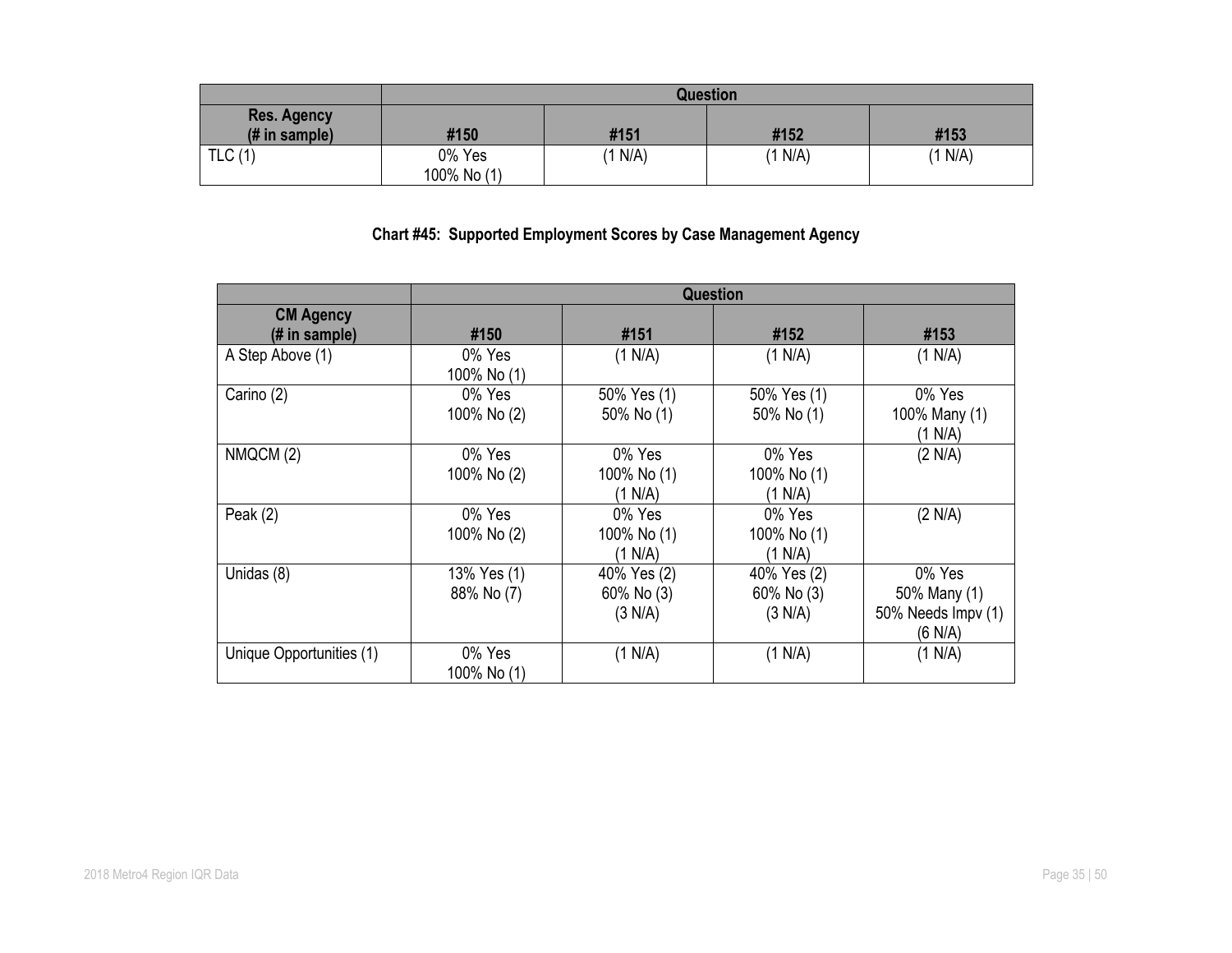| | Question | | | |
|---|---|---|---|---|
| **Res. Agency (# in sample)** | **#150** | **#151** | **#152** | **#153** |
| TLC (1) | 0% Yes<br>100% No (1) | (1 N/A) | (1 N/A) | (1 N/A) |

**Chart #45: Supported Employment Scores by Case Management Agency**

| | Question | | | |
|---|---|---|---|---|
| **CM Agency (# in sample)** | **#150** | **#151** | **#152** | **#153** |
| A Step Above (1) | 0% Yes<br>100% No (1) | (1 N/A) | (1 N/A) | (1 N/A) |
| Carino (2) | 0% Yes<br>100% No (2) | 50% Yes (1)<br>50% No (1) | 50% Yes (1)<br>50% No (1) | 0% Yes<br>100% Many (1)<br>(1 N/A) |
| NMQCM (2) | 0% Yes<br>100% No (2) | 0% Yes<br>100% No (1)<br>(1 N/A) | 0% Yes<br>100% No (1)<br>(1 N/A) | (2 N/A) |
| Peak (2) | 0% Yes<br>100% No (2) | 0% Yes<br>100% No (1)<br>(1 N/A) | 0% Yes<br>100% No (1)<br>(1 N/A) | (2 N/A) |
| Unidas (8) | 13% Yes (1)<br>88% No (7) | 40% Yes (2)<br>60% No (3)<br>(3 N/A) | 40% Yes (2)<br>60% No (3)<br>(3 N/A) | 0% Yes<br>50% Many (1)<br>50% Needs Impv (1)<br>(6 N/A) |
| Unique Opportunities (1) | 0% Yes<br>100% No (1) | (1 N/A) | (1 N/A) | (1 N/A) |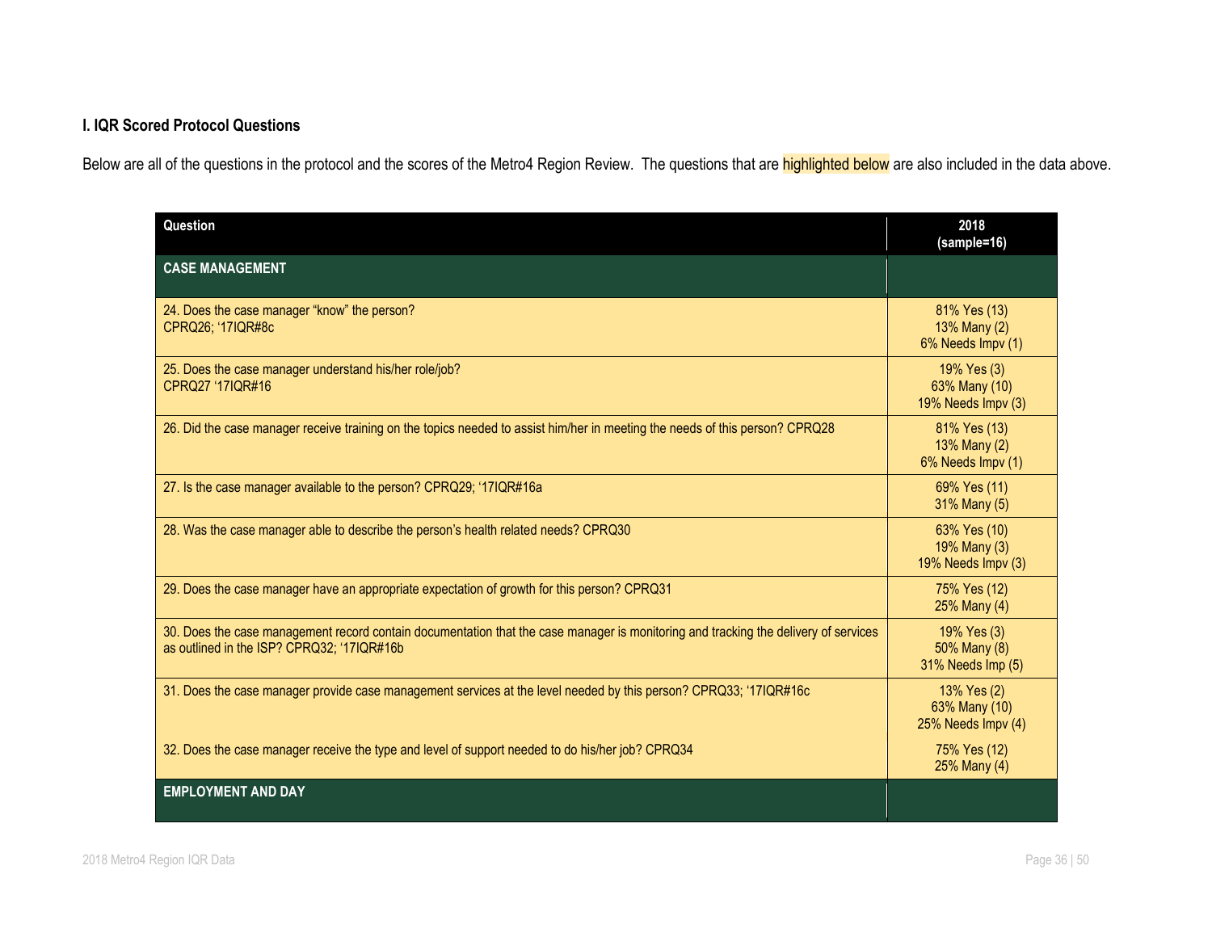### I. IQR Scored Protocol Questions

Below are all of the questions in the protocol and the scores of the Metro4 Region Review. The questions that are highlighted below are also included in the data above.

| Question | 2018 (sample=16) |
|---|---|
| **CASE MANAGEMENT** | |
| 24. Does the case manager "know" the person? CPRQ26; '17IQR#8c | 81% Yes (13)<br>13% Many (2)<br>6% Needs Impv (1) |
| 25. Does the case manager understand his/her role/job? CPRQ27 '17IQR#16 | 19% Yes (3)<br>63% Many (10)<br>19% Needs Impv (3) |
| 26. Did the case manager receive training on the topics needed to assist him/her in meeting the needs of this person? CPRQ28 | 81% Yes (13)<br>13% Many (2)<br>6% Needs Impv (1) |
| 27. Is the case manager available to the person? CPRQ29; '17IQR#16a | 69% Yes (11)<br>31% Many (5) |
| 28. Was the case manager able to describe the person's health related needs? CPRQ30 | 63% Yes (10)<br>19% Many (3)<br>19% Needs Impv (3) |
| 29. Does the case manager have an appropriate expectation of growth for this person? CPRQ31 | 75% Yes (12)<br>25% Many (4) |
| 30. Does the case management record contain documentation that the case manager is monitoring and tracking the delivery of services as outlined in the ISP? CPRQ32; '17IQR#16b | 19% Yes (3)<br>50% Many (8)<br>31% Needs Imp (5) |
| 31. Does the case manager provide case management services at the level needed by this person? CPRQ33; '17IQR#16c | 13% Yes (2)<br>63% Many (10)<br>25% Needs Impv (4) |
| 32. Does the case manager receive the type and level of support needed to do his/her job? CPRQ34 | 75% Yes (12)<br>25% Many (4) |
| **EMPLOYMENT AND DAY** | |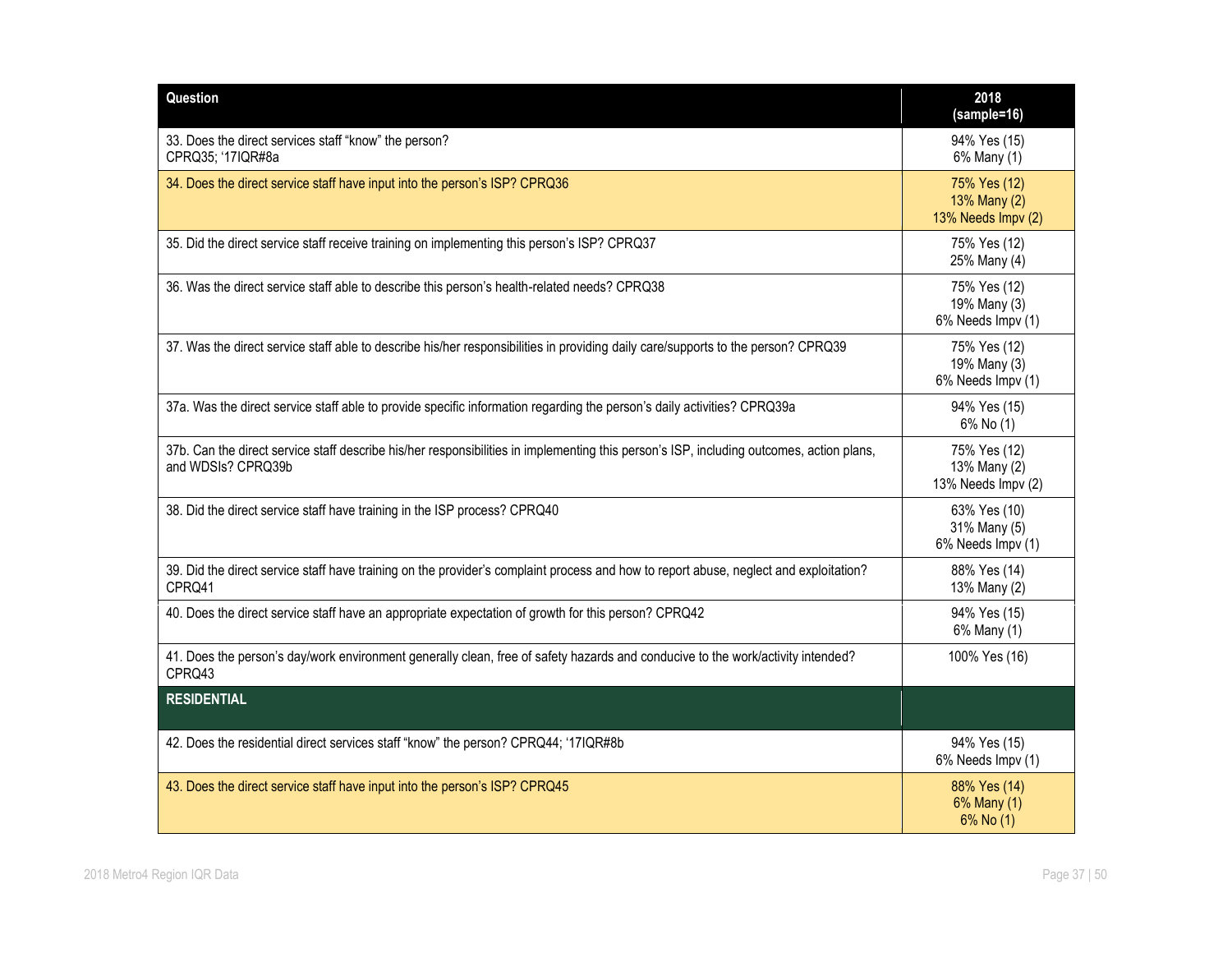| Question | 2018 (sample=16) |
| --- | --- |
| 33. Does the direct services staff “know” the person? CPRQ35; ‘17IQR#8a | 94% Yes (15)<br>6% Many (1) |
| 34. Does the direct service staff have input into the person’s ISP? CPRQ36 | 75% Yes (12)<br>13% Many (2)<br>13% Needs Impv (2) |
| 35. Did the direct service staff receive training on implementing this person’s ISP? CPRQ37 | 75% Yes (12)<br>25% Many (4) |
| 36. Was the direct service staff able to describe this person’s health-related needs? CPRQ38 | 75% Yes (12)<br>19% Many (3)<br>6% Needs Impv (1) |
| 37. Was the direct service staff able to describe his/her responsibilities in providing daily care/supports to the person? CPRQ39 | 75% Yes (12)<br>19% Many (3)<br>6% Needs Impv (1) |
| 37a. Was the direct service staff able to provide specific information regarding the person’s daily activities? CPRQ39a | 94% Yes (15)<br>6% No (1) |
| 37b. Can the direct service staff describe his/her responsibilities in implementing this person’s ISP, including outcomes, action plans, and WDSIs? CPRQ39b | 75% Yes (12)<br>13% Many (2)<br>13% Needs Impv (2) |
| 38. Did the direct service staff have training in the ISP process? CPRQ40 | 63% Yes (10)<br>31% Many (5)<br>6% Needs Impv (1) |
| 39. Did the direct service staff have training on the provider’s complaint process and how to report abuse, neglect and exploitation? CPRQ41 | 88% Yes (14)<br>13% Many (2) |
| 40. Does the direct service staff have an appropriate expectation of growth for this person? CPRQ42 | 94% Yes (15)<br>6% Many (1) |
| 41. Does the person’s day/work environment generally clean, free of safety hazards and conducive to the work/activity intended? CPRQ43 | 100% Yes (16) |
| **RESIDENTIAL** | |
| 42. Does the residential direct services staff “know” the person? CPRQ44; ‘17IQR#8b | 94% Yes (15)<br>6% Needs Impv (1) |
| 43. Does the direct service staff have input into the person’s ISP? CPRQ45 | 88% Yes (14)<br>6% Many (1)<br>6% No (1) |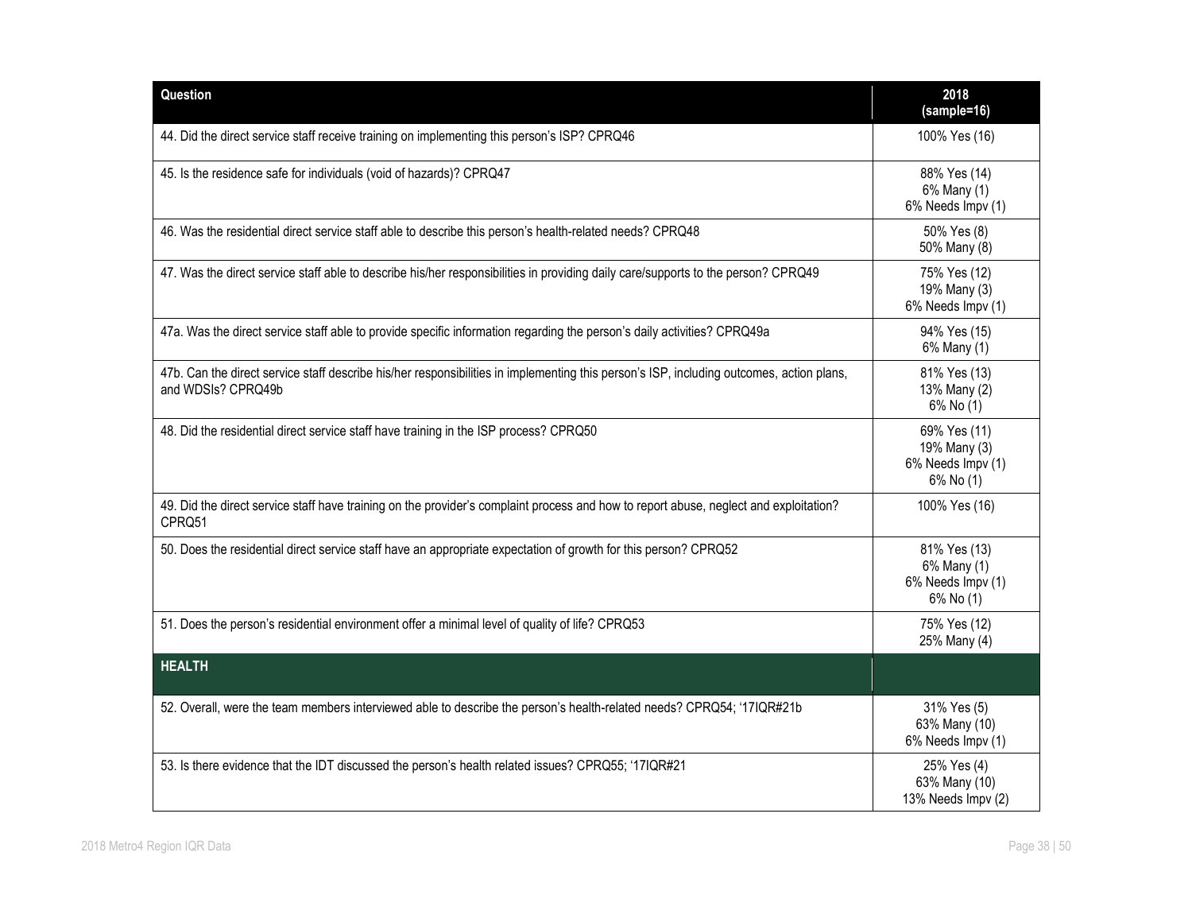| Question | 2018 (sample=16) |
|---|---|
| 44. Did the direct service staff receive training on implementing this person's ISP? CPRQ46 | 100% Yes (16) |
| 45. Is the residence safe for individuals (void of hazards)? CPRQ47 | 88% Yes (14)<br>6% Many (1)<br>6% Needs Impv (1) |
| 46. Was the residential direct service staff able to describe this person's health-related needs? CPRQ48 | 50% Yes (8)<br>50% Many (8) |
| 47. Was the direct service staff able to describe his/her responsibilities in providing daily care/supports to the person? CPRQ49 | 75% Yes (12)<br>19% Many (3)<br>6% Needs Impv (1) |
| 47a. Was the direct service staff able to provide specific information regarding the person's daily activities? CPRQ49a | 94% Yes (15)<br>6% Many (1) |
| 47b. Can the direct service staff describe his/her responsibilities in implementing this person's ISP, including outcomes, action plans, and WDSIs? CPRQ49b | 81% Yes (13)<br>13% Many (2)<br>6% No (1) |
| 48. Did the residential direct service staff have training in the ISP process? CPRQ50 | 69% Yes (11)<br>19% Many (3)<br>6% Needs Impv (1)<br>6% No (1) |
| 49. Did the direct service staff have training on the provider's complaint process and how to report abuse, neglect and exploitation? CPRQ51 | 100% Yes (16) |
| 50. Does the residential direct service staff have an appropriate expectation of growth for this person? CPRQ52 | 81% Yes (13)<br>6% Many (1)<br>6% Needs Impv (1)<br>6% No (1) |
| 51. Does the person's residential environment offer a minimal level of quality of life? CPRQ53 | 75% Yes (12)<br>25% Many (4) |
| **HEALTH** | |
| 52. Overall, were the team members interviewed able to describe the person's health-related needs? CPRQ54; '17IQR#21b | 31% Yes (5)<br>63% Many (10)<br>6% Needs Impv (1) |
| 53. Is there evidence that the IDT discussed the person's health related issues? CPRQ55; '17IQR#21 | 25% Yes (4)<br>63% Many (10)<br>13% Needs Impv (2) |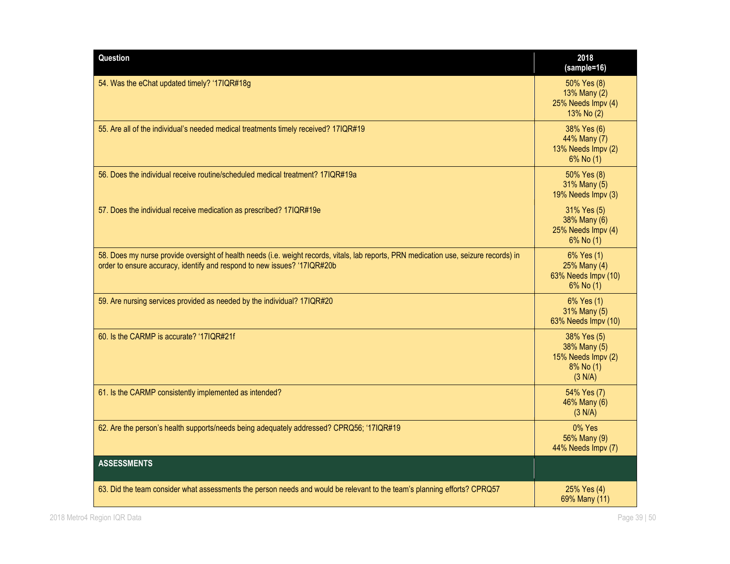| Question | 2018 (sample=16) |
|---|---|
| 54. Was the eChat updated timely? '17IQR#18g | 50% Yes (8)<br>13% Many (2)<br>25% Needs Impv (4)<br>13% No (2) |
| 55. Are all of the individual's needed medical treatments timely received? 17IQR#19 | 38% Yes (6)<br>44% Many (7)<br>13% Needs Impv (2)<br>6% No (1) |
| 56. Does the individual receive routine/scheduled medical treatment? 17IQR#19a | 50% Yes (8)<br>31% Many (5)<br>19% Needs Impv (3) |
| 57. Does the individual receive medication as prescribed? 17IQR#19e | 31% Yes (5)<br>38% Many (6)<br>25% Needs Impv (4)<br>6% No (1) |
| 58. Does my nurse provide oversight of health needs (i.e. weight records, vitals, lab reports, PRN medication use, seizure records) in order to ensure accuracy, identify and respond to new issues? '17IQR#20b | 6% Yes (1)<br>25% Many (4)<br>63% Needs Impv (10)<br>6% No (1) |
| 59. Are nursing services provided as needed by the individual? 17IQR#20 | 6% Yes (1)<br>31% Many (5)<br>63% Needs Impv (10) |
| 60. Is the CARMP is accurate? '17IQR#21f | 38% Yes (5)<br>38% Many (5)<br>15% Needs Impv (2)<br>8% No (1)<br>(3 N/A) |
| 61. Is the CARMP consistently implemented as intended? | 54% Yes (7)<br>46% Many (6)<br>(3 N/A) |
| 62. Are the person's health supports/needs being adequately addressed? CPRQ56; '17IQR#19 | 0% Yes<br>56% Many (9)<br>44% Needs Impv (7) |
| **ASSESSMENTS** | |
| 63. Did the team consider what assessments the person needs and would be relevant to the team's planning efforts? CPRQ57 | 25% Yes (4)<br>69% Many (11) |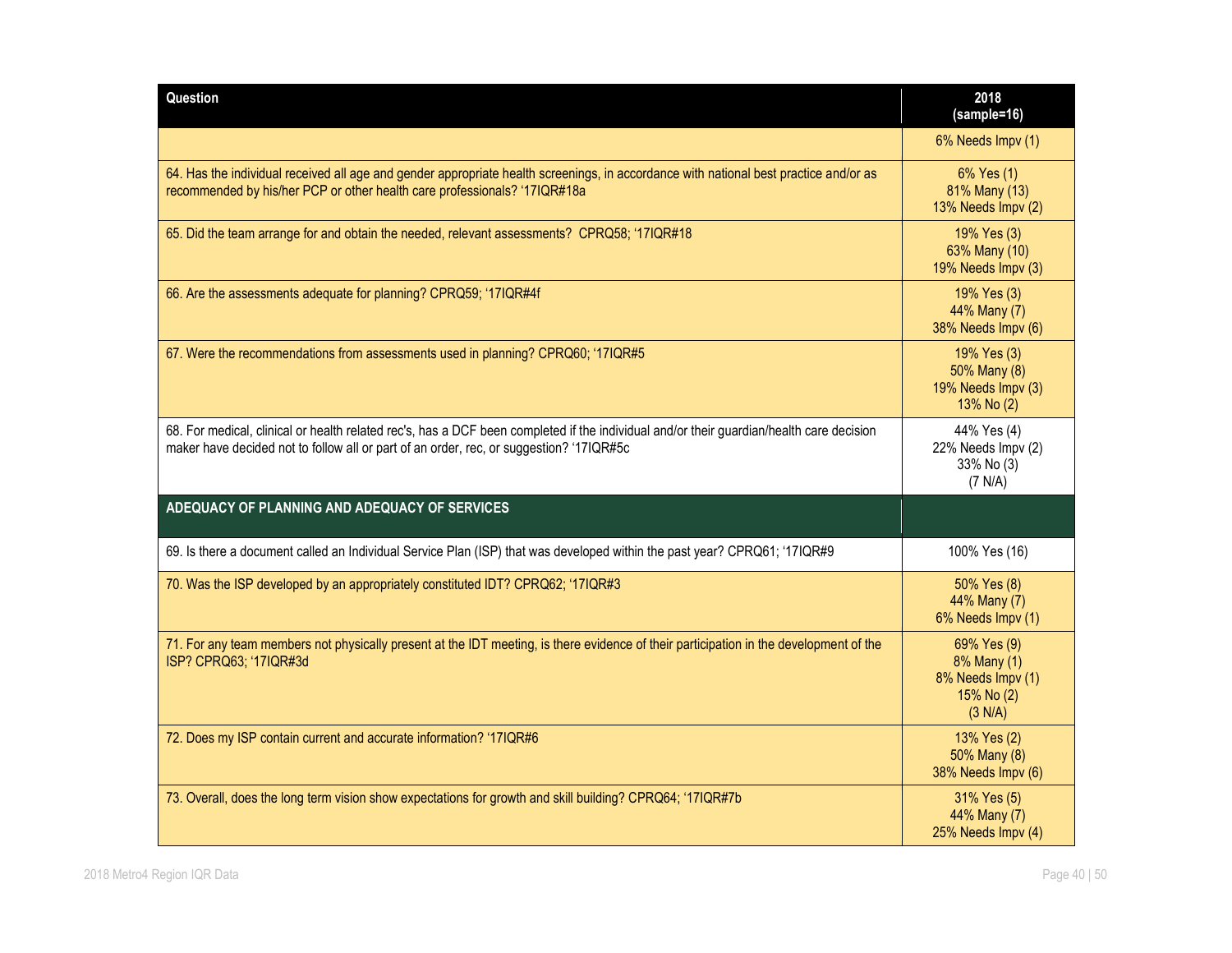| Question | 2018 (sample=16) |
| --- | --- |
| | 6% Needs Impv (1) |
| 64. Has the individual received all age and gender appropriate health screenings, in accordance with national best practice and/or as recommended by his/her PCP or other health care professionals? '17IQR#18a | 6% Yes (1)<br>81% Many (13)<br>13% Needs Impv (2) |
| 65. Did the team arrange for and obtain the needed, relevant assessments? CPRQ58; '17IQR#18 | 19% Yes (3)<br>63% Many (10)<br>19% Needs Impv (3) |
| 66. Are the assessments adequate for planning? CPRQ59; '17IQR#4f | 19% Yes (3)<br>44% Many (7)<br>38% Needs Impv (6) |
| 67. Were the recommendations from assessments used in planning? CPRQ60; '17IQR#5 | 19% Yes (3)<br>50% Many (8)<br>19% Needs Impv (3)<br>13% No (2) |
| 68. For medical, clinical or health related rec's, has a DCF been completed if the individual and/or their guardian/health care decision maker have decided not to follow all or part of an order, rec, or suggestion? '17IQR#5c | 44% Yes (4)<br>22% Needs Impv (2)<br>33% No (3)<br>(7 N/A) |
| **ADEQUACY OF PLANNING AND ADEQUACY OF SERVICES** | |
| 69. Is there a document called an Individual Service Plan (ISP) that was developed within the past year? CPRQ61; '17IQR#9 | 100% Yes (16) |
| 70. Was the ISP developed by an appropriately constituted IDT? CPRQ62; '17IQR#3 | 50% Yes (8)<br>44% Many (7)<br>6% Needs Impv (1) |
| 71. For any team members not physically present at the IDT meeting, is there evidence of their participation in the development of the ISP? CPRQ63; '17IQR#3d | 69% Yes (9)<br>8% Many (1)<br>8% Needs Impv (1)<br>15% No (2)<br>(3 N/A) |
| 72. Does my ISP contain current and accurate information? '17IQR#6 | 13% Yes (2)<br>50% Many (8)<br>38% Needs Impv (6) |
| 73. Overall, does the long term vision show expectations for growth and skill building? CPRQ64; '17IQR#7b | 31% Yes (5)<br>44% Many (7)<br>25% Needs Impv (4) |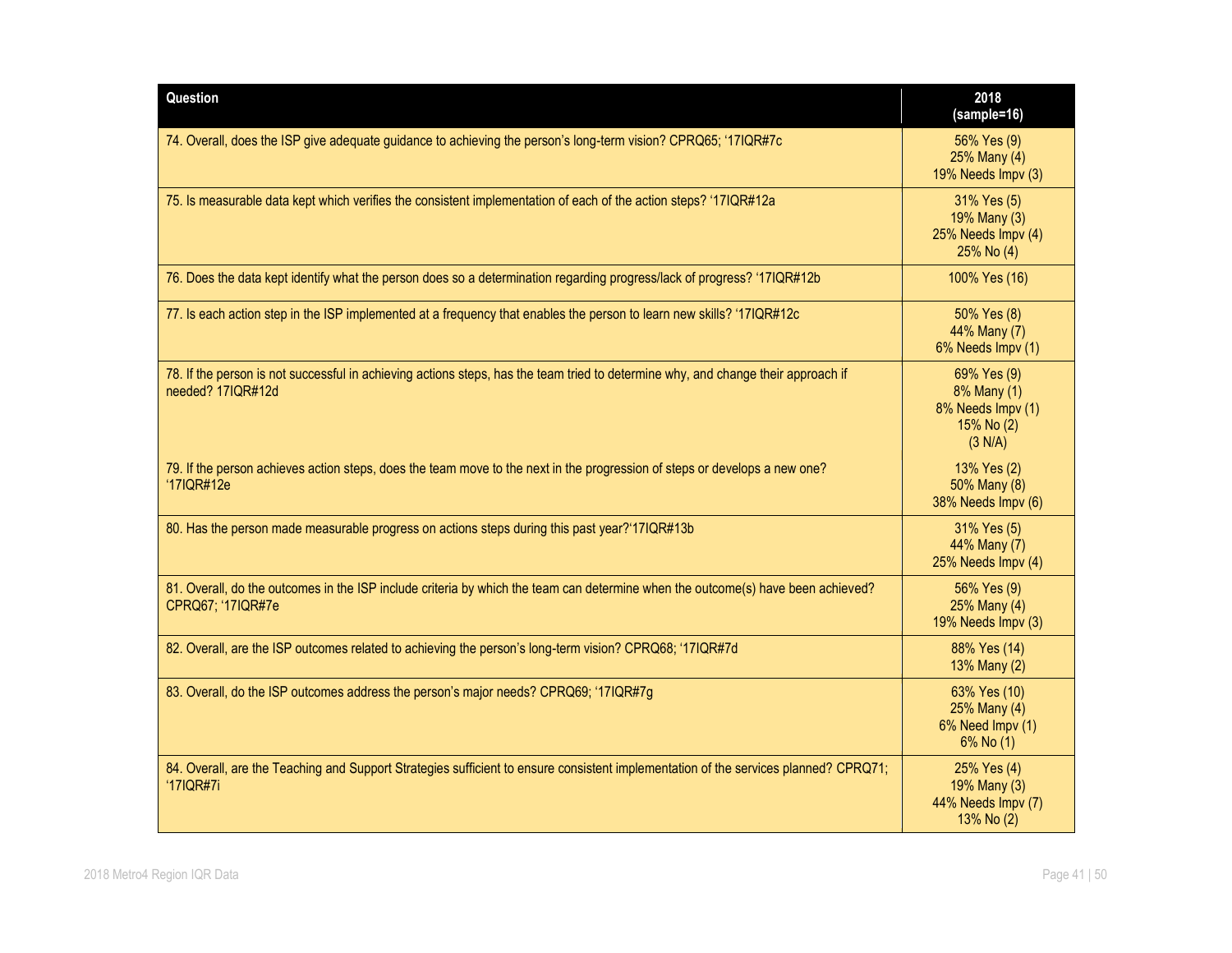| Question | 2018 (sample=16) |
|---|---|
| 74. Overall, does the ISP give adequate guidance to achieving the person's long-term vision? CPRQ65; '17IQR#7c | 56% Yes (9)<br>25% Many (4)<br>19% Needs Impv (3) |
| 75. Is measurable data kept which verifies the consistent implementation of each of the action steps? '17IQR#12a | 31% Yes (5)<br>19% Many (3)<br>25% Needs Impv (4)<br>25% No (4) |
| 76. Does the data kept identify what the person does so a determination regarding progress/lack of progress? '17IQR#12b | 100% Yes (16) |
| 77. Is each action step in the ISP implemented at a frequency that enables the person to learn new skills? '17IQR#12c | 50% Yes (8)<br>44% Many (7)<br>6% Needs Impv (1) |
| 78. If the person is not successful in achieving actions steps, has the team tried to determine why, and change their approach if needed? 17IQR#12d | 69% Yes (9)<br>8% Many (1)<br>8% Needs Impv (1)<br>15% No (2)<br>(3 N/A) |
| 79. If the person achieves action steps, does the team move to the next in the progression of steps or develops a new one? '17IQR#12e | 13% Yes (2)<br>50% Many (8)<br>38% Needs Impv (6) |
| 80. Has the person made measurable progress on actions steps during this past year?'17IQR#13b | 31% Yes (5)<br>44% Many (7)<br>25% Needs Impv (4) |
| 81. Overall, do the outcomes in the ISP include criteria by which the team can determine when the outcome(s) have been achieved? CPRQ67; '17IQR#7e | 56% Yes (9)<br>25% Many (4)<br>19% Needs Impv (3) |
| 82. Overall, are the ISP outcomes related to achieving the person's long-term vision? CPRQ68; '17IQR#7d | 88% Yes (14)<br>13% Many (2) |
| 83. Overall, do the ISP outcomes address the person's major needs? CPRQ69; '17IQR#7g | 63% Yes (10)<br>25% Many (4)<br>6% Need Impv (1)<br>6% No (1) |
| 84. Overall, are the Teaching and Support Strategies sufficient to ensure consistent implementation of the services planned? CPRQ71; '17IQR#7i | 25% Yes (4)<br>19% Many (3)<br>44% Needs Impv (7)<br>13% No (2) |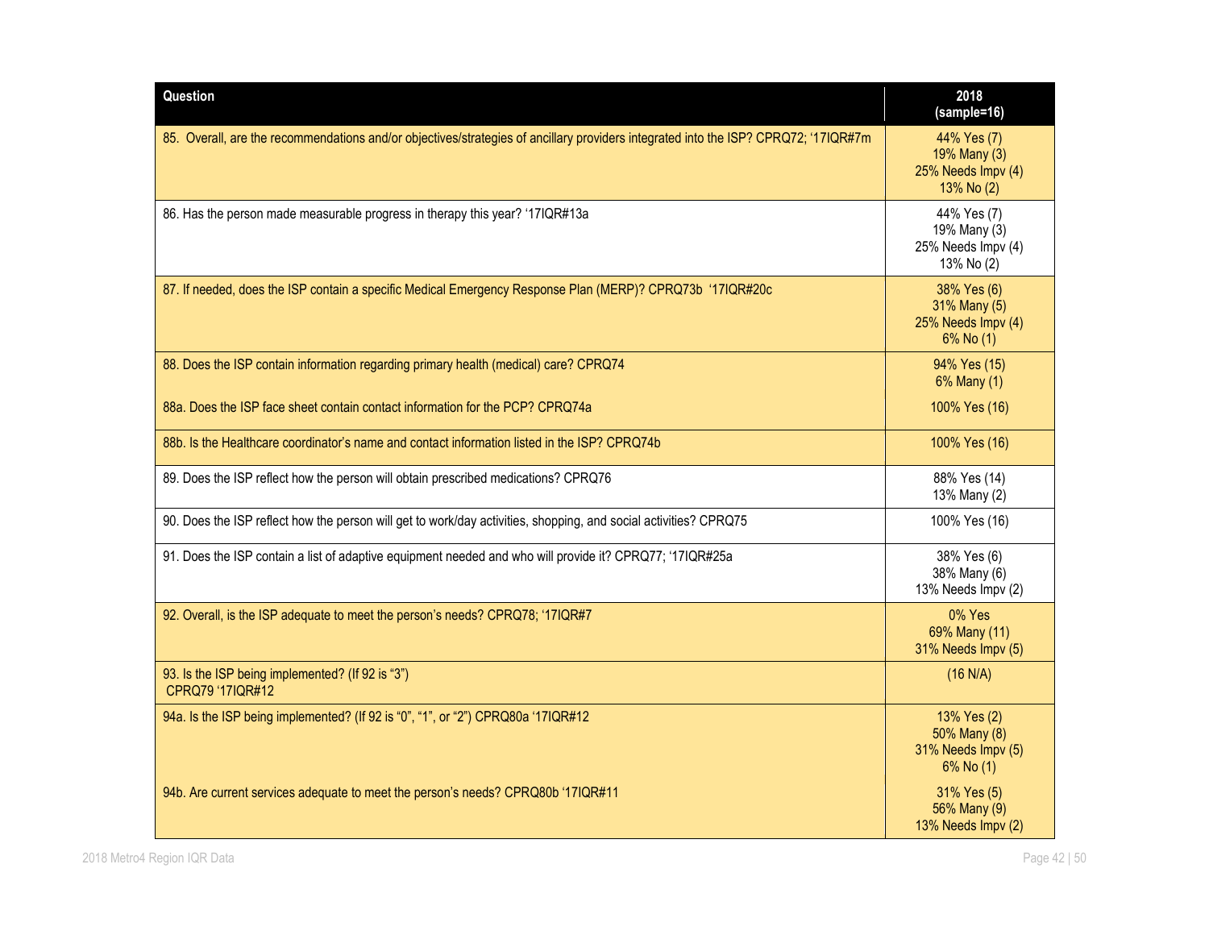| Question | 2018 (sample=16) |
|---|---|
| 85. Overall, are the recommendations and/or objectives/strategies of ancillary providers integrated into the ISP? CPRQ72; '17IQR#7m | 44% Yes (7)<br>19% Many (3)<br>25% Needs Impv (4)<br>13% No (2) |
| 86. Has the person made measurable progress in therapy this year? '17IQR#13a | 44% Yes (7)<br>19% Many (3)<br>25% Needs Impv (4)<br>13% No (2) |
| 87. If needed, does the ISP contain a specific Medical Emergency Response Plan (MERP)? CPRQ73b '17IQR#20c | 38% Yes (6)<br>31% Many (5)<br>25% Needs Impv (4)<br>6% No (1) |
| 88. Does the ISP contain information regarding primary health (medical) care? CPRQ74 | 94% Yes (15)<br>6% Many (1) |
| 88a. Does the ISP face sheet contain contact information for the PCP? CPRQ74a | 100% Yes (16) |
| 88b. Is the Healthcare coordinator's name and contact information listed in the ISP? CPRQ74b | 100% Yes (16) |
| 89. Does the ISP reflect how the person will obtain prescribed medications? CPRQ76 | 88% Yes (14)<br>13% Many (2) |
| 90. Does the ISP reflect how the person will get to work/day activities, shopping, and social activities? CPRQ75 | 100% Yes (16) |
| 91. Does the ISP contain a list of adaptive equipment needed and who will provide it? CPRQ77; '17IQR#25a | 38% Yes (6)<br>38% Many (6)<br>13% Needs Impv (2) |
| 92. Overall, is the ISP adequate to meet the person's needs? CPRQ78; '17IQR#7 | 0% Yes<br>69% Many (11)<br>31% Needs Impv (5) |
| 93. Is the ISP being implemented? (If 92 is "3") CPRQ79 '17IQR#12 | (16 N/A) |
| 94a. Is the ISP being implemented? (If 92 is "0", "1", or "2") CPRQ80a '17IQR#12 | 13% Yes (2)<br>50% Many (8)<br>31% Needs Impv (5)<br>6% No (1) |
| 94b. Are current services adequate to meet the person's needs? CPRQ80b '17IQR#11 | 31% Yes (5)<br>56% Many (9)<br>13% Needs Impv (2) |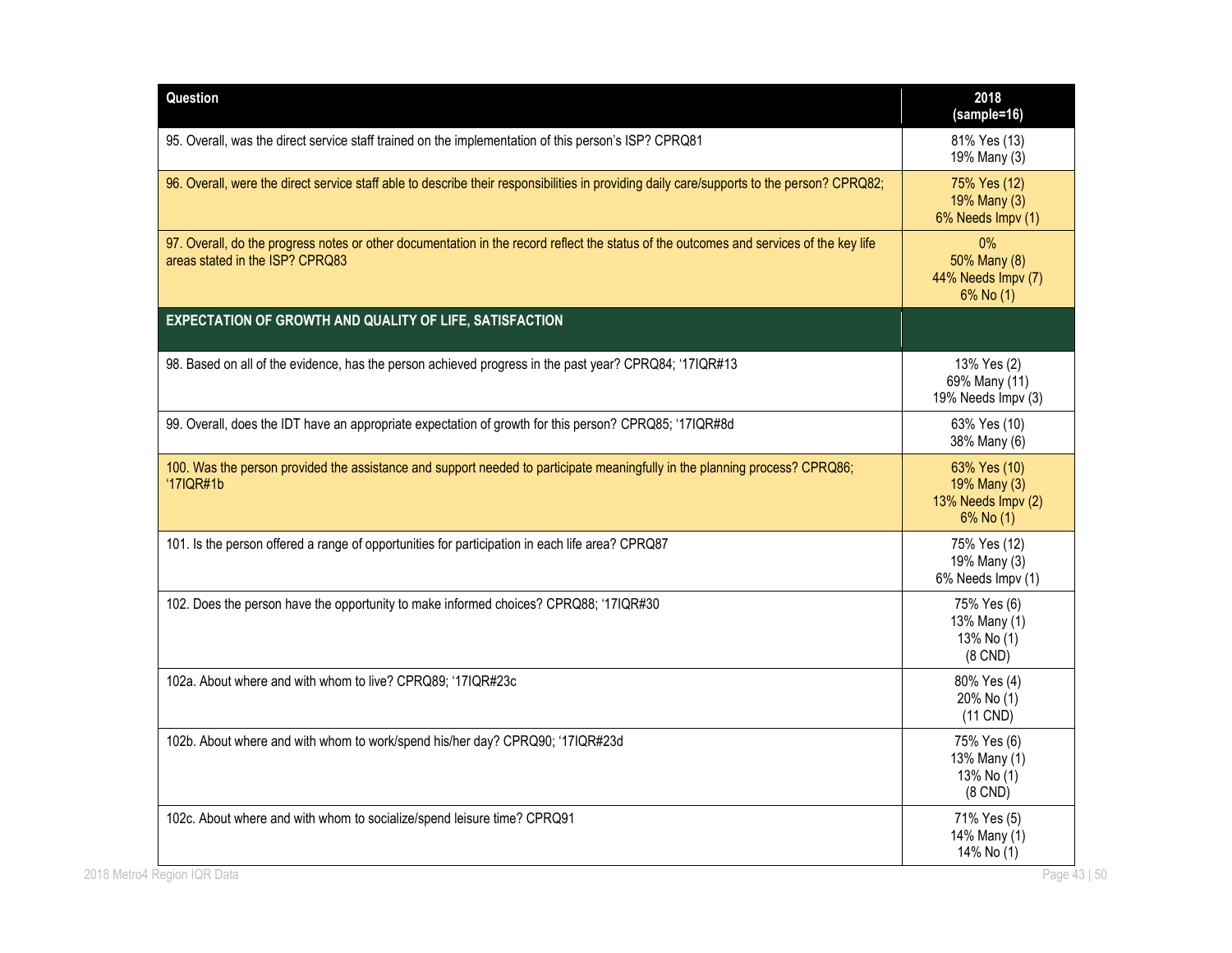| Question | 2018 (sample=16) |
|---|---|
| 95. Overall, was the direct service staff trained on the implementation of this person's ISP? CPRQ81 | 81% Yes (13)<br>19% Many (3) |
| 96. Overall, were the direct service staff able to describe their responsibilities in providing daily care/supports to the person? CPRQ82; | 75% Yes (12)<br>19% Many (3)<br>6% Needs Impv (1) |
| 97. Overall, do the progress notes or other documentation in the record reflect the status of the outcomes and services of the key life areas stated in the ISP? CPRQ83 | 0%<br>50% Many (8)<br>44% Needs Impv (7)<br>6% No (1) |
| **EXPECTATION OF GROWTH AND QUALITY OF LIFE, SATISFACTION** | |
| 98. Based on all of the evidence, has the person achieved progress in the past year? CPRQ84; '17IQR#13 | 13% Yes (2)<br>69% Many (11)<br>19% Needs Impv (3) |
| 99. Overall, does the IDT have an appropriate expectation of growth for this person? CPRQ85; '17IQR#8d | 63% Yes (10)<br>38% Many (6) |
| 100. Was the person provided the assistance and support needed to participate meaningfully in the planning process? CPRQ86; '17IQR#1b | 63% Yes (10)<br>19% Many (3)<br>13% Needs Impv (2)<br>6% No (1) |
| 101. Is the person offered a range of opportunities for participation in each life area? CPRQ87 | 75% Yes (12)<br>19% Many (3)<br>6% Needs Impv (1) |
| 102. Does the person have the opportunity to make informed choices? CPRQ88; '17IQR#30 | 75% Yes (6)<br>13% Many (1)<br>13% No (1)<br>(8 CND) |
| 102a. About where and with whom to live? CPRQ89; '17IQR#23c | 80% Yes (4)<br>20% No (1)<br>(11 CND) |
| 102b. About where and with whom to work/spend his/her day? CPRQ90; '17IQR#23d | 75% Yes (6)<br>13% Many (1)<br>13% No (1)<br>(8 CND) |
| 102c. About where and with whom to socialize/spend leisure time? CPRQ91 | 71% Yes (5)<br>14% Many (1)<br>14% No (1) |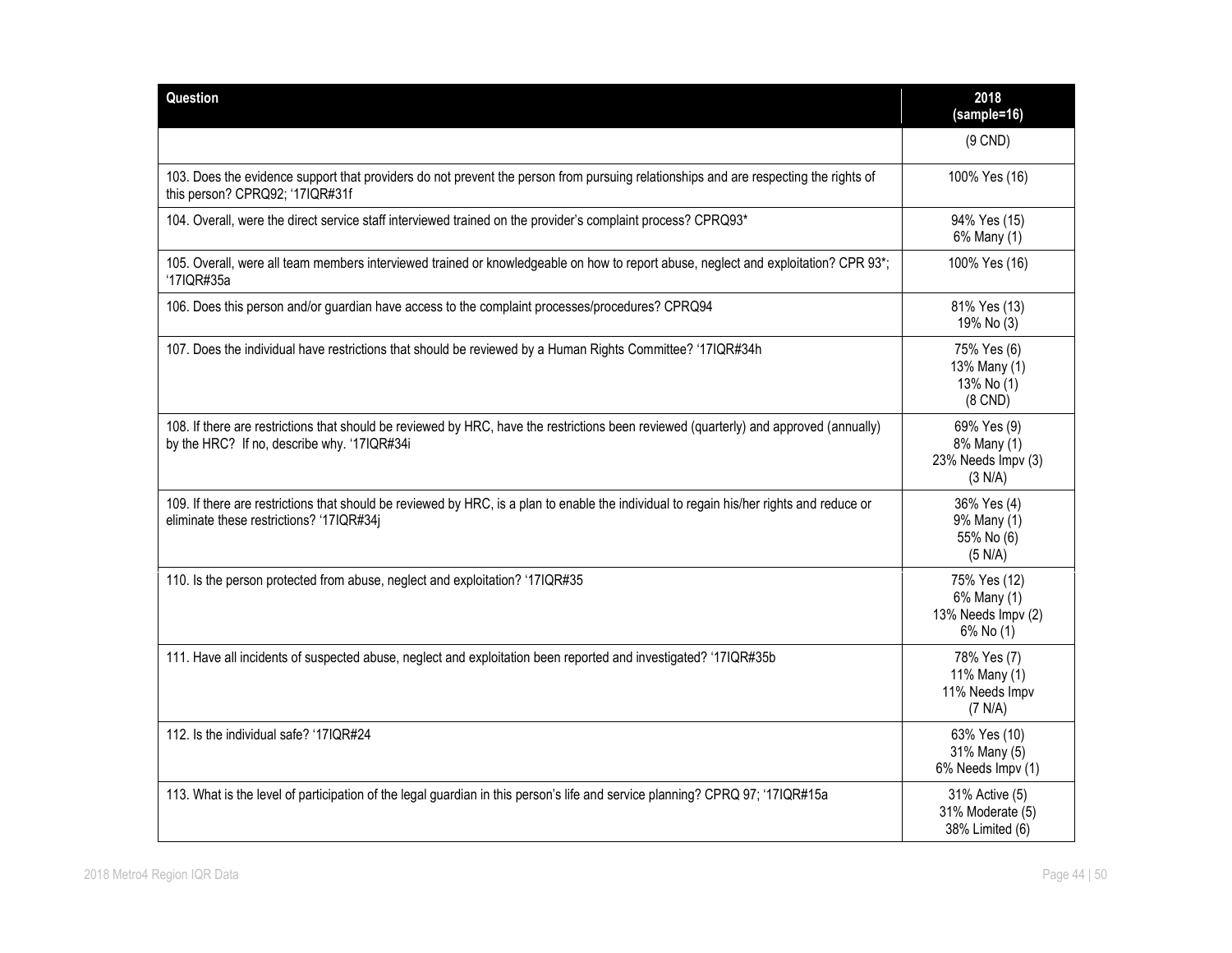| Question | 2018 (sample=16) |
|---|---|
| | (9 CND) |
| 103. Does the evidence support that providers do not prevent the person from pursuing relationships and are respecting the rights of this person? CPRQ92; '17IQR#31f | 100% Yes (16) |
| 104. Overall, were the direct service staff interviewed trained on the provider's complaint process? CPRQ93* | 94% Yes (15)<br>6% Many (1) |
| 105. Overall, were all team members interviewed trained or knowledgeable on how to report abuse, neglect and exploitation? CPR 93*; '17IQR#35a | 100% Yes (16) |
| 106. Does this person and/or guardian have access to the complaint processes/procedures? CPRQ94 | 81% Yes (13)<br>19% No (3) |
| 107. Does the individual have restrictions that should be reviewed by a Human Rights Committee? '17IQR#34h | 75% Yes (6)<br>13% Many (1)<br>13% No (1)<br>(8 CND) |
| 108. If there are restrictions that should be reviewed by HRC, have the restrictions been reviewed (quarterly) and approved (annually) by the HRC? If no, describe why. '17IQR#34i | 69% Yes (9)<br>8% Many (1)<br>23% Needs Impv (3)<br>(3 N/A) |
| 109. If there are restrictions that should be reviewed by HRC, is a plan to enable the individual to regain his/her rights and reduce or eliminate these restrictions? '17IQR#34j | 36% Yes (4)<br>9% Many (1)<br>55% No (6)<br>(5 N/A) |
| 110. Is the person protected from abuse, neglect and exploitation? '17IQR#35 | 75% Yes (12)<br>6% Many (1)<br>13% Needs Impv (2)<br>6% No (1) |
| 111. Have all incidents of suspected abuse, neglect and exploitation been reported and investigated? '17IQR#35b | 78% Yes (7)<br>11% Many (1)<br>11% Needs Impv<br>(7 N/A) |
| 112. Is the individual safe? '17IQR#24 | 63% Yes (10)<br>31% Many (5)<br>6% Needs Impv (1) |
| 113. What is the level of participation of the legal guardian in this person's life and service planning? CPRQ 97; '17IQR#15a | 31% Active (5)<br>31% Moderate (5)<br>38% Limited (6) |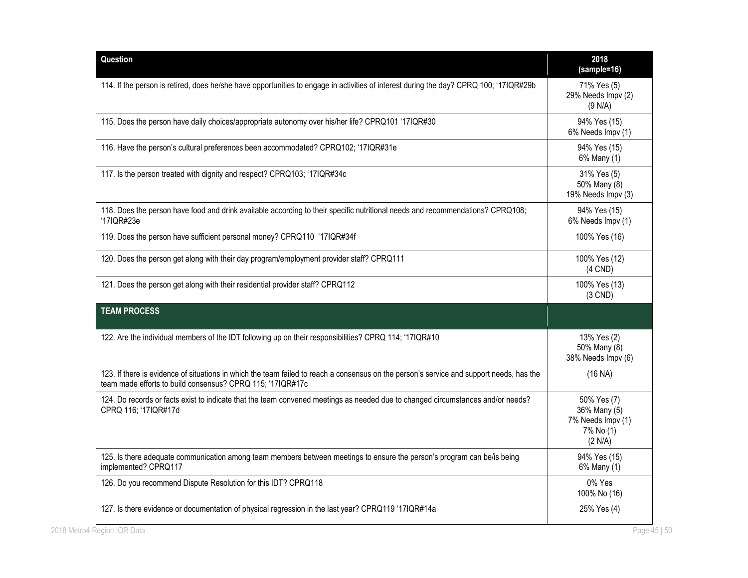| Question | 2018 (sample=16) |
|---|---|
| 114. If the person is retired, does he/she have opportunities to engage in activities of interest during the day? CPRQ 100; '17IQR#29b | 71% Yes (5)<br>29% Needs Impv (2)<br>(9 N/A) |
| 115. Does the person have daily choices/appropriate autonomy over his/her life? CPRQ101 '17IQR#30 | 94% Yes (15)<br>6% Needs Impv (1) |
| 116. Have the person's cultural preferences been accommodated? CPRQ102; '17IQR#31e | 94% Yes (15)<br>6% Many (1) |
| 117. Is the person treated with dignity and respect? CPRQ103; '17IQR#34c | 31% Yes (5)<br>50% Many (8)<br>19% Needs Impv (3) |
| 118. Does the person have food and drink available according to their specific nutritional needs and recommendations? CPRQ108; '17IQR#23e | 94% Yes (15)<br>6% Needs Impv (1) |
| 119. Does the person have sufficient personal money? CPRQ110 '17IQR#34f | 100% Yes (16) |
| 120. Does the person get along with their day program/employment provider staff? CPRQ111 | 100% Yes (12)<br>(4 CND) |
| 121. Does the person get along with their residential provider staff? CPRQ112 | 100% Yes (13)<br>(3 CND) |
| **TEAM PROCESS** | |
| 122. Are the individual members of the IDT following up on their responsibilities? CPRQ 114; '17IQR#10 | 13% Yes (2)<br>50% Many (8)<br>38% Needs Impv (6) |
| 123. If there is evidence of situations in which the team failed to reach a consensus on the person's service and support needs, has the team made efforts to build consensus? CPRQ 115; '17IQR#17c | (16 NA) |
| 124. Do records or facts exist to indicate that the team convened meetings as needed due to changed circumstances and/or needs? CPRQ 116; '17IQR#17d | 50% Yes (7)<br>36% Many (5)<br>7% Needs Impv (1)<br>7% No (1)<br>(2 N/A) |
| 125. Is there adequate communication among team members between meetings to ensure the person's program can be/is being implemented? CPRQ117 | 94% Yes (15)<br>6% Many (1) |
| 126. Do you recommend Dispute Resolution for this IDT? CPRQ118 | 0% Yes<br>100% No (16) |
| 127. Is there evidence or documentation of physical regression in the last year? CPRQ119 '17IQR#14a | 25% Yes (4) |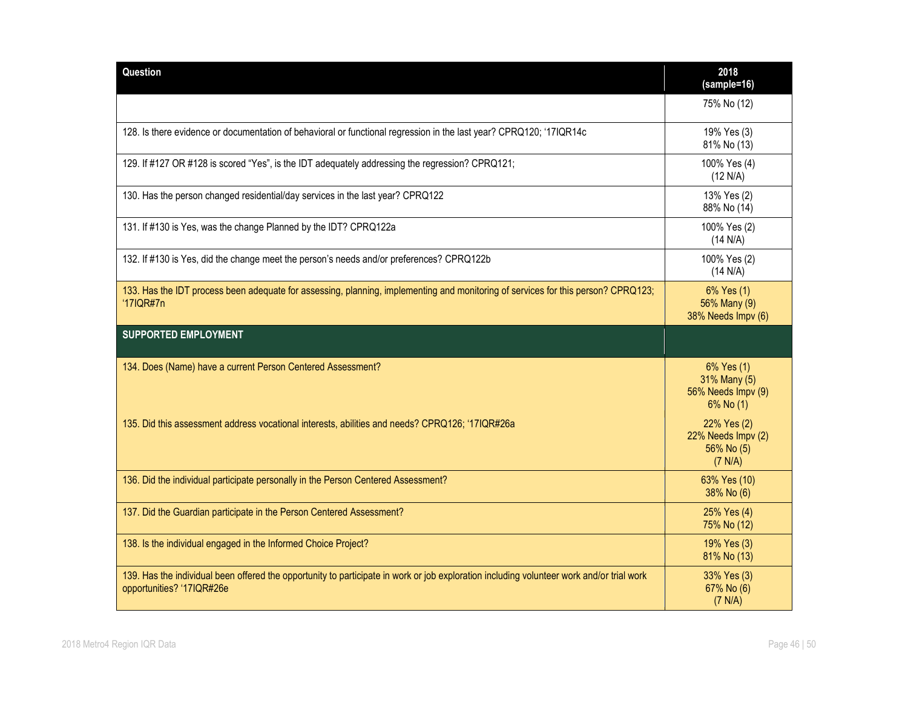| Question | 2018 (sample=16) |
| --- | --- |
| | 75% No (12) |
| 128. Is there evidence or documentation of behavioral or functional regression in the last year? CPRQ120; '17IQR14c | 19% Yes (3)<br>81% No (13) |
| 129. If #127 OR #128 is scored "Yes", is the IDT adequately addressing the regression? CPRQ121; | 100% Yes (4)<br>(12 N/A) |
| 130. Has the person changed residential/day services in the last year? CPRQ122 | 13% Yes (2)<br>88% No (14) |
| 131. If #130 is Yes, was the change Planned by the IDT? CPRQ122a | 100% Yes (2)<br>(14 N/A) |
| 132. If #130 is Yes, did the change meet the person's needs and/or preferences? CPRQ122b | 100% Yes (2)<br>(14 N/A) |
| 133. Has the IDT process been adequate for assessing, planning, implementing and monitoring of services for this person? CPRQ123; '17IQR#7n | 6% Yes (1)<br>56% Many (9)<br>38% Needs Impv (6) |
| **SUPPORTED EMPLOYMENT** | |
| 134. Does (Name) have a current Person Centered Assessment? | 6% Yes (1)<br>31% Many (5)<br>56% Needs Impv (9)<br>6% No (1) |
| 135. Did this assessment address vocational interests, abilities and needs? CPRQ126; '17IQR#26a | 22% Yes (2)<br>22% Needs Impv (2)<br>56% No (5)<br>(7 N/A) |
| 136. Did the individual participate personally in the Person Centered Assessment? | 63% Yes (10)<br>38% No (6) |
| 137. Did the Guardian participate in the Person Centered Assessment? | 25% Yes (4)<br>75% No (12) |
| 138. Is the individual engaged in the Informed Choice Project? | 19% Yes (3)<br>81% No (13) |
| 139. Has the individual been offered the opportunity to participate in work or job exploration including volunteer work and/or trial work opportunities? '17IQR#26e | 33% Yes (3)<br>67% No (6)<br>(7 N/A) |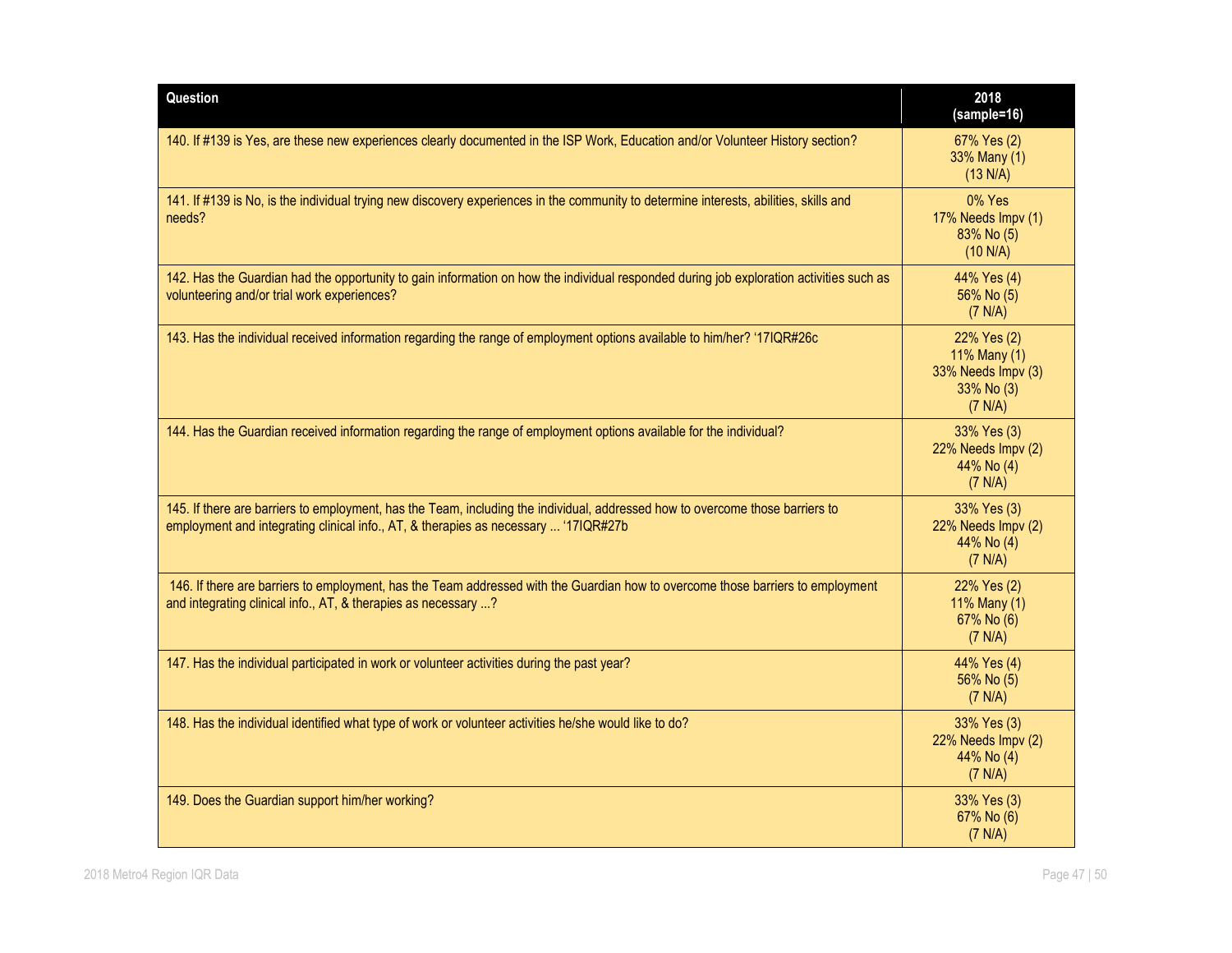| Question | 2018 (sample=16) |
|---|---|
| 140. If #139 is Yes, are these new experiences clearly documented in the ISP Work, Education and/or Volunteer History section? | 67% Yes (2)<br>33% Many (1)<br>(13 N/A) |
| 141. If #139 is No, is the individual trying new discovery experiences in the community to determine interests, abilities, skills and needs? | 0% Yes<br>17% Needs Impv (1)<br>83% No (5)<br>(10 N/A) |
| 142. Has the Guardian had the opportunity to gain information on how the individual responded during job exploration activities such as volunteering and/or trial work experiences? | 44% Yes (4)<br>56% No (5)<br>(7 N/A) |
| 143. Has the individual received information regarding the range of employment options available to him/her? '17IQR#26c | 22% Yes (2)<br>11% Many (1)<br>33% Needs Impv (3)<br>33% No (3)<br>(7 N/A) |
| 144. Has the Guardian received information regarding the range of employment options available for the individual? | 33% Yes (3)<br>22% Needs Impv (2)<br>44% No (4)<br>(7 N/A) |
| 145. If there are barriers to employment, has the Team, including the individual, addressed how to overcome those barriers to employment and integrating clinical info., AT, & therapies as necessary ... '17IQR#27b | 33% Yes (3)<br>22% Needs Impv (2)<br>44% No (4)<br>(7 N/A) |
| 146. If there are barriers to employment, has the Team addressed with the Guardian how to overcome those barriers to employment and integrating clinical info., AT, & therapies as necessary ...? | 22% Yes (2)<br>11% Many (1)<br>67% No (6)<br>(7 N/A) |
| 147. Has the individual participated in work or volunteer activities during the past year? | 44% Yes (4)<br>56% No (5)<br>(7 N/A) |
| 148. Has the individual identified what type of work or volunteer activities he/she would like to do? | 33% Yes (3)<br>22% Needs Impv (2)<br>44% No (4)<br>(7 N/A) |
| 149. Does the Guardian support him/her working? | 33% Yes (3)<br>67% No (6)<br>(7 N/A) |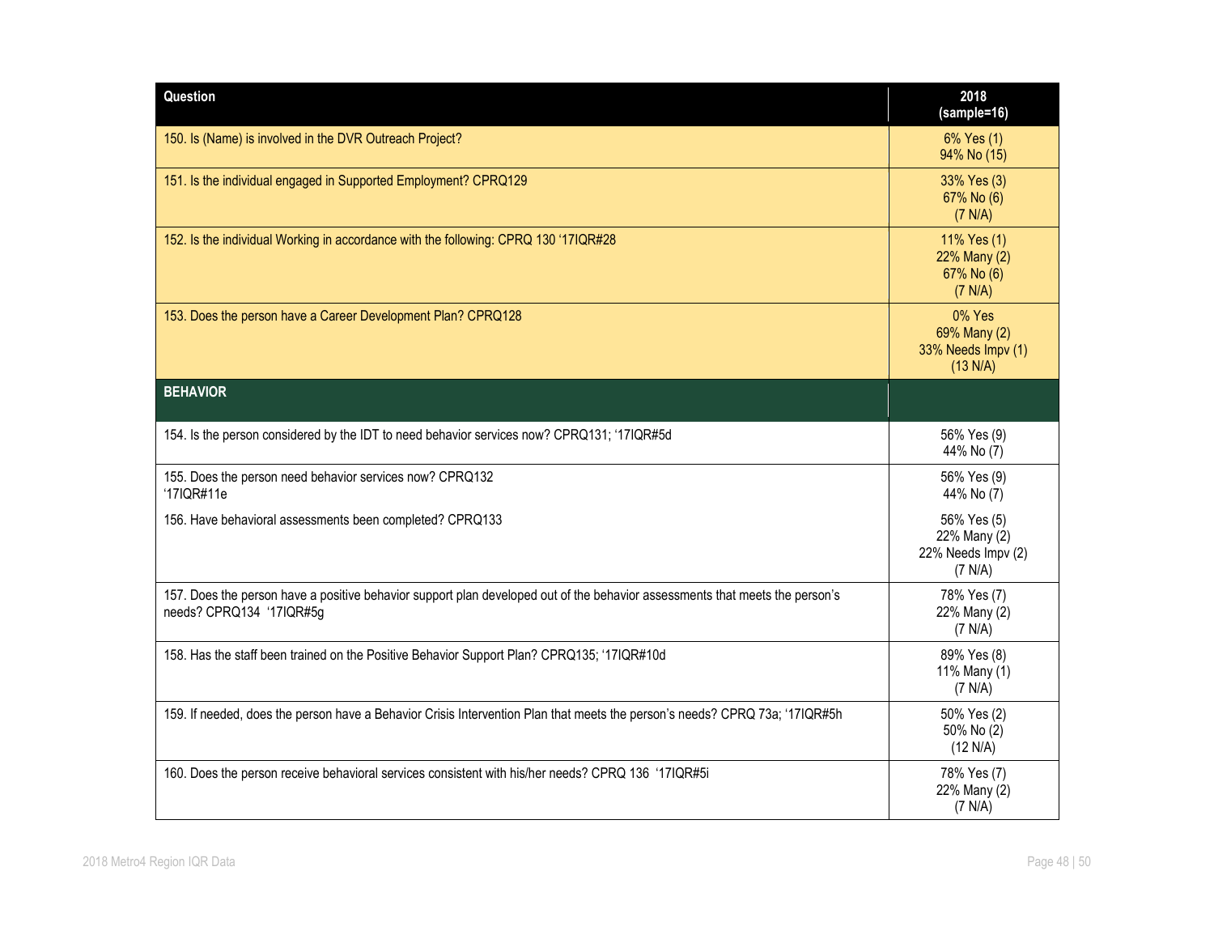| Question | 2018 (sample=16) |
|---|---|
| 150. Is (Name) is involved in the DVR Outreach Project? | 6% Yes (1)<br>94% No (15) |
| 151. Is the individual engaged in Supported Employment? CPRQ129 | 33% Yes (3)<br>67% No (6)<br>(7 N/A) |
| 152. Is the individual Working in accordance with the following: CPRQ 130 '17IQR#28 | 11% Yes (1)<br>22% Many (2)<br>67% No (6)<br>(7 N/A) |
| 153. Does the person have a Career Development Plan? CPRQ128 | 0% Yes<br>69% Many (2)<br>33% Needs Impv (1)<br>(13 N/A) |
| **BEHAVIOR** | |
| 154. Is the person considered by the IDT to need behavior services now? CPRQ131; '17IQR#5d | 56% Yes (9)<br>44% No (7) |
| 155. Does the person need behavior services now? CPRQ132 '17IQR#11e | 56% Yes (9)<br>44% No (7) |
| 156. Have behavioral assessments been completed? CPRQ133 | 56% Yes (5)<br>22% Many (2)<br>22% Needs Impv (2)<br>(7 N/A) |
| 157. Does the person have a positive behavior support plan developed out of the behavior assessments that meets the person's needs? CPRQ134 '17IQR#5g | 78% Yes (7)<br>22% Many (2)<br>(7 N/A) |
| 158. Has the staff been trained on the Positive Behavior Support Plan? CPRQ135; '17IQR#10d | 89% Yes (8)<br>11% Many (1)<br>(7 N/A) |
| 159. If needed, does the person have a Behavior Crisis Intervention Plan that meets the person's needs? CPRQ 73a; '17IQR#5h | 50% Yes (2)<br>50% No (2)<br>(12 N/A) |
| 160. Does the person receive behavioral services consistent with his/her needs? CPRQ 136 '17IQR#5i | 78% Yes (7)<br>22% Many (2)<br>(7 N/A) |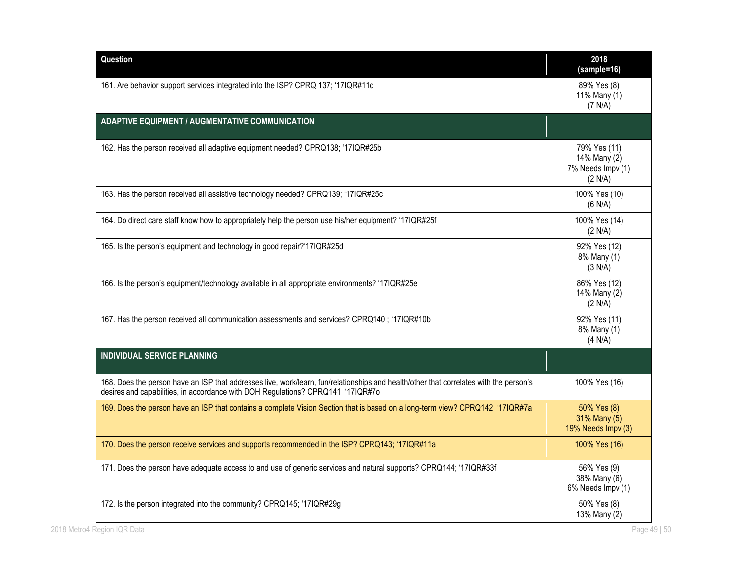| Question | 2018 (sample=16) |
|---|---|
| 161. Are behavior support services integrated into the ISP? CPRQ 137; '17IQR#11d | 89% Yes (8)<br>11% Many (1)<br>(7 N/A) |
| **ADAPTIVE EQUIPMENT / AUGMENTATIVE COMMUNICATION** | |
| 162. Has the person received all adaptive equipment needed? CPRQ138; '17IQR#25b | 79% Yes (11)<br>14% Many (2)<br>7% Needs Impv (1)<br>(2 N/A) |
| 163. Has the person received all assistive technology needed? CPRQ139; '17IQR#25c | 100% Yes (10)<br>(6 N/A) |
| 164. Do direct care staff know how to appropriately help the person use his/her equipment? '17IQR#25f | 100% Yes (14)<br>(2 N/A) |
| 165. Is the person's equipment and technology in good repair?'17IQR#25d | 92% Yes (12)<br>8% Many (1)<br>(3 N/A) |
| 166. Is the person's equipment/technology available in all appropriate environments? '17IQR#25e | 86% Yes (12)<br>14% Many (2)<br>(2 N/A) |
| 167. Has the person received all communication assessments and services? CPRQ140 ; '17IQR#10b | 92% Yes (11)<br>8% Many (1)<br>(4 N/A) |
| **INDIVIDUAL SERVICE PLANNING** | |
| 168. Does the person have an ISP that addresses live, work/learn, fun/relationships and health/other that correlates with the person's desires and capabilities, in accordance with DOH Regulations? CPRQ141 '17IQR#7o | 100% Yes (16) |
| 169. Does the person have an ISP that contains a complete Vision Section that is based on a long-term view? CPRQ142 '17IQR#7a | 50% Yes (8)<br>31% Many (5)<br>19% Needs Impv (3) |
| 170. Does the person receive services and supports recommended in the ISP? CPRQ143; '17IQR#11a | 100% Yes (16) |
| 171. Does the person have adequate access to and use of generic services and natural supports? CPRQ144; '17IQR#33f | 56% Yes (9)<br>38% Many (6)<br>6% Needs Impv (1) |
| 172. Is the person integrated into the community? CPRQ145; '17IQR#29g | 50% Yes (8)<br>13% Many (2) |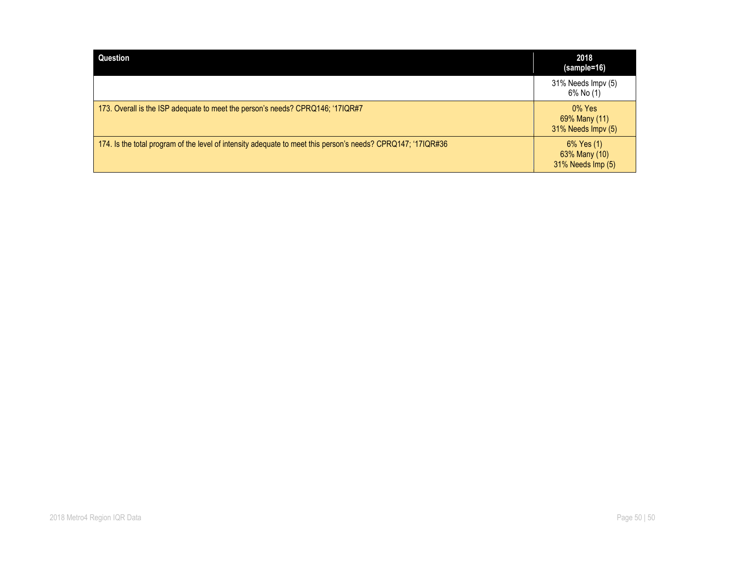| Question | 2018 (sample=16) |
|---|---|
| | 31% Needs Impv (5)<br>6% No (1) |
| 173. Overall is the ISP adequate to meet the person's needs? CPRQ146; '17IQR#7 | 0% Yes<br>69% Many (11)<br>31% Needs Impv (5) |
| 174. Is the total program of the level of intensity adequate to meet this person's needs? CPRQ147; '17IQR#36 | 6% Yes (1)<br>63% Many (10)<br>31% Needs Imp (5) |